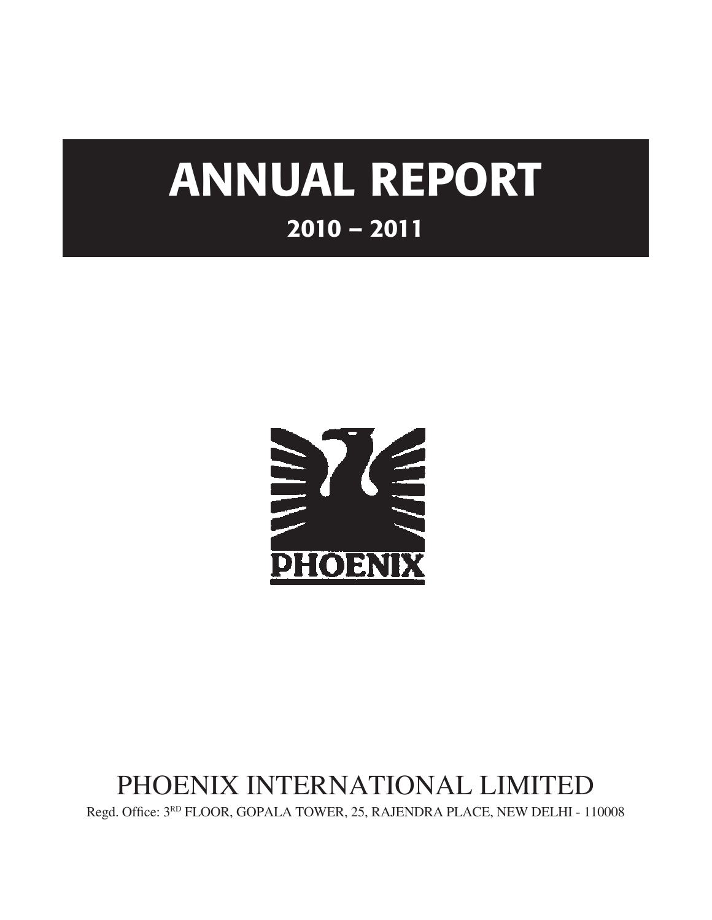# ANNUAL REPORT

## 2010 – 2011

PHOENIX

PHOENIX INTERNATIONAL LIMITED

Regd. Office: 3RD FLOOR, GOPALA TOWER, 25, RAJENDRA PLACE, NEW DELHI - 110008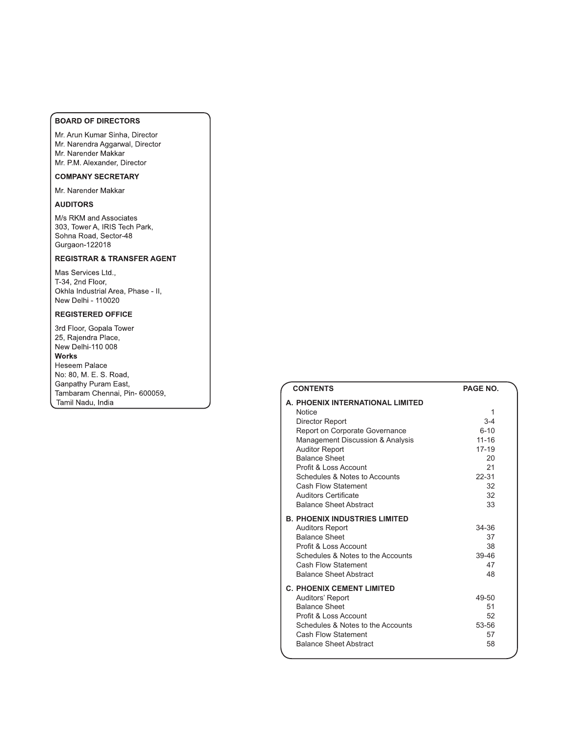## BOARD OF DIRECTORS

Mr. Arun Kumar Sinha, Director
Mr. Narendra Aggarwal, Director
Mr. Narender Makkar
Mr. P.M. Alexander, Director

## COMPANY SECRETARY

Mr. Narender Makkar

## AUDITORS

M/s RKM and Associates
303, Tower A, IRIS Tech Park,
Sohna Road, Sector-48
Gurgaon-122018

## REGISTRAR & TRANSFER AGENT

Mas Services Ltd.,
T-34, 2nd Floor,
Okhla Industrial Area, Phase - II,
New Delhi - 110020

## REGISTERED OFFICE

3rd Floor, Gopala Tower
25, Rajendra Place,
New Delhi-110 008

**Works**

Heseem Palace
No: 80, M. E. S. Road,
Ganpathy Puram East,
Tambaram Chennai, Pin- 600059,
Tamil Nadu, India

## CONTENTS

| CONTENTS | PAGE NO. |
|---|---|
| **A. PHOENIX INTERNATIONAL LIMITED** | |
| Notice | 1 |
| Director Report | 3-4 |
| Report on Corporate Governance | 6-10 |
| Management Discussion & Analysis | 11-16 |
| Auditor Report | 17-19 |
| Balance Sheet | 20 |
| Profit & Loss Account | 21 |
| Schedules & Notes to Accounts | 22-31 |
| Cash Flow Statement | 32 |
| Auditors Certificate | 32 |
| Balance Sheet Abstract | 33 |
| **B. PHOENIX INDUSTRIES LIMITED** | |
| Auditors Report | 34-36 |
| Balance Sheet | 37 |
| Profit & Loss Account | 38 |
| Schedules & Notes to the Accounts | 39-46 |
| Cash Flow Statement | 47 |
| Balance Sheet Abstract | 48 |
| **C. PHOENIX CEMENT LIMITED** | |
| Auditors' Report | 49-50 |
| Balance Sheet | 51 |
| Profit & Loss Account | 52 |
| Schedules & Notes to the Accounts | 53-56 |
| Cash Flow Statement | 57 |
| Balance Sheet Abstract | 58 |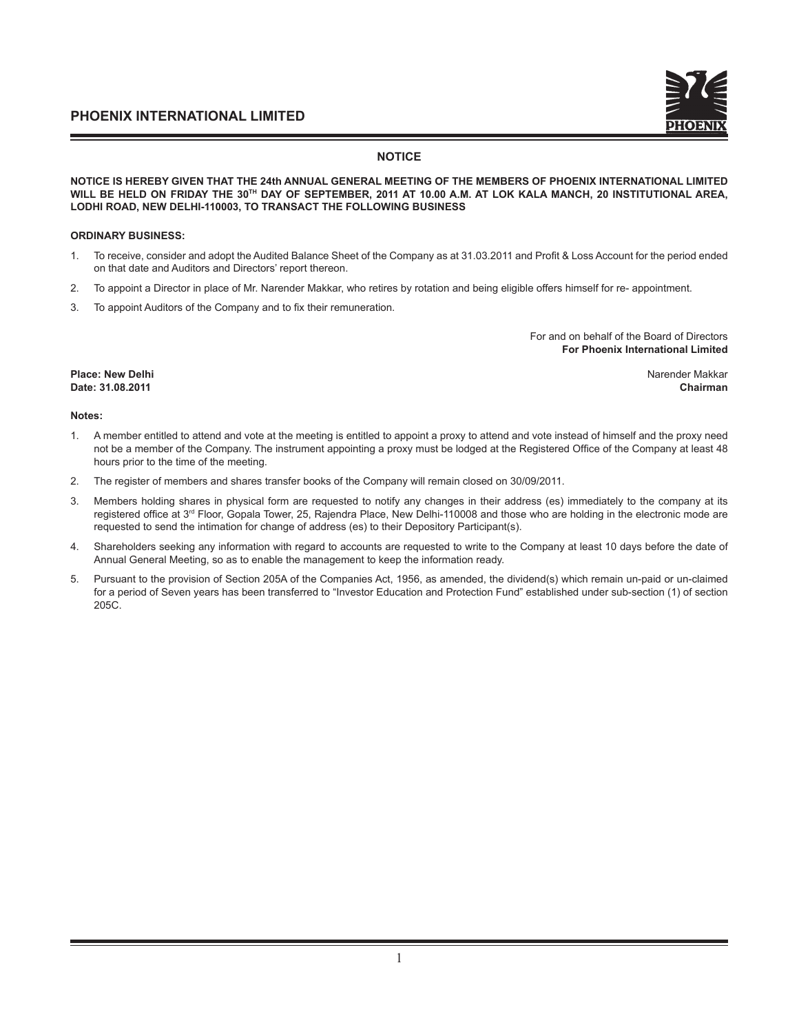# NOTICE

**NOTICE IS HEREBY GIVEN THAT THE 24th ANNUAL GENERAL MEETING OF THE MEMBERS OF PHOENIX INTERNATIONAL LIMITED WILL BE HELD ON FRIDAY THE 30TH DAY OF SEPTEMBER, 2011 AT 10.00 A.M. AT LOK KALA MANCH, 20 INSTITUTIONAL AREA, LODHI ROAD, NEW DELHI-110003, TO TRANSACT THE FOLLOWING BUSINESS**

**ORDINARY BUSINESS:**

1. To receive, consider and adopt the Audited Balance Sheet of the Company as at 31.03.2011 and Profit & Loss Account for the period ended on that date and Auditors and Directors' report thereon.
2. To appoint a Director in place of Mr. Narender Makkar, who retires by rotation and being eligible offers himself for re- appointment.
3. To appoint Auditors of the Company and to fix their remuneration.

For and on behalf of the Board of Directors
**For Phoenix International Limited**

**Place: New Delhi**
**Date: 31.08.2011**

Narender Makkar
**Chairman**

**Notes:**

1. A member entitled to attend and vote at the meeting is entitled to appoint a proxy to attend and vote instead of himself and the proxy need not be a member of the Company. The instrument appointing a proxy must be lodged at the Registered Office of the Company at least 48 hours prior to the time of the meeting.
2. The register of members and shares transfer books of the Company will remain closed on 30/09/2011.
3. Members holding shares in physical form are requested to notify any changes in their address (es) immediately to the company at its registered office at 3rd Floor, Gopala Tower, 25, Rajendra Place, New Delhi-110008 and those who are holding in the electronic mode are requested to send the intimation for change of address (es) to their Depository Participant(s).
4. Shareholders seeking any information with regard to accounts are requested to write to the Company at least 10 days before the date of Annual General Meeting, so as to enable the management to keep the information ready.
5. Pursuant to the provision of Section 205A of the Companies Act, 1956, as amended, the dividend(s) which remain un-paid or un-claimed for a period of Seven years has been transferred to "Investor Education and Protection Fund" established under sub-section (1) of section 205C.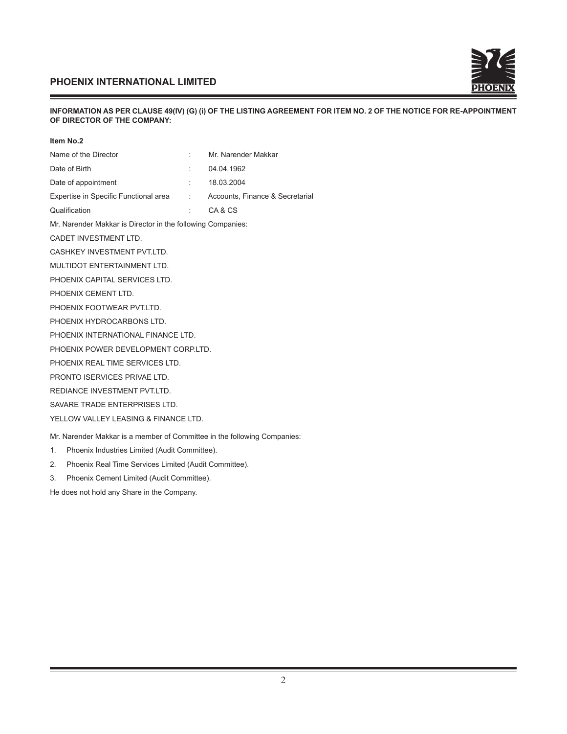**INFORMATION AS PER CLAUSE 49(IV) (G) (i) OF THE LISTING AGREEMENT FOR ITEM NO. 2 OF THE NOTICE FOR RE-APPOINTMENT OF DIRECTOR OF THE COMPANY:**

**Item No.2**

| | | |
|---|---|---|
| Name of the Director | : | Mr. Narender Makkar |
| Date of Birth | : | 04.04.1962 |
| Date of appointment | : | 18.03.2004 |
| Expertise in Specific Functional area | : | Accounts, Finance & Secretarial |
| Qualification | : | CA & CS |

Mr. Narender Makkar is Director in the following Companies:

CADET INVESTMENT LTD.

CASHKEY INVESTMENT PVT.LTD.

MULTIDOT ENTERTAINMENT LTD.

PHOENIX CAPITAL SERVICES LTD.

PHOENIX CEMENT LTD.

PHOENIX FOOTWEAR PVT.LTD.

PHOENIX HYDROCARBONS LTD.

PHOENIX INTERNATIONAL FINANCE LTD.

PHOENIX POWER DEVELOPMENT CORP.LTD.

PHOENIX REAL TIME SERVICES LTD.

PRONTO ISERVICES PRIVAE LTD.

REDIANCE INVESTMENT PVT.LTD.

SAVARE TRADE ENTERPRISES LTD.

YELLOW VALLEY LEASING & FINANCE LTD.

Mr. Narender Makkar is a member of Committee in the following Companies:

1. Phoenix Industries Limited (Audit Committee).
2. Phoenix Real Time Services Limited (Audit Committee).
3. Phoenix Cement Limited (Audit Committee).

He does not hold any Share in the Company.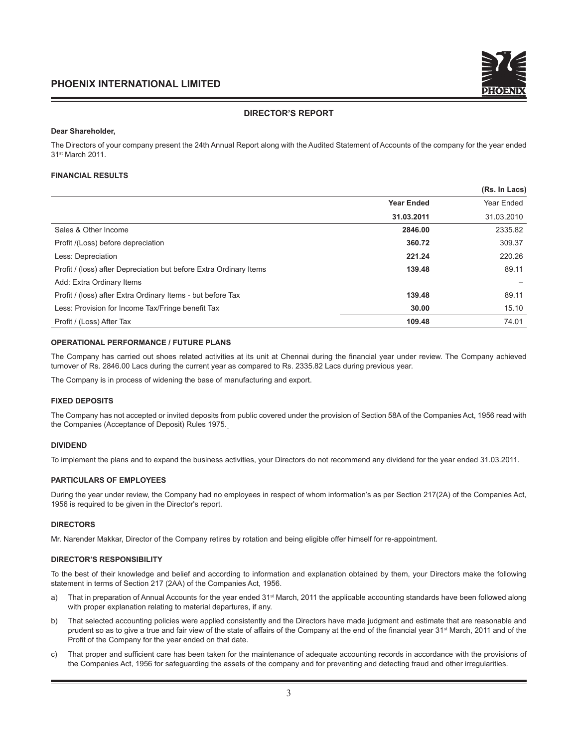## DIRECTOR'S REPORT

**Dear Shareholder,**

The Directors of your company present the 24th Annual Report along with the Audited Statement of Accounts of the company for the year ended 31st March 2011.

### FINANCIAL RESULTS

| | | (Rs. In Lacs) |
|---|---|---|
| | **Year Ended** | Year Ended |
| | **31.03.2011** | 31.03.2010 |
| Sales & Other Income | **2846.00** | 2335.82 |
| Profit /(Loss) before depreciation | **360.72** | 309.37 |
| Less: Depreciation | **221.24** | 220.26 |
| Profit / (loss) after Depreciation but before Extra Ordinary Items | **139.48** | 89.11 |
| Add: Extra Ordinary Items | | – |
| Profit / (loss) after Extra Ordinary Items - but before Tax | **139.48** | 89.11 |
| Less: Provision for Income Tax/Fringe benefit Tax | **30.00** | 15.10 |
| Profit / (Loss) After Tax | **109.48** | 74.01 |

### OPERATIONAL PERFORMANCE / FUTURE PLANS

The Company has carried out shoes related activities at its unit at Chennai during the financial year under review. The Company achieved turnover of Rs. 2846.00 Lacs during the current year as compared to Rs. 2335.82 Lacs during previous year.

The Company is in process of widening the base of manufacturing and export.

### FIXED DEPOSITS

The Company has not accepted or invited deposits from public covered under the provision of Section 58A of the Companies Act, 1956 read with the Companies (Acceptance of Deposit) Rules 1975.

### DIVIDEND

To implement the plans and to expand the business activities, your Directors do not recommend any dividend for the year ended 31.03.2011.

### PARTICULARS OF EMPLOYEES

During the year under review, the Company had no employees in respect of whom information's as per Section 217(2A) of the Companies Act, 1956 is required to be given in the Director's report.

### DIRECTORS

Mr. Narender Makkar, Director of the Company retires by rotation and being eligible offer himself for re-appointment.

### DIRECTOR'S RESPONSIBILITY

To the best of their knowledge and belief and according to information and explanation obtained by them, your Directors make the following statement in terms of Section 217 (2AA) of the Companies Act, 1956.

a) That in preparation of Annual Accounts for the year ended 31st March, 2011 the applicable accounting standards have been followed along with proper explanation relating to material departures, if any.

b) That selected accounting policies were applied consistently and the Directors have made judgment and estimate that are reasonable and prudent so as to give a true and fair view of the state of affairs of the Company at the end of the financial year 31st March, 2011 and of the Profit of the Company for the year ended on that date.

c) That proper and sufficient care has been taken for the maintenance of adequate accounting records in accordance with the provisions of the Companies Act, 1956 for safeguarding the assets of the company and for preventing and detecting fraud and other irregularities.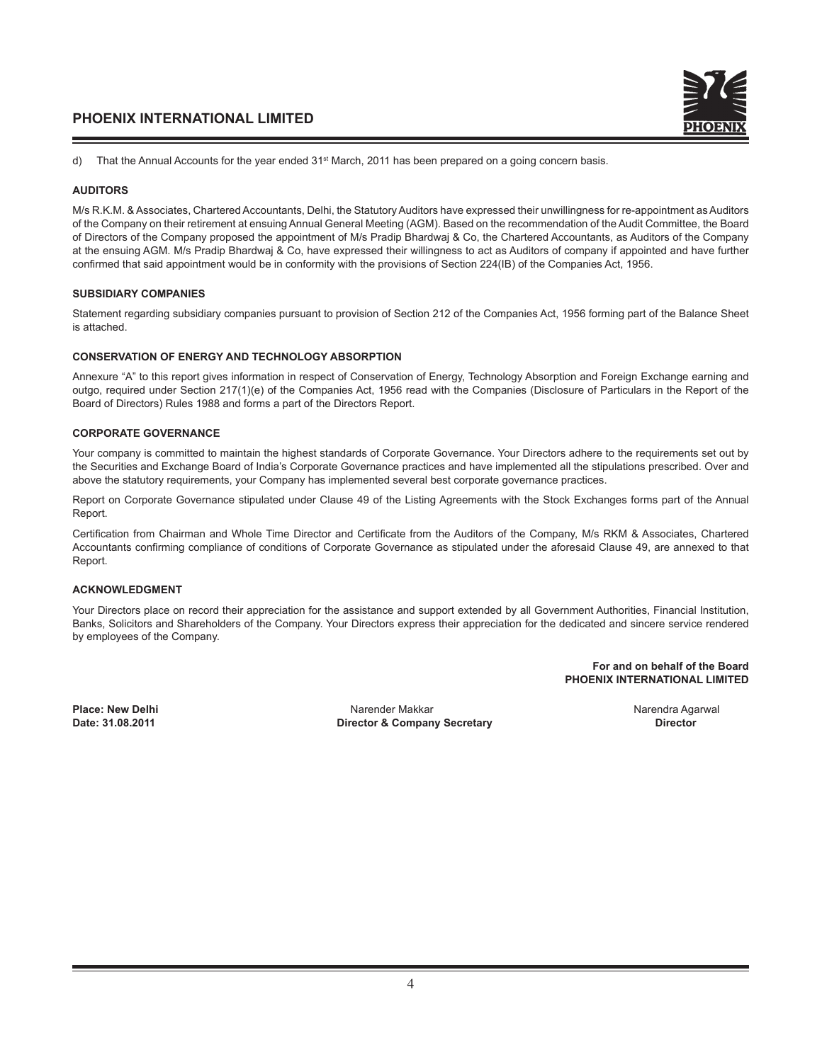d) That the Annual Accounts for the year ended 31st March, 2011 has been prepared on a going concern basis.

**AUDITORS**

M/s R.K.M. & Associates, Chartered Accountants, Delhi, the Statutory Auditors have expressed their unwillingness for re-appointment as Auditors of the Company on their retirement at ensuing Annual General Meeting (AGM). Based on the recommendation of the Audit Committee, the Board of Directors of the Company proposed the appointment of M/s Pradip Bhardwaj & Co, the Chartered Accountants, as Auditors of the Company at the ensuing AGM. M/s Pradip Bhardwaj & Co, have expressed their willingness to act as Auditors of company if appointed and have further confirmed that said appointment would be in conformity with the provisions of Section 224(IB) of the Companies Act, 1956.

**SUBSIDIARY COMPANIES**

Statement regarding subsidiary companies pursuant to provision of Section 212 of the Companies Act, 1956 forming part of the Balance Sheet is attached.

**CONSERVATION OF ENERGY AND TECHNOLOGY ABSORPTION**

Annexure "A" to this report gives information in respect of Conservation of Energy, Technology Absorption and Foreign Exchange earning and outgo, required under Section 217(1)(e) of the Companies Act, 1956 read with the Companies (Disclosure of Particulars in the Report of the Board of Directors) Rules 1988 and forms a part of the Directors Report.

**CORPORATE GOVERNANCE**

Your company is committed to maintain the highest standards of Corporate Governance. Your Directors adhere to the requirements set out by the Securities and Exchange Board of India's Corporate Governance practices and have implemented all the stipulations prescribed. Over and above the statutory requirements, your Company has implemented several best corporate governance practices.

Report on Corporate Governance stipulated under Clause 49 of the Listing Agreements with the Stock Exchanges forms part of the Annual Report.

Certification from Chairman and Whole Time Director and Certificate from the Auditors of the Company, M/s RKM & Associates, Chartered Accountants confirming compliance of conditions of Corporate Governance as stipulated under the aforesaid Clause 49, are annexed to that Report.

**ACKNOWLEDGMENT**

Your Directors place on record their appreciation for the assistance and support extended by all Government Authorities, Financial Institution, Banks, Solicitors and Shareholders of the Company. Your Directors express their appreciation for the dedicated and sincere service rendered by employees of the Company.

**For and on behalf of the Board**
**PHOENIX INTERNATIONAL LIMITED**

**Place: New Delhi**
**Date: 31.08.2011**

Narender Makkar
**Director & Company Secretary**

Narendra Agarwal
**Director**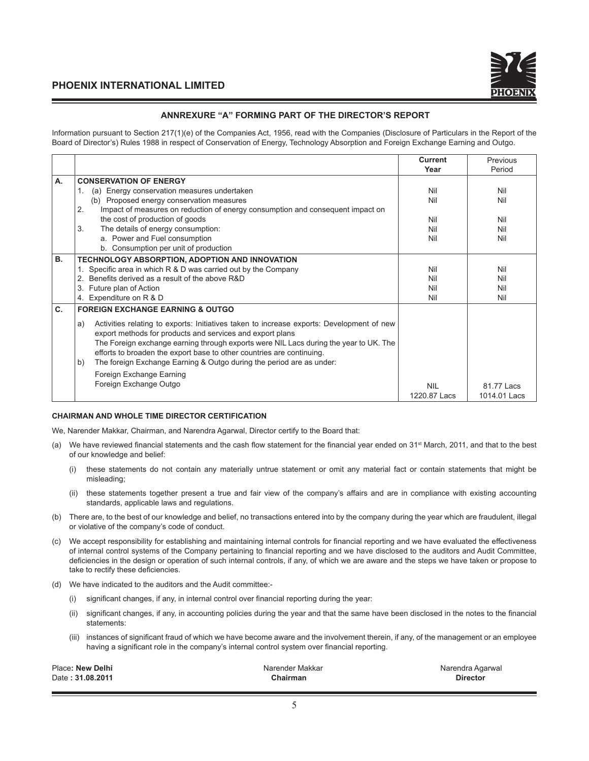## ANNREXURE "A" FORMING PART OF THE DIRECTOR'S REPORT

Information pursuant to Section 217(1)(e) of the Companies Act, 1956, read with the Companies (Disclosure of Particulars in the Report of the Board of Director's) Rules 1988 in respect of Conservation of Energy, Technology Absorption and Foreign Exchange Earning and Outgo.

| | | **Current Year** | Previous Period |
|---|---|---|---|
| **A.** | **CONSERVATION OF ENERGY** | | |
| | 1. (a) Energy conservation measures undertaken | Nil | Nil |
| | (b) Proposed energy conservation measures | Nil | Nil |
| | 2. Impact of measures on reduction of energy consumption and consequent impact on the cost of production of goods | Nil | Nil |
| | 3. The details of energy consumption: | Nil | Nil |
| | a. Power and Fuel consumption | Nil | Nil |
| | b. Consumption per unit of production | | |
| **B.** | **TECHNOLOGY ABSORPTION, ADOPTION AND INNOVATION** | | |
| | 1. Specific area in which R & D was carried out by the Company | Nil | Nil |
| | 2. Benefits derived as a result of the above R&D | Nil | Nil |
| | 3. Future plan of Action | Nil | Nil |
| | 4. Expenditure on R & D | Nil | Nil |
| **C.** | **FOREIGN EXCHANGE EARNING & OUTGO** | | |
| | a) Activities relating to exports: Initiatives taken to increase exports: Development of new export methods for products and services and export plans. The Foreign exchange earning through exports were NIL Lacs during the year to UK. The efforts to broaden the export base to other countries are continuing. | | |
| | b) The foreign Exchange Earning & Outgo during the period are as under: | | |
| | Foreign Exchange Earning | NIL | 81.77 Lacs |
| | Foreign Exchange Outgo | 1220.87 Lacs | 1014.01 Lacs |

#### CHAIRMAN AND WHOLE TIME DIRECTOR CERTIFICATION

We, Narender Makkar, Chairman, and Narendra Agarwal, Director certify to the Board that:

(a) We have reviewed financial statements and the cash flow statement for the financial year ended on 31st March, 2011, and that to the best of our knowledge and belief:

(i) these statements do not contain any materially untrue statement or omit any material fact or contain statements that might be misleading;

(ii) these statements together present a true and fair view of the company's affairs and are in compliance with existing accounting standards, applicable laws and regulations.

(b) There are, to the best of our knowledge and belief, no transactions entered into by the company during the year which are fraudulent, illegal or violative of the company's code of conduct.

(c) We accept responsibility for establishing and maintaining internal controls for financial reporting and we have evaluated the effectiveness of internal control systems of the Company pertaining to financial reporting and we have disclosed to the auditors and Audit Committee, deficiencies in the design or operation of such internal controls, if any, of which we are aware and the steps we have taken or propose to take to rectify these deficiencies.

(d) We have indicated to the auditors and the Audit committee:-

(i) significant changes, if any, in internal control over financial reporting during the year:

(ii) significant changes, if any, in accounting policies during the year and that the same have been disclosed in the notes to the financial statements:

(iii) instances of significant fraud of which we have become aware and the involvement therein, if any, of the management or an employee having a significant role in the company's internal control system over financial reporting.

Place**: New Delhi**
Date **: 31.08.2011**

Narender Makkar
**Chairman**

Narendra Agarwal
**Director**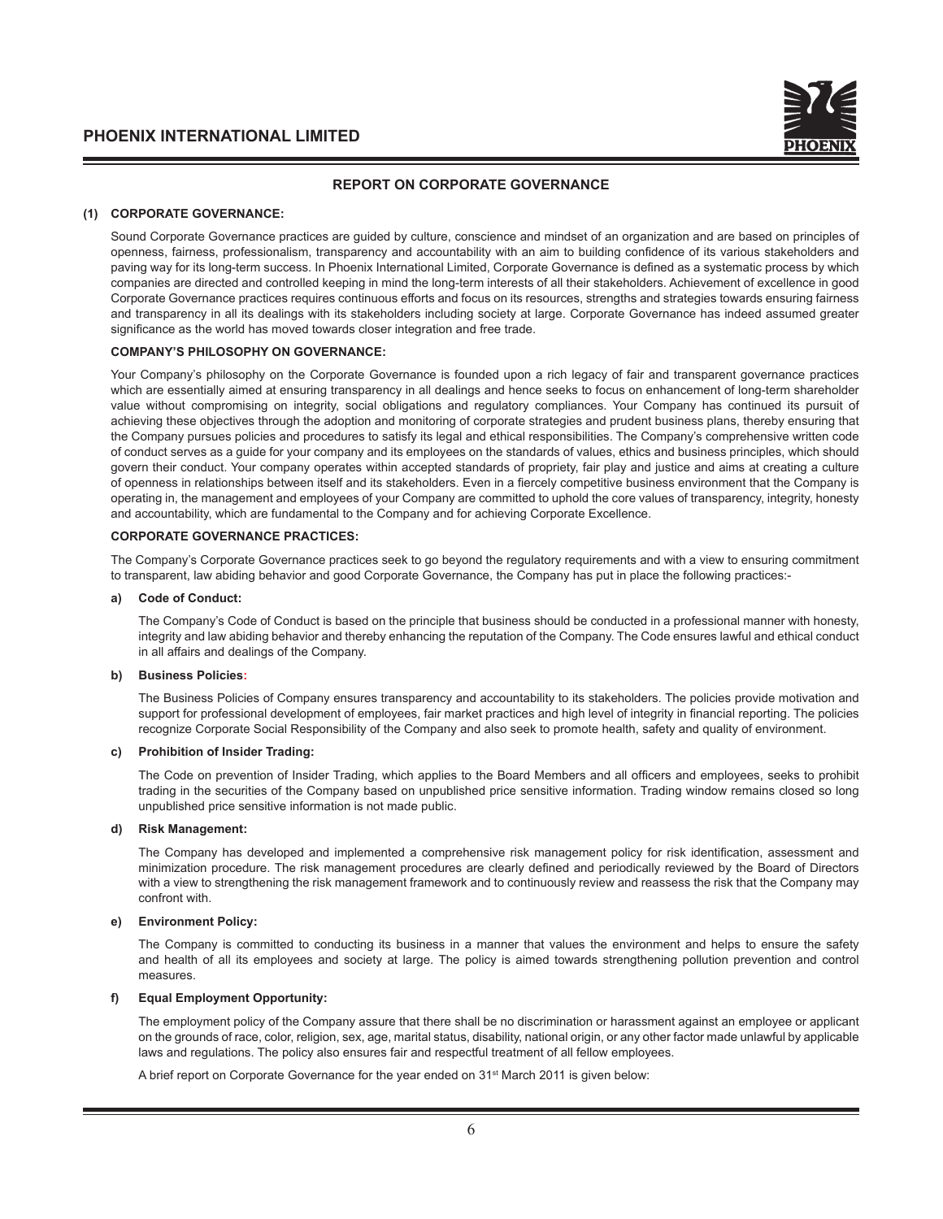## REPORT ON CORPORATE GOVERNANCE

### (1) CORPORATE GOVERNANCE:

Sound Corporate Governance practices are guided by culture, conscience and mindset of an organization and are based on principles of openness, fairness, professionalism, transparency and accountability with an aim to building confidence of its various stakeholders and paving way for its long-term success. In Phoenix International Limited, Corporate Governance is defined as a systematic process by which companies are directed and controlled keeping in mind the long-term interests of all their stakeholders. Achievement of excellence in good Corporate Governance practices requires continuous efforts and focus on its resources, strengths and strategies towards ensuring fairness and transparency in all its dealings with its stakeholders including society at large. Corporate Governance has indeed assumed greater significance as the world has moved towards closer integration and free trade.

**COMPANY'S PHILOSOPHY ON GOVERNANCE:**

Your Company's philosophy on the Corporate Governance is founded upon a rich legacy of fair and transparent governance practices which are essentially aimed at ensuring transparency in all dealings and hence seeks to focus on enhancement of long-term shareholder value without compromising on integrity, social obligations and regulatory compliances. Your Company has continued its pursuit of achieving these objectives through the adoption and monitoring of corporate strategies and prudent business plans, thereby ensuring that the Company pursues policies and procedures to satisfy its legal and ethical responsibilities. The Company's comprehensive written code of conduct serves as a guide for your company and its employees on the standards of values, ethics and business principles, which should govern their conduct. Your company operates within accepted standards of propriety, fair play and justice and aims at creating a culture of openness in relationships between itself and its stakeholders. Even in a fiercely competitive business environment that the Company is operating in, the management and employees of your Company are committed to uphold the core values of transparency, integrity, honesty and accountability, which are fundamental to the Company and for achieving Corporate Excellence.

**CORPORATE GOVERNANCE PRACTICES:**

The Company's Corporate Governance practices seek to go beyond the regulatory requirements and with a view to ensuring commitment to transparent, law abiding behavior and good Corporate Governance, the Company has put in place the following practices:-

**a) Code of Conduct:**

The Company's Code of Conduct is based on the principle that business should be conducted in a professional manner with honesty, integrity and law abiding behavior and thereby enhancing the reputation of the Company. The Code ensures lawful and ethical conduct in all affairs and dealings of the Company.

**b) Business Policies:**

The Business Policies of Company ensures transparency and accountability to its stakeholders. The policies provide motivation and support for professional development of employees, fair market practices and high level of integrity in financial reporting. The policies recognize Corporate Social Responsibility of the Company and also seek to promote health, safety and quality of environment.

**c) Prohibition of Insider Trading:**

The Code on prevention of Insider Trading, which applies to the Board Members and all officers and employees, seeks to prohibit trading in the securities of the Company based on unpublished price sensitive information. Trading window remains closed so long unpublished price sensitive information is not made public.

**d) Risk Management:**

The Company has developed and implemented a comprehensive risk management policy for risk identification, assessment and minimization procedure. The risk management procedures are clearly defined and periodically reviewed by the Board of Directors with a view to strengthening the risk management framework and to continuously review and reassess the risk that the Company may confront with.

**e) Environment Policy:**

The Company is committed to conducting its business in a manner that values the environment and helps to ensure the safety and health of all its employees and society at large. The policy is aimed towards strengthening pollution prevention and control measures.

**f) Equal Employment Opportunity:**

The employment policy of the Company assure that there shall be no discrimination or harassment against an employee or applicant on the grounds of race, color, religion, sex, age, marital status, disability, national origin, or any other factor made unlawful by applicable laws and regulations. The policy also ensures fair and respectful treatment of all fellow employees.

A brief report on Corporate Governance for the year ended on 31st March 2011 is given below: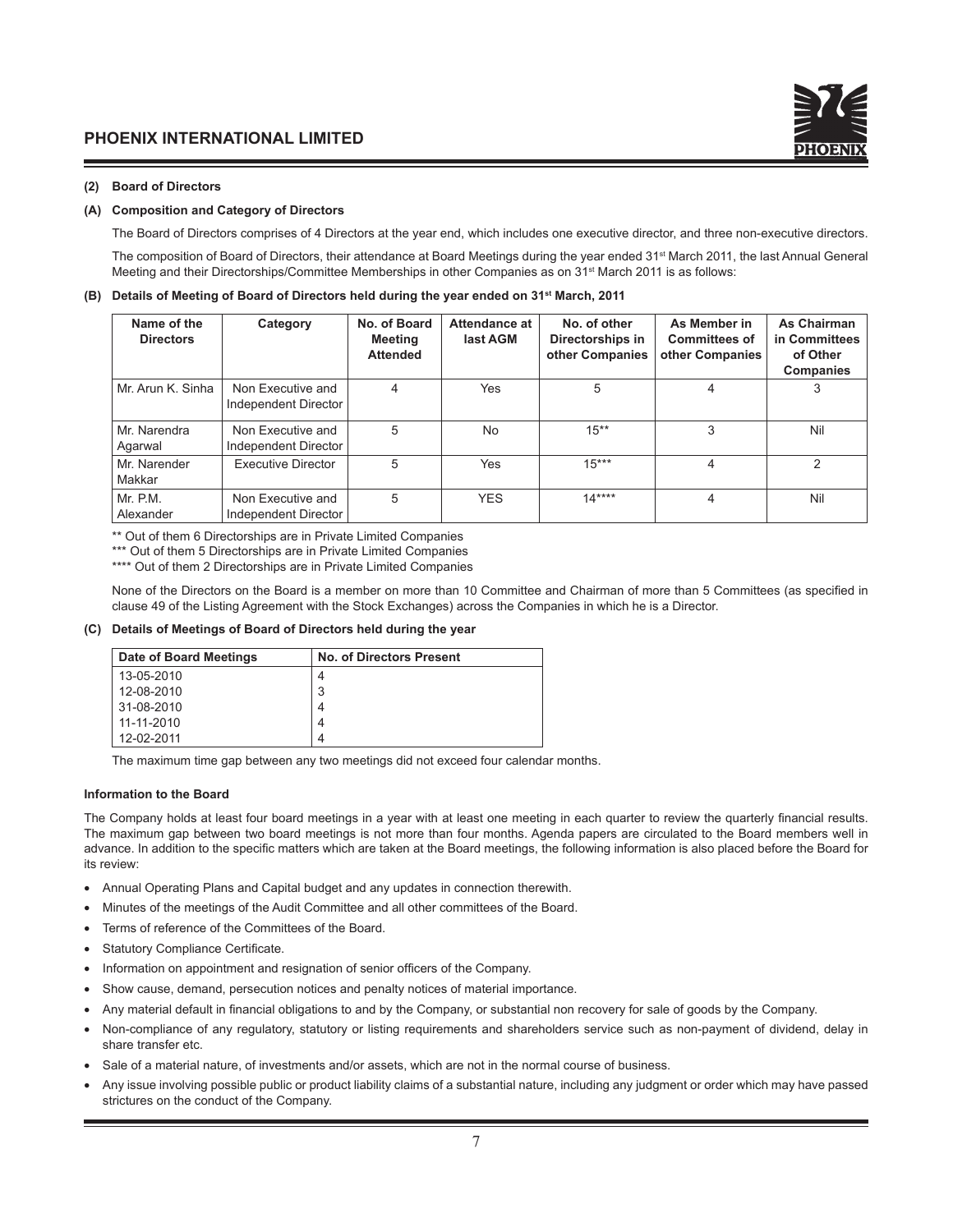## (2) Board of Directors

### (A) Composition and Category of Directors

The Board of Directors comprises of 4 Directors at the year end, which includes one executive director, and three non-executive directors.

The composition of Board of Directors, their attendance at Board Meetings during the year ended 31st March 2011, the last Annual General Meeting and their Directorships/Committee Memberships in other Companies as on 31st March 2011 is as follows:

### (B) Details of Meeting of Board of Directors held during the year ended on 31st March, 2011

| Name of the Directors | Category | No. of Board Meeting Attended | Attendance at last AGM | No. of other Directorships in other Companies | As Member in Committees of other Companies | As Chairman in Committees of Other Companies |
|---|---|---|---|---|---|---|
| Mr. Arun K. Sinha | Non Executive and Independent Director | 4 | Yes | 5 | 4 | 3 |
| Mr. Narendra Agarwal | Non Executive and Independent Director | 5 | No | 15** | 3 | Nil |
| Mr. Narender Makkar | Executive Director | 5 | Yes | 15*** | 4 | 2 |
| Mr. P.M. Alexander | Non Executive and Independent Director | 5 | YES | 14**** | 4 | Nil |

** Out of them 6 Directorships are in Private Limited Companies

*** Out of them 5 Directorships are in Private Limited Companies

**** Out of them 2 Directorships are in Private Limited Companies

None of the Directors on the Board is a member on more than 10 Committee and Chairman of more than 5 Committees (as specified in clause 49 of the Listing Agreement with the Stock Exchanges) across the Companies in which he is a Director.

### (C) Details of Meetings of Board of Directors held during the year

| Date of Board Meetings | No. of Directors Present |
|---|---|
| 13-05-2010 | 4 |
| 12-08-2010 | 3 |
| 31-08-2010 | 4 |
| 11-11-2010 | 4 |
| 12-02-2011 | 4 |

The maximum time gap between any two meetings did not exceed four calendar months.

#### Information to the Board

The Company holds at least four board meetings in a year with at least one meeting in each quarter to review the quarterly financial results. The maximum gap between two board meetings is not more than four months. Agenda papers are circulated to the Board members well in advance. In addition to the specific matters which are taken at the Board meetings, the following information is also placed before the Board for its review:

- Annual Operating Plans and Capital budget and any updates in connection therewith.
- Minutes of the meetings of the Audit Committee and all other committees of the Board.
- Terms of reference of the Committees of the Board.
- Statutory Compliance Certificate.
- Information on appointment and resignation of senior officers of the Company.
- Show cause, demand, persecution notices and penalty notices of material importance.
- Any material default in financial obligations to and by the Company, or substantial non recovery for sale of goods by the Company.
- Non-compliance of any regulatory, statutory or listing requirements and shareholders service such as non-payment of dividend, delay in share transfer etc.
- Sale of a material nature, of investments and/or assets, which are not in the normal course of business.
- Any issue involving possible public or product liability claims of a substantial nature, including any judgment or order which may have passed strictures on the conduct of the Company.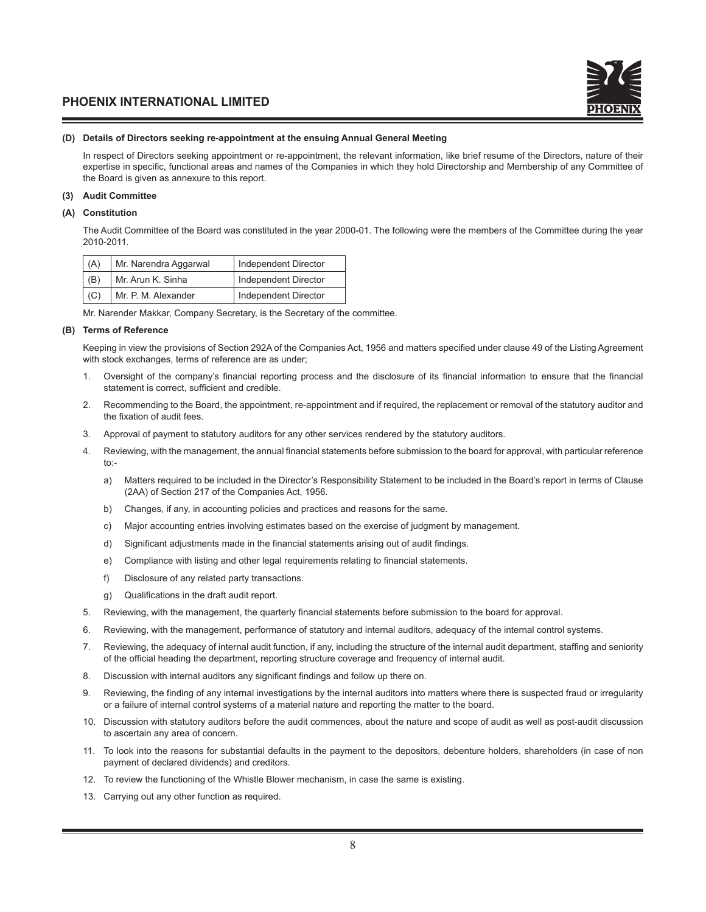#### (D) Details of Directors seeking re-appointment at the ensuing Annual General Meeting

In respect of Directors seeking appointment or re-appointment, the relevant information, like brief resume of the Directors, nature of their expertise in specific, functional areas and names of the Companies in which they hold Directorship and Membership of any Committee of the Board is given as annexure to this report.

### (3) Audit Committee

#### (A) Constitution

The Audit Committee of the Board was constituted in the year 2000-01. The following were the members of the Committee during the year 2010-2011.

| (A) | Mr. Narendra Aggarwal | Independent Director |
|---|---|---|
| (B) | Mr. Arun K. Sinha | Independent Director |
| (C) | Mr. P. M. Alexander | Independent Director |

Mr. Narender Makkar, Company Secretary, is the Secretary of the committee.

#### (B) Terms of Reference

Keeping in view the provisions of Section 292A of the Companies Act, 1956 and matters specified under clause 49 of the Listing Agreement with stock exchanges, terms of reference are as under;

1. Oversight of the company's financial reporting process and the disclosure of its financial information to ensure that the financial statement is correct, sufficient and credible.
2. Recommending to the Board, the appointment, re-appointment and if required, the replacement or removal of the statutory auditor and the fixation of audit fees.
3. Approval of payment to statutory auditors for any other services rendered by the statutory auditors.
4. Reviewing, with the management, the annual financial statements before submission to the board for approval, with particular reference to:-
   a) Matters required to be included in the Director's Responsibility Statement to be included in the Board's report in terms of Clause (2AA) of Section 217 of the Companies Act, 1956.
   b) Changes, if any, in accounting policies and practices and reasons for the same.
   c) Major accounting entries involving estimates based on the exercise of judgment by management.
   d) Significant adjustments made in the financial statements arising out of audit findings.
   e) Compliance with listing and other legal requirements relating to financial statements.
   f) Disclosure of any related party transactions.
   g) Qualifications in the draft audit report.
5. Reviewing, with the management, the quarterly financial statements before submission to the board for approval.
6. Reviewing, with the management, performance of statutory and internal auditors, adequacy of the internal control systems.
7. Reviewing, the adequacy of internal audit function, if any, including the structure of the internal audit department, staffing and seniority of the official heading the department, reporting structure coverage and frequency of internal audit.
8. Discussion with internal auditors any significant findings and follow up there on.
9. Reviewing, the finding of any internal investigations by the internal auditors into matters where there is suspected fraud or irregularity or a failure of internal control systems of a material nature and reporting the matter to the board.
10. Discussion with statutory auditors before the audit commences, about the nature and scope of audit as well as post-audit discussion to ascertain any area of concern.
11. To look into the reasons for substantial defaults in the payment to the depositors, debenture holders, shareholders (in case of non payment of declared dividends) and creditors.
12. To review the functioning of the Whistle Blower mechanism, in case the same is existing.
13. Carrying out any other function as required.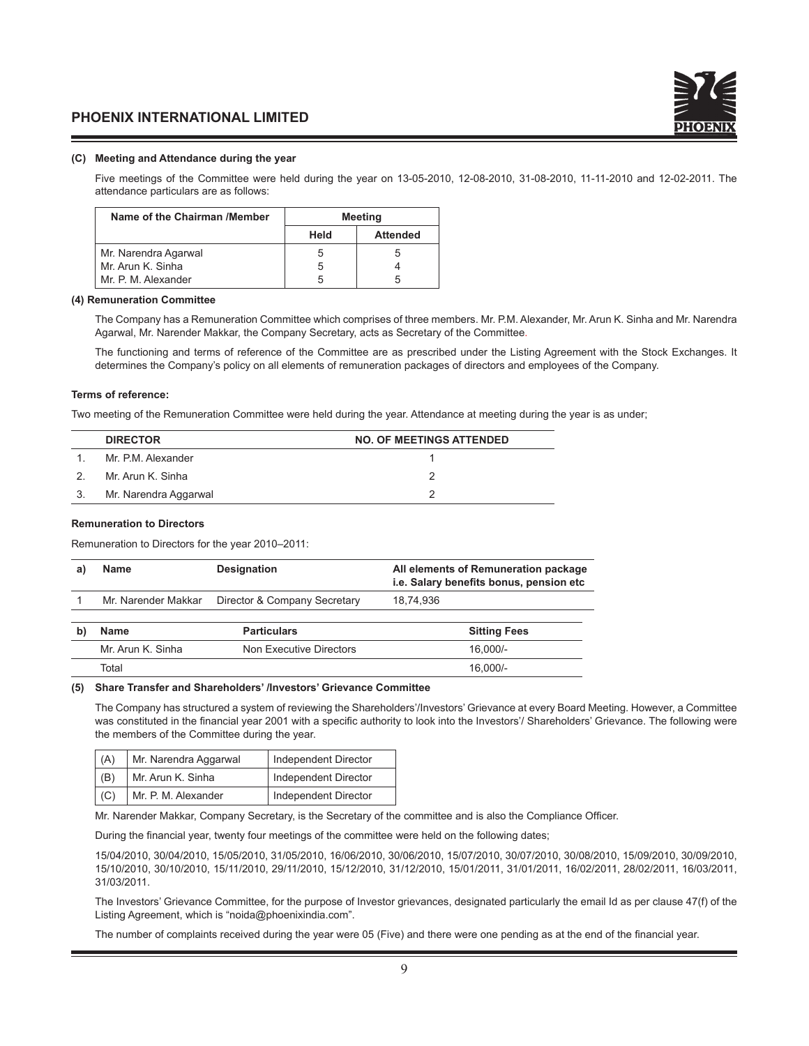#### (C) Meeting and Attendance during the year

Five meetings of the Committee were held during the year on 13-05-2010, 12-08-2010, 31-08-2010, 11-11-2010 and 12-02-2011. The attendance particulars are as follows:

| Name of the Chairman /Member | Meeting | |
|---|---|---|
| | Held | Attended |
| Mr. Narendra Agarwal | 5 | 5 |
| Mr. Arun K. Sinha | 5 | 4 |
| Mr. P. M. Alexander | 5 | 5 |

#### (4) Remuneration Committee

The Company has a Remuneration Committee which comprises of three members. Mr. P.M. Alexander, Mr. Arun K. Sinha and Mr. Narendra Agarwal, Mr. Narender Makkar, the Company Secretary, acts as Secretary of the Committee.

The functioning and terms of reference of the Committee are as prescribed under the Listing Agreement with the Stock Exchanges. It determines the Company's policy on all elements of remuneration packages of directors and employees of the Company.

**Terms of reference:**

Two meeting of the Remuneration Committee were held during the year. Attendance at meeting during the year is as under;

| | DIRECTOR | NO. OF MEETINGS ATTENDED |
|---|---|---|
| 1. | Mr. P.M. Alexander | 1 |
| 2. | Mr. Arun K. Sinha | 2 |
| 3. | Mr. Narendra Aggarwal | 2 |

**Remuneration to Directors**

Remuneration to Directors for the year 2010–2011:

| a) | Name | Designation | All elements of Remuneration package i.e. Salary benefits bonus, pension etc |
|---|---|---|---|
| 1 | Mr. Narender Makkar | Director & Company Secretary | 18,74,936 |

| b) | Name | Particulars | Sitting Fees |
|---|---|---|---|
| | Mr. Arun K. Sinha | Non Executive Directors | 16,000/- |
| | Total | | 16,000/- |

#### (5) Share Transfer and Shareholders' /Investors' Grievance Committee

The Company has structured a system of reviewing the Shareholders'/Investors' Grievance at every Board Meeting. However, a Committee was constituted in the financial year 2001 with a specific authority to look into the Investors'/ Shareholders' Grievance. The following were the members of the Committee during the year.

| (A) | Mr. Narendra Aggarwal | Independent Director |
|---|---|---|
| (B) | Mr. Arun K. Sinha | Independent Director |
| (C) | Mr. P. M. Alexander | Independent Director |

Mr. Narender Makkar, Company Secretary, is the Secretary of the committee and is also the Compliance Officer.

During the financial year, twenty four meetings of the committee were held on the following dates;

15/04/2010, 30/04/2010, 15/05/2010, 31/05/2010, 16/06/2010, 30/06/2010, 15/07/2010, 30/07/2010, 30/08/2010, 15/09/2010, 30/09/2010, 15/10/2010, 30/10/2010, 15/11/2010, 29/11/2010, 15/12/2010, 31/12/2010, 15/01/2011, 31/01/2011, 16/02/2011, 28/02/2011, 16/03/2011, 31/03/2011.

The Investors' Grievance Committee, for the purpose of Investor grievances, designated particularly the email Id as per clause 47(f) of the Listing Agreement, which is "noida@phoenixindia.com".

The number of complaints received during the year were 05 (Five) and there were one pending as at the end of the financial year.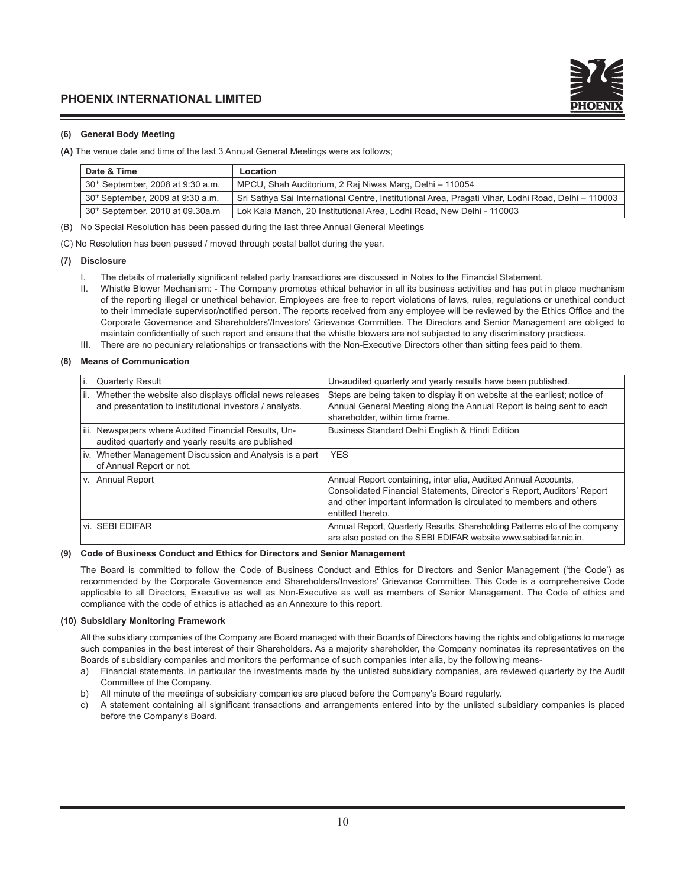### (6) General Body Meeting

**(A)** The venue date and time of the last 3 Annual General Meetings were as follows;

| Date & Time | Location |
|---|---|
| 30th September, 2008 at 9:30 a.m. | MPCU, Shah Auditorium, 2 Raj Niwas Marg, Delhi – 110054 |
| 30th September, 2009 at 9:30 a.m. | Sri Sathya Sai International Centre, Institutional Area, Pragati Vihar, Lodhi Road, Delhi – 110003 |
| 30th September, 2010 at 09.30a.m | Lok Kala Manch, 20 Institutional Area, Lodhi Road, New Delhi - 110003 |

(B) No Special Resolution has been passed during the last three Annual General Meetings

(C) No Resolution has been passed / moved through postal ballot during the year.

### (7) Disclosure

I. The details of materially significant related party transactions are discussed in Notes to the Financial Statement.

II. Whistle Blower Mechanism: - The Company promotes ethical behavior in all its business activities and has put in place mechanism of the reporting illegal or unethical behavior. Employees are free to report violations of laws, rules, regulations or unethical conduct to their immediate supervisor/notified person. The reports received from any employee will be reviewed by the Ethics Office and the Corporate Governance and Shareholders'/Investors' Grievance Committee. The Directors and Senior Management are obliged to maintain confidentially of such report and ensure that the whistle blowers are not subjected to any discriminatory practices.

III. There are no pecuniary relationships or transactions with the Non-Executive Directors other than sitting fees paid to them.

### (8) Means of Communication

| | |
|---|---|
| i. Quarterly Result | Un-audited quarterly and yearly results have been published. |
| ii. Whether the website also displays official news releases and presentation to institutional investors / analysts. | Steps are being taken to display it on website at the earliest; notice of Annual General Meeting along the Annual Report is being sent to each shareholder, within time frame. |
| iii. Newspapers where Audited Financial Results, Un-audited quarterly and yearly results are published | Business Standard Delhi English & Hindi Edition |
| iv. Whether Management Discussion and Analysis is a part of Annual Report or not. | YES |
| v. Annual Report | Annual Report containing, inter alia, Audited Annual Accounts, Consolidated Financial Statements, Director's Report, Auditors' Report and other important information is circulated to members and others entitled thereto. |
| vi. SEBI EDIFAR | Annual Report, Quarterly Results, Shareholding Patterns etc of the company are also posted on the SEBI EDIFAR website www.sebiedifar.nic.in. |

### (9) Code of Business Conduct and Ethics for Directors and Senior Management

The Board is committed to follow the Code of Business Conduct and Ethics for Directors and Senior Management ('the Code') as recommended by the Corporate Governance and Shareholders/Investors' Grievance Committee. This Code is a comprehensive Code applicable to all Directors, Executive as well as Non-Executive as well as members of Senior Management. The Code of ethics and compliance with the code of ethics is attached as an Annexure to this report.

### (10) Subsidiary Monitoring Framework

All the subsidiary companies of the Company are Board managed with their Boards of Directors having the rights and obligations to manage such companies in the best interest of their Shareholders. As a majority shareholder, the Company nominates its representatives on the Boards of subsidiary companies and monitors the performance of such companies inter alia, by the following means-

a) Financial statements, in particular the investments made by the unlisted subsidiary companies, are reviewed quarterly by the Audit Committee of the Company.

b) All minute of the meetings of subsidiary companies are placed before the Company's Board regularly.

c) A statement containing all significant transactions and arrangements entered into by the unlisted subsidiary companies is placed before the Company's Board.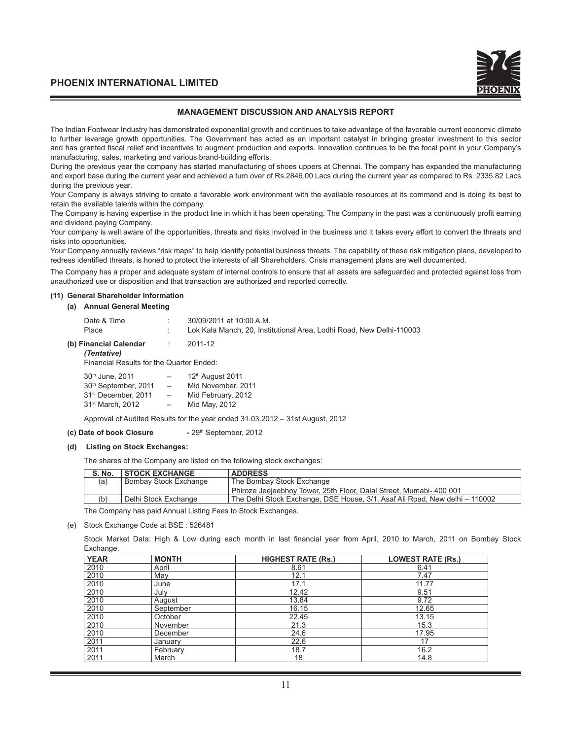## MANAGEMENT DISCUSSION AND ANALYSIS REPORT

The Indian Footwear Industry has demonstrated exponential growth and continues to take advantage of the favorable current economic climate to further leverage growth opportunities. The Government has acted as an important catalyst in bringing greater investment to this sector and has granted fiscal relief and incentives to augment production and exports. Innovation continues to be the focal point in your Company's manufacturing, sales, marketing and various brand-building efforts.

During the previous year the company has started manufacturing of shoes uppers at Chennai. The company has expanded the manufacturing and export base during the current year and achieved a turn over of Rs.2846.00 Lacs during the current year as compared to Rs. 2335.82 Lacs during the previous year.

Your Company is always striving to create a favorable work environment with the available resources at its command and is doing its best to retain the available talents within the company.

The Company is having expertise in the product line in which it has been operating. The Company in the past was a continuously profit earning and dividend paying Company.

Your company is well aware of the opportunities, threats and risks involved in the business and it takes every effort to convert the threats and risks into opportunities.

Your Company annually reviews "risk maps" to help identify potential business threats. The capability of these risk mitigation plans, developed to redress identified threats, is honed to protect the interests of all Shareholders. Crisis management plans are well documented.

The Company has a proper and adequate system of internal controls to ensure that all assets are safeguarded and protected against loss from unauthorized use or disposition and that transaction are authorized and reported correctly.

### (11) General Shareholder Information

**(a) Annual General Meeting**

Date & Time : 30/09/2011 at 10:00 A.M.

Place : Lok Kala Manch, 20, Institutional Area, Lodhi Road, New Delhi-110003

**(b) Financial Calendar** : 2011-12
***(Tentative)***

Financial Results for the Quarter Ended:

30th June, 2011 – 12th August 2011
30th September, 2011 – Mid November, 2011
31st December, 2011 – Mid February, 2012
31st March, 2012 – Mid May, 2012

Approval of Audited Results for the year ended 31.03.2012 – 31st August, 2012

**(c) Date of book Closure** **-** 29th September, 2012

**(d) Listing on Stock Exchanges:**

The shares of the Company are listed on the following stock exchanges:

| S. No. | STOCK EXCHANGE | ADDRESS |
|---|---|---|
| (a) | Bombay Stock Exchange | The Bombay Stock Exchange<br>Phiroze Jeejeebhoy Tower, 25th Floor, Dalal Street, Mumabi- 400 001 |
| (b) | Delhi Stock Exchange | The Delhi Stock Exchange, DSE House, 3/1, Asaf Ali Road, New delhi – 110002 |

The Company has paid Annual Listing Fees to Stock Exchanges.

(e) Stock Exchange Code at BSE : 526481

Stock Market Data: High & Low during each month in last financial year from April, 2010 to March, 2011 on Bombay Stock Exchange.

| YEAR | MONTH | HIGHEST RATE (Rs.) | LOWEST RATE (Rs.) |
|---|---|---|---|
| 2010 | April | 8.61 | 6.41 |
| 2010 | May | 12.1 | 7.47 |
| 2010 | June | 17.1 | 11.77 |
| 2010 | July | 12.42 | 9.51 |
| 2010 | August | 13.84 | 9.72 |
| 2010 | September | 16.15 | 12.65 |
| 2010 | October | 22.45 | 13.15 |
| 2010 | November | 21.3 | 15.3 |
| 2010 | December | 24.6 | 17.95 |
| 2011 | January | 22.6 | 17 |
| 2011 | February | 18.7 | 16.2 |
| 2011 | March | 18 | 14.8 |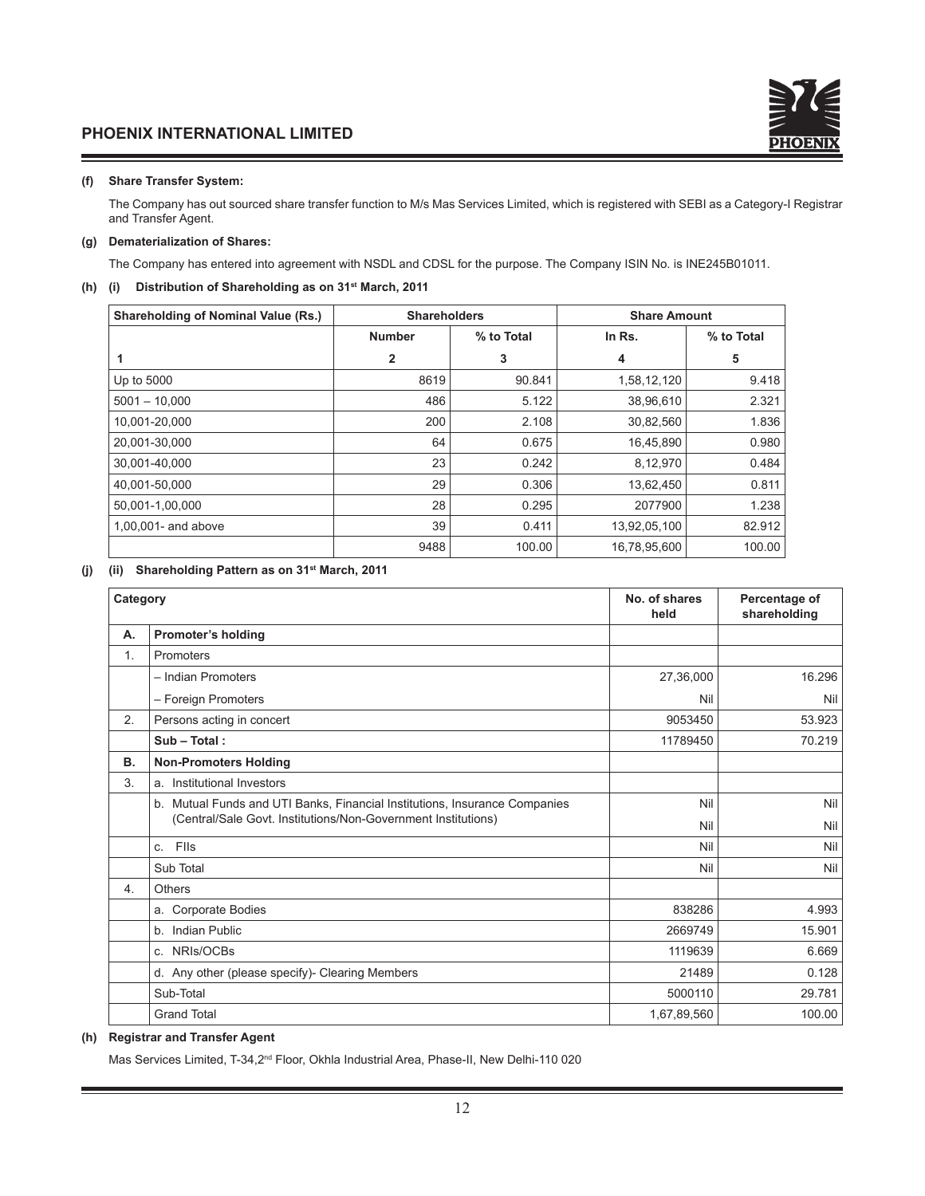**(f) Share Transfer System:**

The Company has out sourced share transfer function to M/s Mas Services Limited, which is registered with SEBI as a Category-I Registrar and Transfer Agent.

**(g) Dematerialization of Shares:**

The Company has entered into agreement with NSDL and CDSL for the purpose. The Company ISIN No. is INE245B01011.

**(h) (i) Distribution of Shareholding as on 31st March, 2011**

| Shareholding of Nominal Value (Rs.) | Shareholders | | Share Amount | |
|---|---|---|---|---|
| | Number | % to Total | In Rs. | % to Total |
| 1 | 2 | 3 | 4 | 5 |
| Up to 5000 | 8619 | 90.841 | 1,58,12,120 | 9.418 |
| 5001 – 10,000 | 486 | 5.122 | 38,96,610 | 2.321 |
| 10,001-20,000 | 200 | 2.108 | 30,82,560 | 1.836 |
| 20,001-30,000 | 64 | 0.675 | 16,45,890 | 0.980 |
| 30,001-40,000 | 23 | 0.242 | 8,12,970 | 0.484 |
| 40,001-50,000 | 29 | 0.306 | 13,62,450 | 0.811 |
| 50,001-1,00,000 | 28 | 0.295 | 2077900 | 1.238 |
| 1,00,001- and above | 39 | 0.411 | 13,92,05,100 | 82.912 |
| | 9488 | 100.00 | 16,78,95,600 | 100.00 |

**(j) (ii) Shareholding Pattern as on 31st March, 2011**

| Category | | No. of shares held | Percentage of shareholding |
|---|---|---|---|
| A. | **Promoter's holding** | | |
| 1. | Promoters | | |
| | – Indian Promoters | 27,36,000 | 16.296 |
| | – Foreign Promoters | Nil | Nil |
| 2. | Persons acting in concert | 9053450 | 53.923 |
| | **Sub – Total :** | 11789450 | 70.219 |
| B. | **Non-Promoters Holding** | | |
| 3. | a. Institutional Investors | | |
| | b. Mutual Funds and UTI Banks, Financial Institutions, Insurance Companies (Central/Sale Govt. Institutions/Non-Government Institutions) | Nil<br>Nil | Nil<br>Nil |
| | c. FIIs | Nil | Nil |
| | Sub Total | Nil | Nil |
| 4. | Others | | |
| | a. Corporate Bodies | 838286 | 4.993 |
| | b. Indian Public | 2669749 | 15.901 |
| | c. NRIs/OCBs | 1119639 | 6.669 |
| | d. Any other (please specify)- Clearing Members | 21489 | 0.128 |
| | Sub-Total | 5000110 | 29.781 |
| | Grand Total | 1,67,89,560 | 100.00 |

**(h) Registrar and Transfer Agent**

Mas Services Limited, T-34,2nd Floor, Okhla Industrial Area, Phase-II, New Delhi-110 020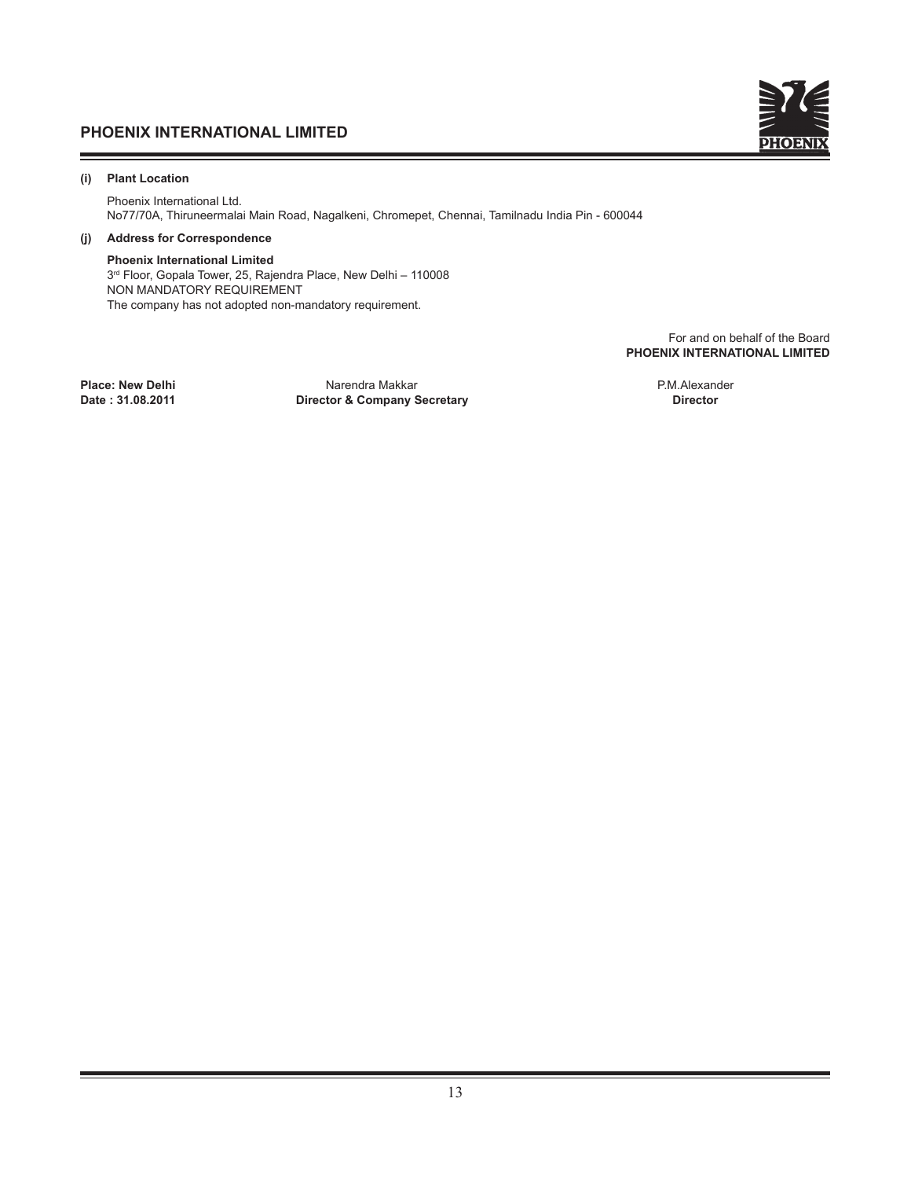**(i) Plant Location**

Phoenix International Ltd.
No77/70A, Thiruneermalai Main Road, Nagalkeni, Chromepet, Chennai, Tamilnadu India Pin - 600044

**(j) Address for Correspondence**

**Phoenix International Limited**
3rd Floor, Gopala Tower, 25, Rajendra Place, New Delhi – 110008
NON MANDATORY REQUIREMENT
The company has not adopted non-mandatory requirement.

For and on behalf of the Board
**PHOENIX INTERNATIONAL LIMITED**

**Place: New Delhi**
**Date : 31.08.2011**

Narendra Makkar
**Director & Company Secretary**

P.M.Alexander
**Director**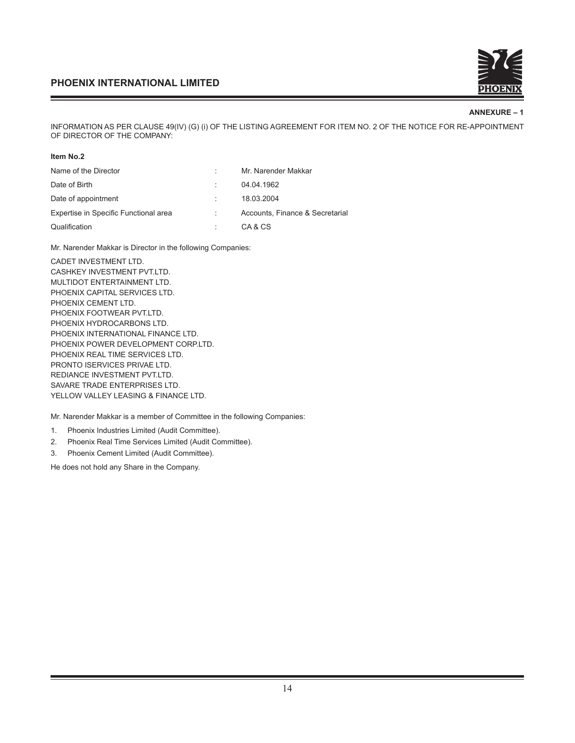**ANNEXURE – 1**

INFORMATION AS PER CLAUSE 49(IV) (G) (i) OF THE LISTING AGREEMENT FOR ITEM NO. 2 OF THE NOTICE FOR RE-APPOINTMENT OF DIRECTOR OF THE COMPANY:

**Item No.2**

| | | |
|---|---|---|
| Name of the Director | : | Mr. Narender Makkar |
| Date of Birth | : | 04.04.1962 |
| Date of appointment | : | 18.03.2004 |
| Expertise in Specific Functional area | : | Accounts, Finance & Secretarial |
| Qualification | : | CA & CS |

Mr. Narender Makkar is Director in the following Companies:

CADET INVESTMENT LTD.  
CASHKEY INVESTMENT PVT.LTD.  
MULTIDOT ENTERTAINMENT LTD.  
PHOENIX CAPITAL SERVICES LTD.  
PHOENIX CEMENT LTD.  
PHOENIX FOOTWEAR PVT.LTD.  
PHOENIX HYDROCARBONS LTD.  
PHOENIX INTERNATIONAL FINANCE LTD.  
PHOENIX POWER DEVELOPMENT CORP.LTD.  
PHOENIX REAL TIME SERVICES LTD.  
PRONTO ISERVICES PRIVAE LTD.  
REDIANCE INVESTMENT PVT.LTD.  
SAVARE TRADE ENTERPRISES LTD.  
YELLOW VALLEY LEASING & FINANCE LTD.

Mr. Narender Makkar is a member of Committee in the following Companies:

1. Phoenix Industries Limited (Audit Committee).
2. Phoenix Real Time Services Limited (Audit Committee).
3. Phoenix Cement Limited (Audit Committee).

He does not hold any Share in the Company.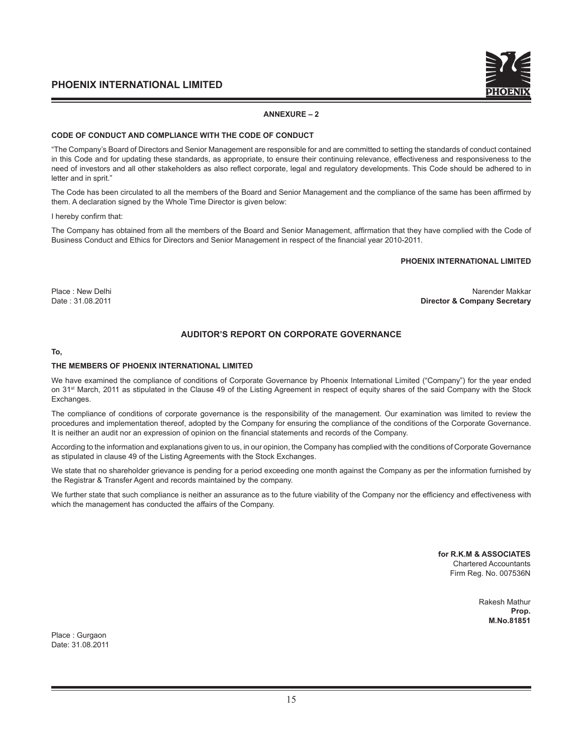## ANNEXURE – 2

### CODE OF CONDUCT AND COMPLIANCE WITH THE CODE OF CONDUCT

"The Company's Board of Directors and Senior Management are responsible for and are committed to setting the standards of conduct contained in this Code and for updating these standards, as appropriate, to ensure their continuing relevance, effectiveness and responsiveness to the need of investors and all other stakeholders as also reflect corporate, legal and regulatory developments. This Code should be adhered to in letter and in sprit."

The Code has been circulated to all the members of the Board and Senior Management and the compliance of the same has been affirmed by them. A declaration signed by the Whole Time Director is given below:

I hereby confirm that:

The Company has obtained from all the members of the Board and Senior Management, affirmation that they have complied with the Code of Business Conduct and Ethics for Directors and Senior Management in respect of the financial year 2010-2011.

**PHOENIX INTERNATIONAL LIMITED**

Place : New Delhi
Date : 31.08.2011

Narender Makkar
**Director & Company Secretary**

## AUDITOR'S REPORT ON CORPORATE GOVERNANCE

**To,**

**THE MEMBERS OF PHOENIX INTERNATIONAL LIMITED**

We have examined the compliance of conditions of Corporate Governance by Phoenix International Limited ("Company") for the year ended on 31st March, 2011 as stipulated in the Clause 49 of the Listing Agreement in respect of equity shares of the said Company with the Stock Exchanges.

The compliance of conditions of corporate governance is the responsibility of the management. Our examination was limited to review the procedures and implementation thereof, adopted by the Company for ensuring the compliance of the conditions of the Corporate Governance. It is neither an audit nor an expression of opinion on the financial statements and records of the Company.

According to the information and explanations given to us, in our opinion, the Company has complied with the conditions of Corporate Governance as stipulated in clause 49 of the Listing Agreements with the Stock Exchanges.

We state that no shareholder grievance is pending for a period exceeding one month against the Company as per the information furnished by the Registrar & Transfer Agent and records maintained by the company.

We further state that such compliance is neither an assurance as to the future viability of the Company nor the efficiency and effectiveness with which the management has conducted the affairs of the Company.

**for R.K.M & ASSOCIATES**
Chartered Accountants
Firm Reg. No. 007536N

Rakesh Mathur
**Prop.**
**M.No.81851**

Place : Gurgaon
Date: 31.08.2011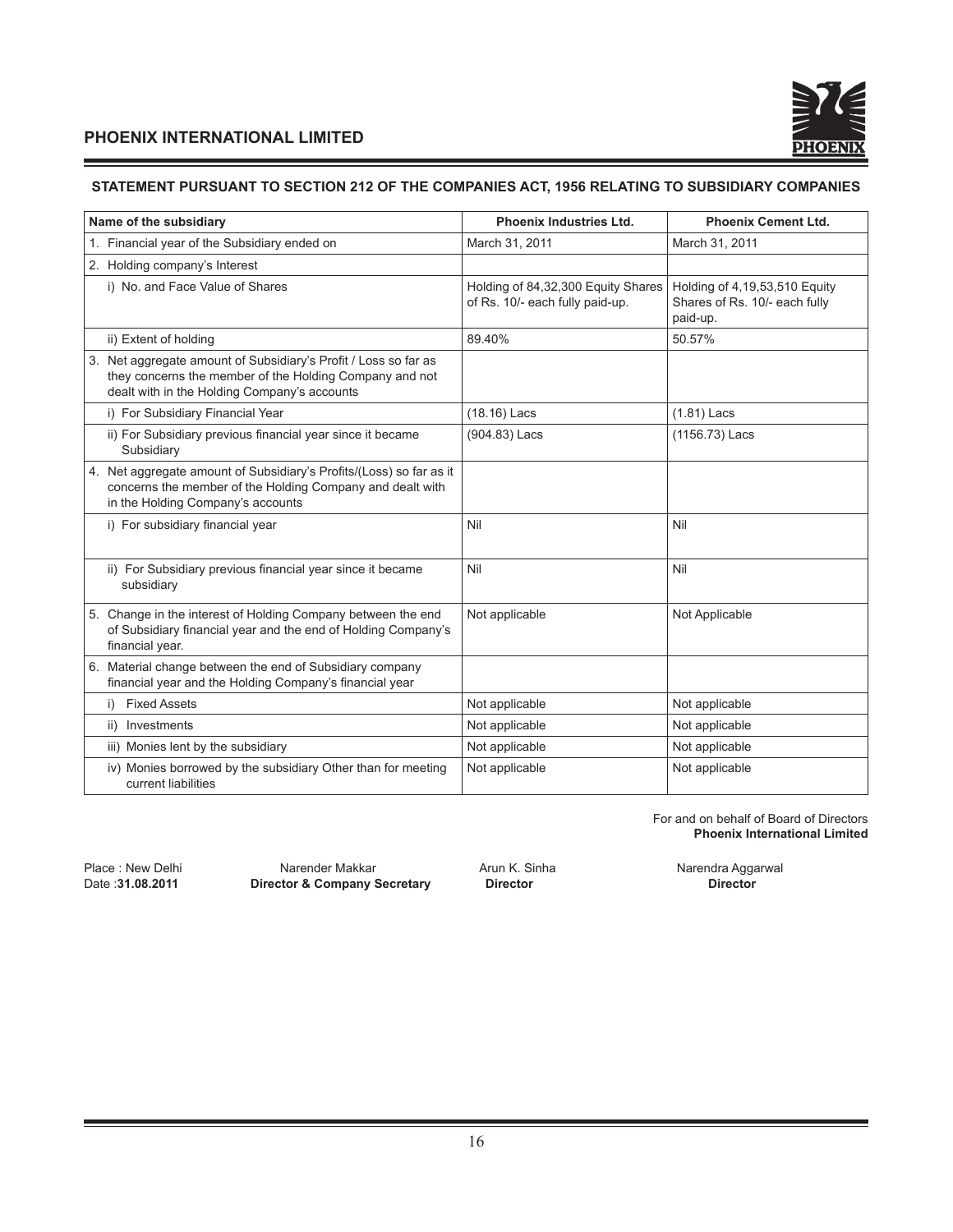**STATEMENT PURSUANT TO SECTION 212 OF THE COMPANIES ACT, 1956 RELATING TO SUBSIDIARY COMPANIES**

| Name of the subsidiary | Phoenix Industries Ltd. | Phoenix Cement Ltd. |
|---|---|---|
| 1. Financial year of the Subsidiary ended on | March 31, 2011 | March 31, 2011 |
| 2. Holding company's Interest | | |
| i) No. and Face Value of Shares | Holding of 84,32,300 Equity Shares of Rs. 10/- each fully paid-up. | Holding of 4,19,53,510 Equity Shares of Rs. 10/- each fully paid-up. |
| ii) Extent of holding | 89.40% | 50.57% |
| 3. Net aggregate amount of Subsidiary's Profit / Loss so far as they concerns the member of the Holding Company and not dealt with in the Holding Company's accounts | | |
| i) For Subsidiary Financial Year | (18.16) Lacs | (1.81) Lacs |
| ii) For Subsidiary previous financial year since it became Subsidiary | (904.83) Lacs | (1156.73) Lacs |
| 4. Net aggregate amount of Subsidiary's Profits/(Loss) so far as it concerns the member of the Holding Company and dealt with in the Holding Company's accounts | | |
| i) For subsidiary financial year | Nil | Nil |
| ii) For Subsidiary previous financial year since it became subsidiary | Nil | Nil |
| 5. Change in the interest of Holding Company between the end of Subsidiary financial year and the end of Holding Company's financial year. | Not applicable | Not Applicable |
| 6. Material change between the end of Subsidiary company financial year and the Holding Company's financial year | | |
| i) Fixed Assets | Not applicable | Not applicable |
| ii) Investments | Not applicable | Not applicable |
| iii) Monies lent by the subsidiary | Not applicable | Not applicable |
| iv) Monies borrowed by the subsidiary Other than for meeting current liabilities | Not applicable | Not applicable |

For and on behalf of Board of Directors
**Phoenix International Limited**

Place : New Delhi
Date : **31.08.2011**

Narender Makkar
**Director & Company Secretary**

Arun K. Sinha
**Director**

Narendra Aggarwal
**Director**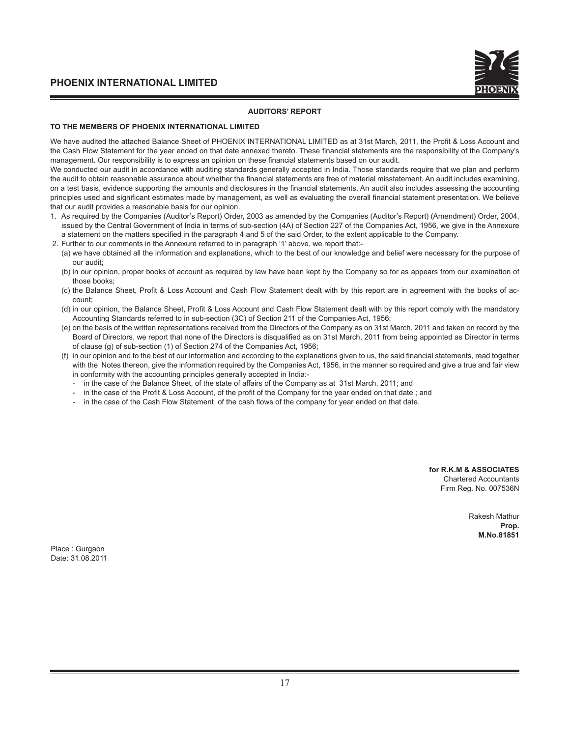## AUDITORS' REPORT

### TO THE MEMBERS OF PHOENIX INTERNATIONAL LIMITED

We have audited the attached Balance Sheet of PHOENIX INTERNATIONAL LIMITED as at 31st March, 2011, the Profit & Loss Account and the Cash Flow Statement for the year ended on that date annexed thereto. These financial statements are the responsibility of the Company's management. Our responsibility is to express an opinion on these financial statements based on our audit.

We conducted our audit in accordance with auditing standards generally accepted in India. Those standards require that we plan and perform the audit to obtain reasonable assurance about whether the financial statements are free of material misstatement. An audit includes examining, on a test basis, evidence supporting the amounts and disclosures in the financial statements. An audit also includes assessing the accounting principles used and significant estimates made by management, as well as evaluating the overall financial statement presentation. We believe that our audit provides a reasonable basis for our opinion.

1. As required by the Companies (Auditor's Report) Order, 2003 as amended by the Companies (Auditor's Report) (Amendment) Order, 2004, issued by the Central Government of India in terms of sub-section (4A) of Section 227 of the Companies Act, 1956, we give in the Annexure a statement on the matters specified in the paragraph 4 and 5 of the said Order, to the extent applicable to the Company.
2. Further to our comments in the Annexure referred to in paragraph '1' above, we report that:-
   (a) we have obtained all the information and explanations, which to the best of our knowledge and belief were necessary for the purpose of our audit;
   (b) in our opinion, proper books of account as required by law have been kept by the Company so for as appears from our examination of those books;
   (c) the Balance Sheet, Profit & Loss Account and Cash Flow Statement dealt with by this report are in agreement with the books of account;
   (d) in our opinion, the Balance Sheet, Profit & Loss Account and Cash Flow Statement dealt with by this report comply with the mandatory Accounting Standards referred to in sub-section (3C) of Section 211 of the Companies Act, 1956;
   (e) on the basis of the written representations received from the Directors of the Company as on 31st March, 2011 and taken on record by the Board of Directors, we report that none of the Directors is disqualified as on 31st March, 2011 from being appointed as Director in terms of clause (g) of sub-section (1) of Section 274 of the Companies Act, 1956;
   (f) in our opinion and to the best of our information and according to the explanations given to us, the said financial statements, read together with the Notes thereon, give the information required by the Companies Act, 1956, in the manner so required and give a true and fair view in conformity with the accounting principles generally accepted in India:-
      - in the case of the Balance Sheet, of the state of affairs of the Company as at 31st March, 2011; and
      - in the case of the Profit & Loss Account, of the profit of the Company for the year ended on that date ; and
      - in the case of the Cash Flow Statement of the cash flows of the company for year ended on that date.

**for R.K.M & ASSOCIATES**
Chartered Accountants
Firm Reg. No. 007536N

Rakesh Mathur
**Prop.**
**M.No.81851**

Place : Gurgaon
Date: 31.08.2011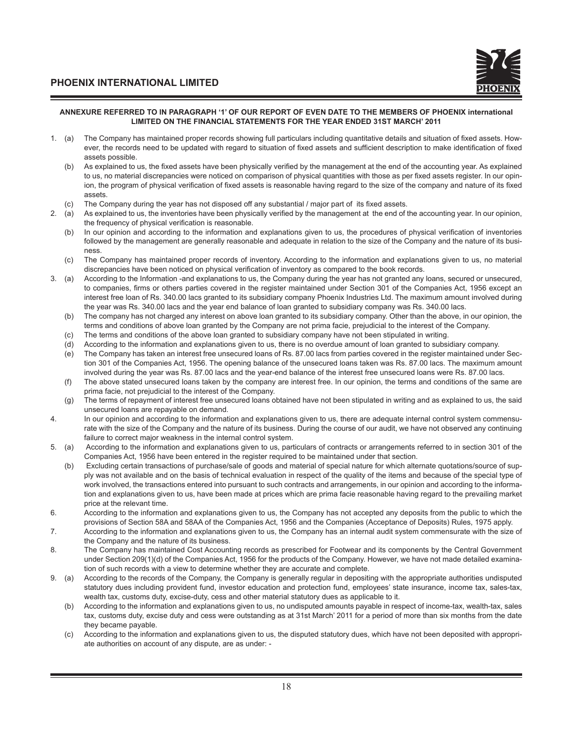**ANNEXURE REFERRED TO IN PARAGRAPH '1' OF OUR REPORT OF EVEN DATE TO THE MEMBERS OF PHOENIX international LIMITED ON THE FINANCIAL STATEMENTS FOR THE YEAR ENDED 31ST MARCH' 2011**

1. (a) The Company has maintained proper records showing full particulars including quantitative details and situation of fixed assets. However, the records need to be updated with regard to situation of fixed assets and sufficient description to make identification of fixed assets possible.

   (b) As explained to us, the fixed assets have been physically verified by the management at the end of the accounting year. As explained to us, no material discrepancies were noticed on comparison of physical quantities with those as per fixed assets register. In our opinion, the program of physical verification of fixed assets is reasonable having regard to the size of the company and nature of its fixed assets.

   (c) The Company during the year has not disposed off any substantial / major part of its fixed assets.

2. (a) As explained to us, the inventories have been physically verified by the management at the end of the accounting year. In our opinion, the frequency of physical verification is reasonable.

   (b) In our opinion and according to the information and explanations given to us, the procedures of physical verification of inventories followed by the management are generally reasonable and adequate in relation to the size of the Company and the nature of its business.

   (c) The Company has maintained proper records of inventory. According to the information and explanations given to us, no material discrepancies have been noticed on physical verification of inventory as compared to the book records.

3. (a) According to the Information -and explanations to us, the Company during the year has not granted any loans, secured or unsecured, to companies, firms or others parties covered in the register maintained under Section 301 of the Companies Act, 1956 except an interest free loan of Rs. 340.00 lacs granted to its subsidiary company Phoenix Industries Ltd. The maximum amount involved during the year was Rs. 340.00 lacs and the year end balance of loan granted to subsidiary company was Rs. 340.00 lacs.

   (b) The company has not charged any interest on above loan granted to its subsidiary company. Other than the above, in our opinion, the terms and conditions of above loan granted by the Company are not prima facie, prejudicial to the interest of the Company.

   (c) The terms and conditions of the above loan granted to subsidiary company have not been stipulated in writing.

   (d) According to the information and explanations given to us, there is no overdue amount of loan granted to subsidiary company.

   (e) The Company has taken an interest free unsecured loans of Rs. 87.00 lacs from parties covered in the register maintained under Section 301 of the Companies Act, 1956. The opening balance of the unsecured loans taken was Rs. 87.00 lacs. The maximum amount involved during the year was Rs. 87.00 lacs and the year-end balance of the interest free unsecured loans were Rs. 87.00 lacs.

   (f) The above stated unsecured loans taken by the company are interest free. In our opinion, the terms and conditions of the same are prima facie, not prejudicial to the interest of the Company.

   (g) The terms of repayment of interest free unsecured loans obtained have not been stipulated in writing and as explained to us, the said unsecured loans are repayable on demand.

4. In our opinion and according to the information and explanations given to us, there are adequate internal control system commensurate with the size of the Company and the nature of its business. During the course of our audit, we have not observed any continuing failure to correct major weakness in the internal control system.

5. (a) According to the information and explanations given to us, particulars of contracts or arrangements referred to in section 301 of the Companies Act, 1956 have been entered in the register required to be maintained under that section.

   (b) Excluding certain transactions of purchase/sale of goods and material of special nature for which alternate quotations/source of supply was not available and on the basis of technical evaluation in respect of the quality of the items and because of the special type of work involved, the transactions entered into pursuant to such contracts and arrangements, in our opinion and according to the information and explanations given to us, have been made at prices which are prima facie reasonable having regard to the prevailing market price at the relevant time.

6. According to the information and explanations given to us, the Company has not accepted any deposits from the public to which the provisions of Section 58A and 58AA of the Companies Act, 1956 and the Companies (Acceptance of Deposits) Rules, 1975 apply.

7. According to the information and explanations given to us, the Company has an internal audit system commensurate with the size of the Company and the nature of its business.

8. The Company has maintained Cost Accounting records as prescribed for Footwear and its components by the Central Government under Section 209(1)(d) of the Companies Act, 1956 for the products of the Company. However, we have not made detailed examination of such records with a view to determine whether they are accurate and complete.

9. (a) According to the records of the Company, the Company is generally regular in depositing with the appropriate authorities undisputed statutory dues including provident fund, investor education and protection fund, employees' state insurance, income tax, sales-tax, wealth tax, customs duty, excise-duty, cess and other material statutory dues as applicable to it.

   (b) According to the information and explanations given to us, no undisputed amounts payable in respect of income-tax, wealth-tax, sales tax, customs duty, excise duty and cess were outstanding as at 31st March' 2011 for a period of more than six months from the date they became payable.

   (c) According to the information and explanations given to us, the disputed statutory dues, which have not been deposited with appropriate authorities on account of any dispute, are as under: -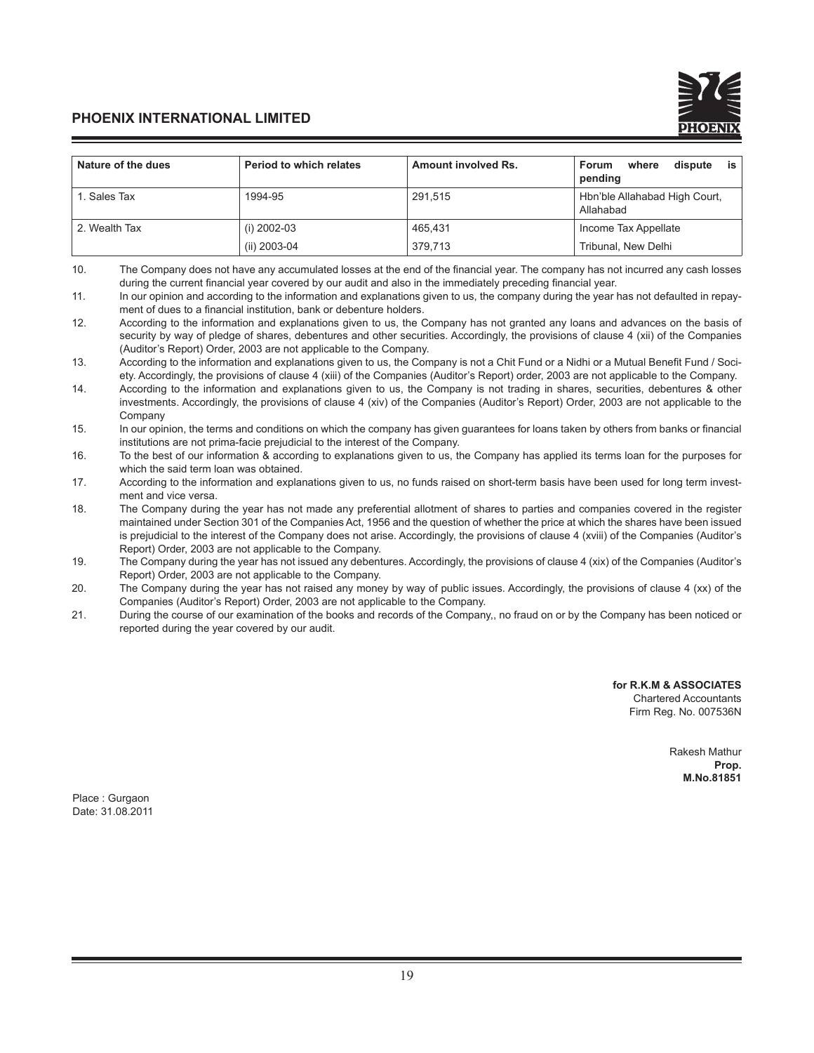| Nature of the dues | Period to which relates | Amount involved Rs. | Forum where dispute is pending |
|---|---|---|---|
| 1. Sales Tax | 1994-95 | 291,515 | Hbn'ble Allahabad High Court, Allahabad |
| 2. Wealth Tax | (i) 2002-03 | 465,431 | Income Tax Appellate |
| | (ii) 2003-04 | 379,713 | Tribunal, New Delhi |

10. The Company does not have any accumulated losses at the end of the financial year. The company has not incurred any cash losses during the current financial year covered by our audit and also in the immediately preceding financial year.
11. In our opinion and according to the information and explanations given to us, the company during the year has not defaulted in repayment of dues to a financial institution, bank or debenture holders.
12. According to the information and explanations given to us, the Company has not granted any loans and advances on the basis of security by way of pledge of shares, debentures and other securities. Accordingly, the provisions of clause 4 (xii) of the Companies (Auditor's Report) Order, 2003 are not applicable to the Company.
13. According to the information and explanations given to us, the Company is not a Chit Fund or a Nidhi or a Mutual Benefit Fund / Society. Accordingly, the provisions of clause 4 (xiii) of the Companies (Auditor's Report) order, 2003 are not applicable to the Company.
14. According to the information and explanations given to us, the Company is not trading in shares, securities, debentures & other investments. Accordingly, the provisions of clause 4 (xiv) of the Companies (Auditor's Report) Order, 2003 are not applicable to the Company
15. In our opinion, the terms and conditions on which the company has given guarantees for loans taken by others from banks or financial institutions are not prima-facie prejudicial to the interest of the Company.
16. To the best of our information & according to explanations given to us, the Company has applied its terms loan for the purposes for which the said term loan was obtained.
17. According to the information and explanations given to us, no funds raised on short-term basis have been used for long term investment and vice versa.
18. The Company during the year has not made any preferential allotment of shares to parties and companies covered in the register maintained under Section 301 of the Companies Act, 1956 and the question of whether the price at which the shares have been issued is prejudicial to the interest of the Company does not arise. Accordingly, the provisions of clause 4 (xviii) of the Companies (Auditor's Report) Order, 2003 are not applicable to the Company.
19. The Company during the year has not issued any debentures. Accordingly, the provisions of clause 4 (xix) of the Companies (Auditor's Report) Order, 2003 are not applicable to the Company.
20. The Company during the year has not raised any money by way of public issues. Accordingly, the provisions of clause 4 (xx) of the Companies (Auditor's Report) Order, 2003 are not applicable to the Company.
21. During the course of our examination of the books and records of the Company,, no fraud on or by the Company has been noticed or reported during the year covered by our audit.

**for R.K.M & ASSOCIATES**
Chartered Accountants
Firm Reg. No. 007536N

Rakesh Mathur
**Prop.**
**M.No.81851**

Place : Gurgaon
Date: 31.08.2011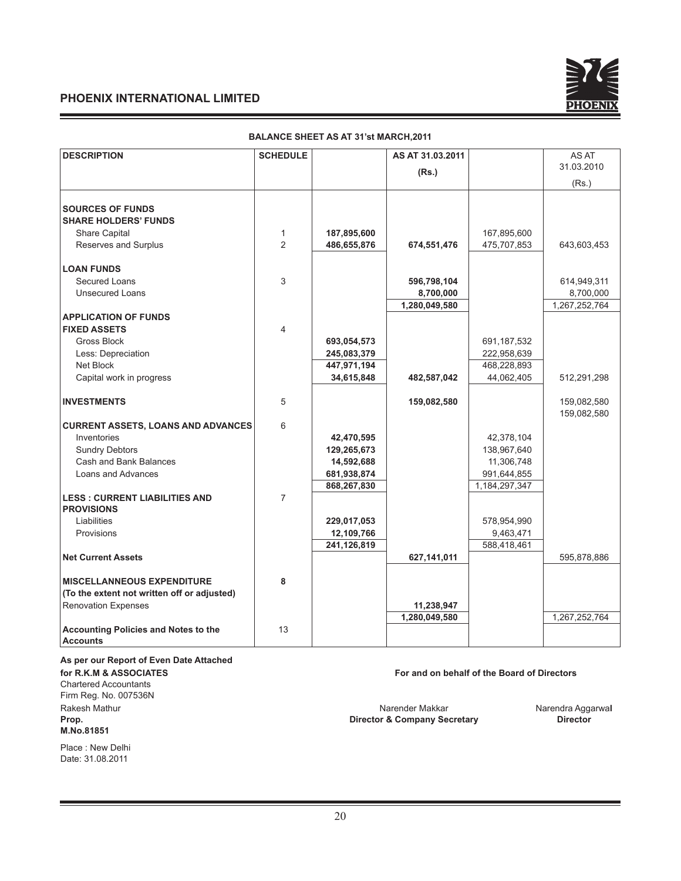## PHOENIX INTERNATIONAL LIMITED

### BALANCE SHEET AS AT 31'st MARCH,2011

| DESCRIPTION | SCHEDULE | | AS AT 31.03.2011 (Rs.) | | AS AT 31.03.2010 (Rs.) |
|---|---|---|---|---|---|
| **SOURCES OF FUNDS** | | | | | |
| **SHARE HOLDERS' FUNDS** | | | | | |
| Share Capital | 1 | **187,895,600** | | 167,895,600 | |
| Reserves and Surplus | 2 | **486,655,876** | **674,551,476** | 475,707,853 | 643,603,453 |
| **LOAN FUNDS** | | | | | |
| Secured Loans | 3 | | **596,798,104** | | 614,949,311 |
| Unsecured Loans | | | **8,700,000** | | 8,700,000 |
| | | | **1,280,049,580** | | 1,267,252,764 |
| **APPLICATION OF FUNDS** | | | | | |
| **FIXED ASSETS** | 4 | | | | |
| Gross Block | | **693,054,573** | | 691,187,532 | |
| Less: Depreciation | | **245,083,379** | | 222,958,639 | |
| Net Block | | **447,971,194** | | 468,228,893 | |
| Capital work in progress | | **34,615,848** | **482,587,042** | 44,062,405 | 512,291,298 |
| **INVESTMENTS** | 5 | | **159,082,580** | | 159,082,580<br>159,082,580 |
| **CURRENT ASSETS, LOANS AND ADVANCES** | 6 | | | | |
| Inventories | | **42,470,595** | | 42,378,104 | |
| Sundry Debtors | | **129,265,673** | | 138,967,640 | |
| Cash and Bank Balances | | **14,592,688** | | 11,306,748 | |
| Loans and Advances | | **681,938,874** | | 991,644,855 | |
| | | **868,267,830** | | 1,184,297,347 | |
| **LESS : CURRENT LIABILITIES AND PROVISIONS** | 7 | | | | |
| Liabilities | | **229,017,053** | | 578,954,990 | |
| Provisions | | **12,109,766** | | 9,463,471 | |
| | | **241,126,819** | | 588,418,461 | |
| **Net Current Assets** | | | **627,141,011** | | 595,878,886 |
| **MISCELLANEOUS EXPENDITURE** | **8** | | | | |
| **(To the extent not written off or adjusted)** | | | | | |
| Renovation Expenses | | | **11,238,947** | | |
| | | | **1,280,049,580** | | 1,267,252,764 |
| **Accounting Policies and Notes to the Accounts** | 13 | | | | |

**As per our Report of Even Date Attached**
**for R.K.M & ASSOCIATES**
Chartered Accountants
Firm Reg. No. 007536N
Rakesh Mathur
**Prop.**
**M.No.81851**

Place : New Delhi
Date: 31.08.2011

**For and on behalf of the Board of Directors**

Narender Makkar
**Director & Company Secretary**

Narendra Aggarwal
**Director**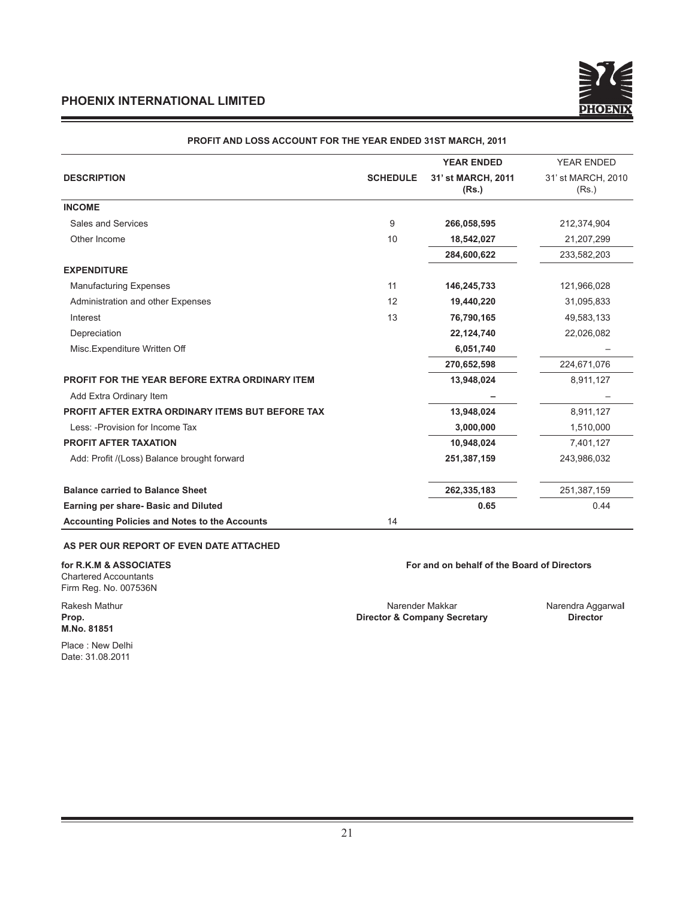## PHOENIX INTERNATIONAL LIMITED

### PROFIT AND LOSS ACCOUNT FOR THE YEAR ENDED 31ST MARCH, 2011

| DESCRIPTION | SCHEDULE | YEAR ENDED 31' st MARCH, 2011 (Rs.) | YEAR ENDED 31' st MARCH, 2010 (Rs.) |
|---|---|---|---|
| **INCOME** | | | |
| Sales and Services | 9 | **266,058,595** | 212,374,904 |
| Other Income | 10 | **18,542,027** | 21,207,299 |
| | | **284,600,622** | 233,582,203 |
| **EXPENDITURE** | | | |
| Manufacturing Expenses | 11 | **146,245,733** | 121,966,028 |
| Administration and other Expenses | 12 | **19,440,220** | 31,095,833 |
| Interest | 13 | **76,790,165** | 49,583,133 |
| Depreciation | | **22,124,740** | 22,026,082 |
| Misc.Expenditure Written Off | | **6,051,740** | – |
| | | **270,652,598** | 224,671,076 |
| **PROFIT FOR THE YEAR BEFORE EXTRA ORDINARY ITEM** | | **13,948,024** | 8,911,127 |
| Add Extra Ordinary Item | | **–** | – |
| **PROFIT AFTER EXTRA ORDINARY ITEMS BUT BEFORE TAX** | | **13,948,024** | 8,911,127 |
| Less: -Provision for Income Tax | | **3,000,000** | 1,510,000 |
| **PROFIT AFTER TAXATION** | | **10,948,024** | 7,401,127 |
| Add: Profit /(Loss) Balance brought forward | | **251,387,159** | 243,986,032 |
| **Balance carried to Balance Sheet** | | **262,335,183** | 251,387,159 |
| **Earning per share- Basic and Diluted** | | **0.65** | 0.44 |
| **Accounting Policies and Notes to the Accounts** | 14 | | |

**AS PER OUR REPORT OF EVEN DATE ATTACHED**

**for R.K.M & ASSOCIATES**
Chartered Accountants
Firm Reg. No. 007536N

Rakesh Mathur
**Prop.**
**M.No. 81851**

Place : New Delhi
Date: 31.08.2011

**For and on behalf of the Board of Directors**

Narender Makkar
**Director & Company Secretary**

Narendra Aggarwal
**Director**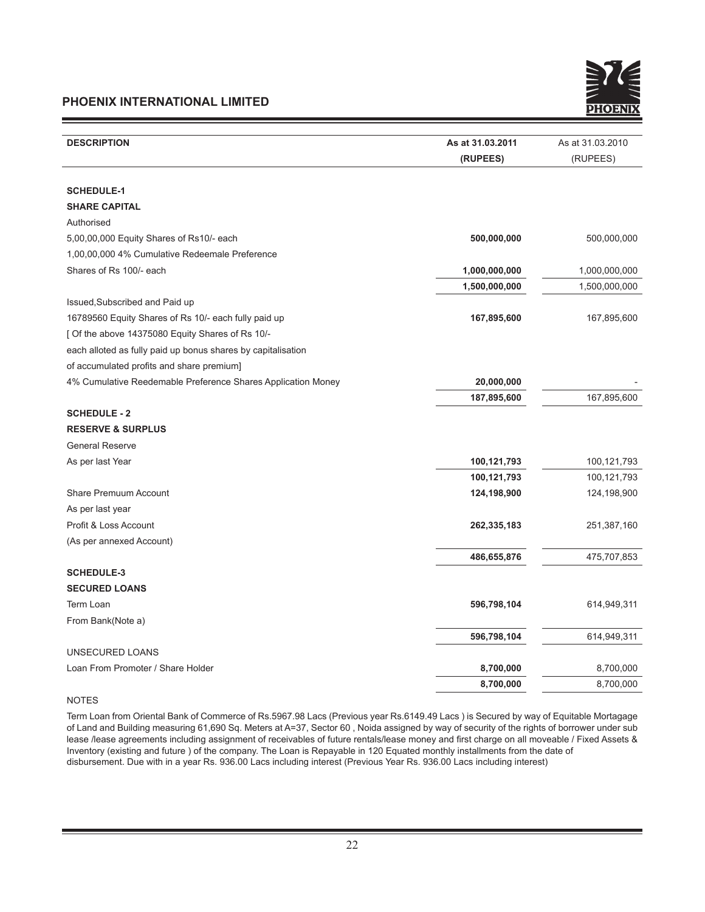| DESCRIPTION | As at 31.03.2011 (RUPEES) | As at 31.03.2010 (RUPEES) |
|---|---|---|
| **SCHEDULE-1** | | |
| **SHARE CAPITAL** | | |
| Authorised | | |
| 5,00,00,000 Equity Shares of Rs10/- each | **500,000,000** | 500,000,000 |
| 1,00,00,000 4% Cumulative Redeemale Preference Shares of Rs 100/- each | **1,000,000,000** | 1,000,000,000 |
| | **1,500,000,000** | 1,500,000,000 |
| Issued,Subscribed and Paid up | | |
| 16789560 Equity Shares of Rs 10/- each fully paid up | **167,895,600** | 167,895,600 |
| [ Of the above 14375080 Equity Shares of Rs 10/- each alloted as fully paid up bonus shares by capitalisation of accumulated profits and share premium] | | |
| 4% Cumulative Reedemable Preference Shares Application Money | **20,000,000** | - |
| | **187,895,600** | 167,895,600 |
| **SCHEDULE - 2** | | |
| **RESERVE & SURPLUS** | | |
| General Reserve | | |
| As per last Year | **100,121,793** | 100,121,793 |
| | **100,121,793** | 100,121,793 |
| Share Premuum Account As per last year | **124,198,900** | 124,198,900 |
| Profit & Loss Account (As per annexed Account) | **262,335,183** | 251,387,160 |
| | **486,655,876** | 475,707,853 |
| **SCHEDULE-3** | | |
| **SECURED LOANS** | | |
| Term Loan From Bank(Note a) | **596,798,104** | 614,949,311 |
| | **596,798,104** | 614,949,311 |
| UNSECURED LOANS | | |
| Loan From Promoter / Share Holder | **8,700,000** | 8,700,000 |
| | **8,700,000** | 8,700,000 |

NOTES

Term Loan from Oriental Bank of Commerce of Rs.5967.98 Lacs (Previous year Rs.6149.49 Lacs ) is Secured by way of Equitable Mortagage of Land and Building measuring 61,690 Sq. Meters at A=37, Sector 60 , Noida assigned by way of security of the rights of borrower under sub lease /lease agreements including assignment of receivables of future rentals/lease money and first charge on all moveable / Fixed Assets & Inventory (existing and future ) of the company. The Loan is Repayable in 120 Equated monthly installments from the date of disbursement. Due with in a year Rs. 936.00 Lacs including interest (Previous Year Rs. 936.00 Lacs including interest)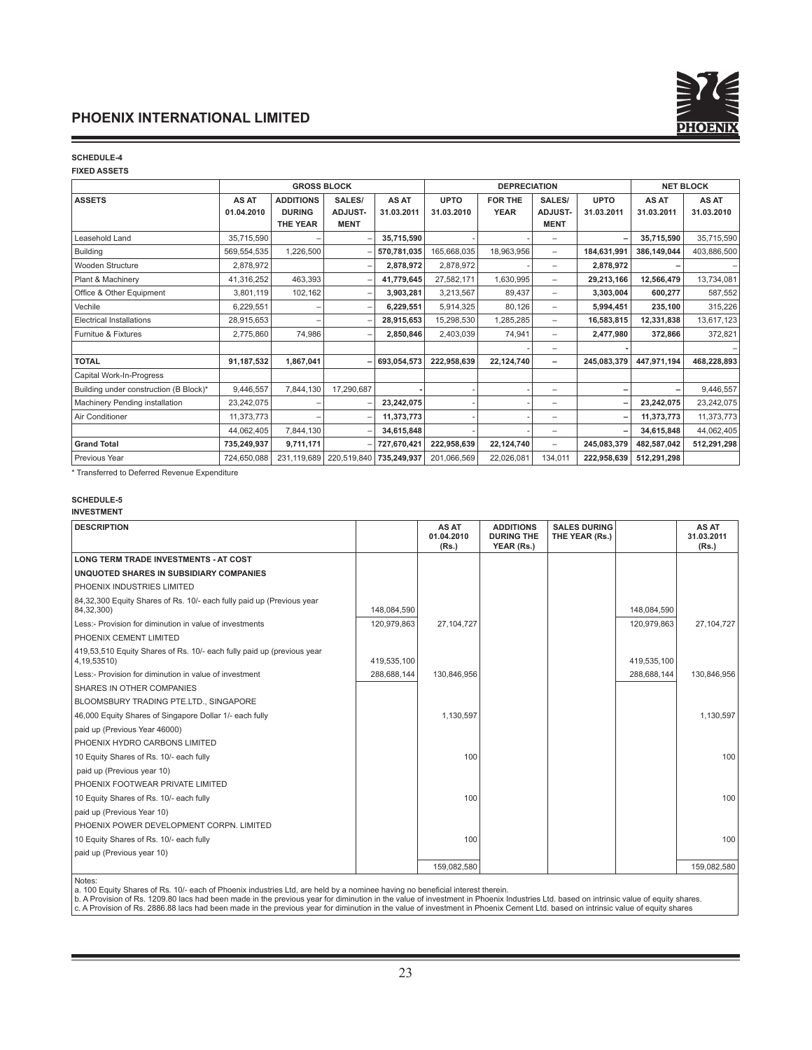## SCHEDULE-4

**FIXED ASSETS**

| | GROSS BLOCK | | | | DEPRECIATION | | | | NET BLOCK | |
|---|---|---|---|---|---|---|---|---|---|---|
| **ASSETS** | **AS AT 01.04.2010** | **ADDITIONS DURING THE YEAR** | **SALES/ ADJUST- MENT** | **AS AT 31.03.2011** | **UPTO 31.03.2010** | **FOR THE YEAR** | **SALES/ ADJUST- MENT** | **UPTO 31.03.2011** | **AS AT 31.03.2011** | **AS AT 31.03.2010** |
| Leasehold Land | 35,715,590 | – | – | **35,715,590** | - | - | – | **–** | **35,715,590** | 35,715,590 |
| Building | 569,554,535 | 1,226,500 | – | **570,781,035** | 165,668,035 | 18,963,956 | – | **184,631,991** | **386,149,044** | 403,886,500 |
| Wooden Structure | 2,878,972 | | – | **2,878,972** | 2,878,972 | - | – | **2,878,972** | **–** | – |
| Plant & Machinery | 41,316,252 | 463,393 | – | **41,779,645** | 27,582,171 | 1,630,995 | – | **29,213,166** | **12,566,479** | 13,734,081 |
| Office & Other Equipment | 3,801,119 | 102,162 | – | **3,903,281** | 3,213,567 | 89,437 | – | **3,303,004** | **600,277** | 587,552 |
| Vechile | 6,229,551 | – | – | **6,229,551** | 5,914,325 | 80,126 | – | **5,994,451** | **235,100** | 315,226 |
| Electrical Installations | 28,915,653 | – | – | **28,915,653** | 15,298,530 | 1,285,285 | – | **16,583,815** | **12,331,838** | 13,617,123 |
| Furnitue & Fixtures | 2,775,860 | 74,986 | – | **2,850,846** | 2,403,039 | 74,941 | – | **2,477,980** | **372,866** | 372,821 |
| | | | | | | - | – | **-** | | – |
| **TOTAL** | **91,187,532** | **1,867,041** | **–** | **693,054,573** | **222,958,639** | **22,124,740** | **–** | **245,083,379** | **447,971,194** | **468,228,893** |
| Capital Work-In-Progress | | | | | | | | | | |
| Building under construction (B Block)* | 9,446,557 | 7,844,130 | 17,290,687 | **-** | - | - | – | **–** | **–** | 9,446,557 |
| Machinery Pending installation | 23,242,075 | – | – | **23,242,075** | - | - | – | **–** | **23,242,075** | 23,242,075 |
| Air Conditioner | 11,373,773 | – | – | **11,373,773** | - | - | – | **–** | **11,373,773** | 11,373,773 |
| | 44,062,405 | 7,844,130 | – | **34,615,848** | - | - | – | **–** | **34,615,848** | 44,062,405 |
| **Grand Total** | **735,249,937** | **9,711,171** | **–** | **727,670,421** | **222,958,639** | **22,124,740** | **–** | **245,083,379** | **482,587,042** | **512,291,298** |
| Previous Year | 724,650,088 | 231,119,689 | 220,519,840 | **735,249,937** | 201,066,569 | 22,026,081 | 134,011 | **222,958,639** | **512,291,298** | |

\* Transferred to Deferred Revenue Expenditure

## SCHEDULE-5

**INVESTMENT**

| **DESCRIPTION** | | **AS AT 01.04.2010 (Rs.)** | **ADDITIONS DURING THE YEAR (Rs.)** | **SALES DURING THE YEAR (Rs.)** | | **AS AT 31.03.2011 (Rs.)** |
|---|---|---|---|---|---|---|
| **LONG TERM TRADE INVESTMENTS - AT COST** | | | | | | |
| **UNQUOTED SHARES IN SUBSIDIARY COMPANIES** | | | | | | |
| PHOENIX INDUSTRIES LIMITED | | | | | | |
| 84,32,300 Equity Shares of Rs. 10/- each fully paid up (Previous year 84,32,300) | 148,084,590 | | | | 148,084,590 | |
| Less:- Provision for diminution in value of investments | 120,979,863 | 27,104,727 | | | 120,979,863 | 27,104,727 |
| PHOENIX CEMENT LIMITED | | | | | | |
| 419,53,510 Equity Shares of Rs. 10/- each fully paid up (previous year 4,19,53510) | 419,535,100 | | | | 419,535,100 | |
| Less:- Provision for diminution in value of investment | 288,688,144 | 130,846,956 | | | 288,688,144 | 130,846,956 |
| SHARES IN OTHER COMPANIES | | | | | | |
| BLOOMSBURY TRADING PTE.LTD., SINGAPORE | | | | | | |
| 46,000 Equity Shares of Singapore Dollar 1/- each fully | | 1,130,597 | | | | 1,130,597 |
| paid up (Previous Year 46000) | | | | | | |
| PHOENIX HYDRO CARBONS LIMITED | | | | | | |
| 10 Equity Shares of Rs. 10/- each fully | | 100 | | | | 100 |
| paid up (Previous year 10) | | | | | | |
| PHOENIX FOOTWEAR PRIVATE LIMITED | | | | | | |
| 10 Equity Shares of Rs. 10/- each fully | | 100 | | | | 100 |
| paid up (Previous Year 10) | | | | | | |
| PHOENIX POWER DEVELOPMENT CORPN. LIMITED | | | | | | |
| 10 Equity Shares of Rs. 10/- each fully | | 100 | | | | 100 |
| paid up (Previous year 10) | | | | | | |
| | | 159,082,580 | | | | 159,082,580 |

Notes:

a. 100 Equity Shares of Rs. 10/- each of Phoenix industries Ltd, are held by a nominee having no beneficial interest therein.

b. A Provision of Rs. 1209.80 lacs had been made in the previous year for diminution in the value of investment in Phoenix Industries Ltd. based on intrinsic value of equity shares.

c. A Provision of Rs. 2886.88 lacs had been made in the previous year for diminution in the value of investment in Phoenix Cement Ltd. based on intrinsic value of equity shares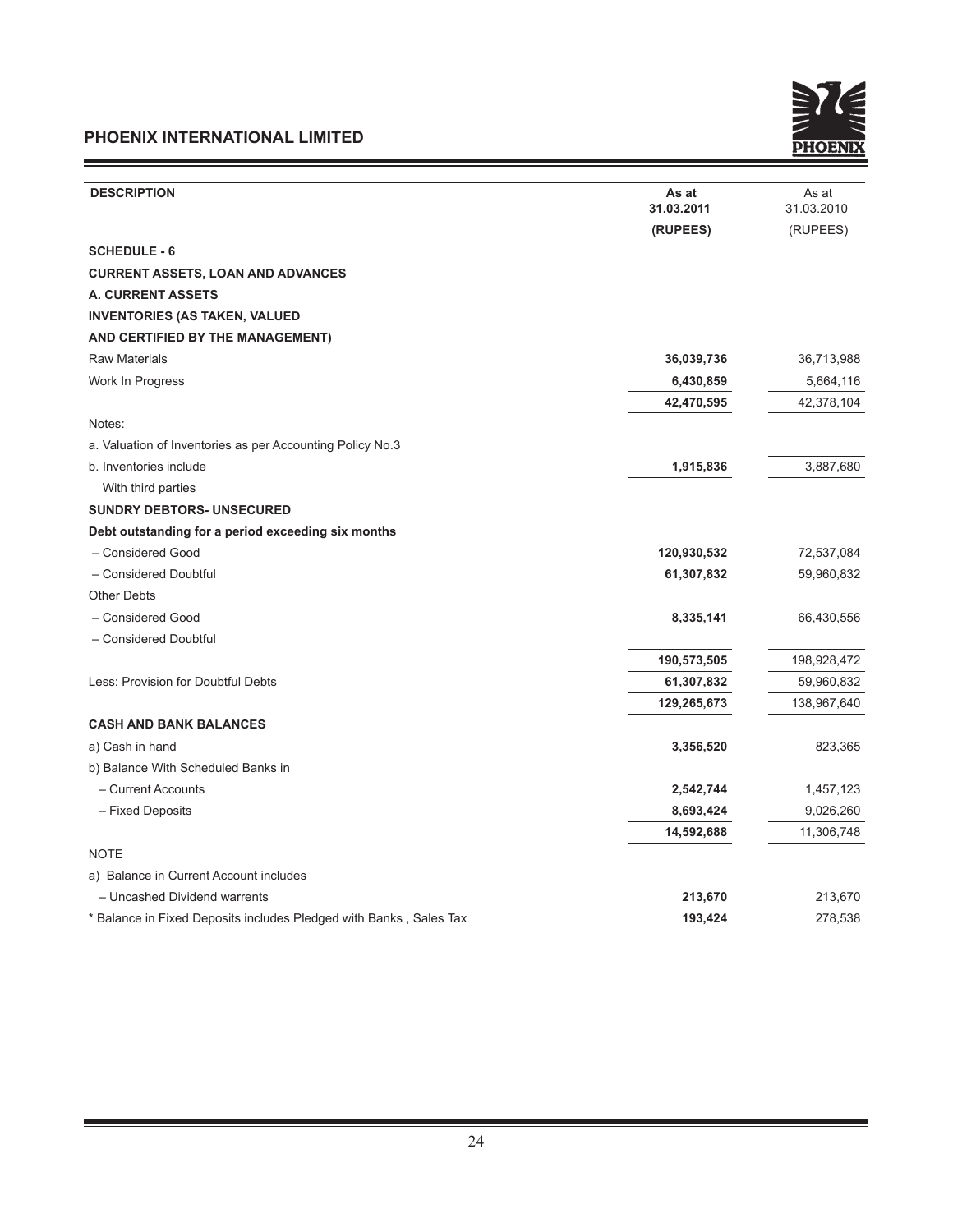| DESCRIPTION | As at 31.03.2011 (RUPEES) | As at 31.03.2010 (RUPEES) |
|---|---|---|
| **SCHEDULE - 6** | | |
| **CURRENT ASSETS, LOAN AND ADVANCES** | | |
| **A. CURRENT ASSETS** | | |
| **INVENTORIES (AS TAKEN, VALUED AND CERTIFIED BY THE MANAGEMENT)** | | |
| Raw Materials | **36,039,736** | 36,713,988 |
| Work In Progress | **6,430,859** | 5,664,116 |
| | **42,470,595** | 42,378,104 |
| Notes: | | |
| a. Valuation of Inventories as per Accounting Policy No.3 | | |
| b. Inventories include With third parties | **1,915,836** | 3,887,680 |
| **SUNDRY DEBTORS- UNSECURED** | | |
| **Debt outstanding for a period exceeding six months** | | |
| – Considered Good | **120,930,532** | 72,537,084 |
| – Considered Doubtful | **61,307,832** | 59,960,832 |
| Other Debts | | |
| – Considered Good | **8,335,141** | 66,430,556 |
| – Considered Doubtful | | |
| | **190,573,505** | 198,928,472 |
| Less: Provision for Doubtful Debts | **61,307,832** | 59,960,832 |
| | **129,265,673** | 138,967,640 |
| **CASH AND BANK BALANCES** | | |
| a) Cash in hand | **3,356,520** | 823,365 |
| b) Balance With Scheduled Banks in | | |
| – Current Accounts | **2,542,744** | 1,457,123 |
| – Fixed Deposits | **8,693,424** | 9,026,260 |
| | **14,592,688** | 11,306,748 |
| NOTE | | |
| a) Balance in Current Account includes | | |
| – Uncashed Dividend warrents | **213,670** | 213,670 |
| * Balance in Fixed Deposits includes Pledged with Banks , Sales Tax | **193,424** | 278,538 |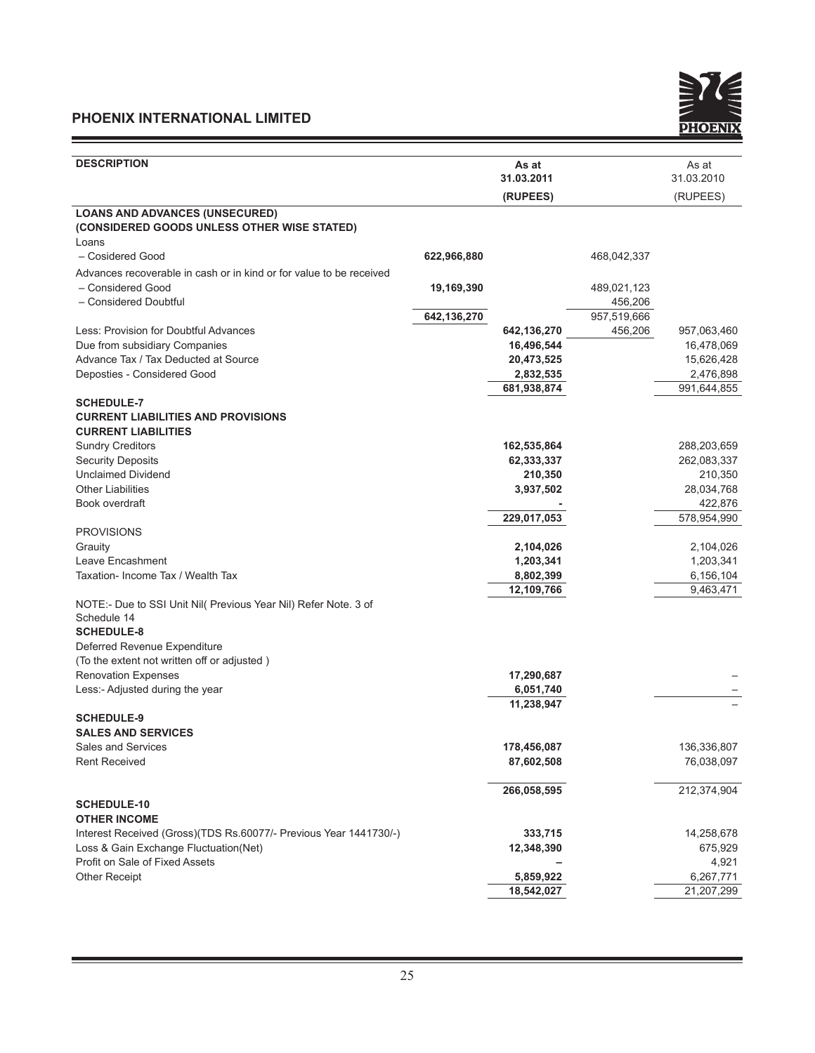| DESCRIPTION | | As at 31.03.2011 (RUPEES) | | As at 31.03.2010 (RUPEES) |
|---|---|---|---|---|
| **LOANS AND ADVANCES (UNSECURED)** | | | | |
| **(CONSIDERED GOODS UNLESS OTHER WISE STATED)** | | | | |
| Loans | | | | |
| – Cosidered Good | **622,966,880** | | 468,042,337 | |
| Advances recoverable in cash or in kind or for value to be received | | | | |
| – Considered Good | **19,169,390** | | 489,021,123 | |
| – Considered Doubtful | | | 456,206 | |
| | **642,136,270** | | 957,519,666 | |
| Less: Provision for Doubtful Advances | | **642,136,270** | 456,206 | 957,063,460 |
| Due from subsidiary Companies | | **16,496,544** | | 16,478,069 |
| Advance Tax / Tax Deducted at Source | | **20,473,525** | | 15,626,428 |
| Deposties - Considered Good | | **2,832,535** | | 2,476,898 |
| | | **681,938,874** | | 991,644,855 |
| **SCHEDULE-7** | | | | |
| **CURRENT LIABILITIES AND PROVISIONS** | | | | |
| **CURRENT LIABILITIES** | | | | |
| Sundry Creditors | | **162,535,864** | | 288,203,659 |
| Security Deposits | | **62,333,337** | | 262,083,337 |
| Unclaimed Dividend | | **210,350** | | 210,350 |
| Other Liabilities | | **3,937,502** | | 28,034,768 |
| Book overdraft | | **-** | | 422,876 |
| | | **229,017,053** | | 578,954,990 |
| PROVISIONS | | | | |
| Grauity | | **2,104,026** | | 2,104,026 |
| Leave Encashment | | **1,203,341** | | 1,203,341 |
| Taxation- Income Tax / Wealth Tax | | **8,802,399** | | 6,156,104 |
| | | **12,109,766** | | 9,463,471 |
| NOTE:- Due to SSI Unit Nil( Previous Year Nil) Refer Note. 3 of Schedule 14 | | | | |
| **SCHEDULE-8** | | | | |
| Deferred Revenue Expenditure | | | | |
| (To the extent not written off or adjusted ) | | | | |
| Renovation Expenses | | **17,290,687** | | – |
| Less:- Adjusted during the year | | **6,051,740** | | – |
| | | **11,238,947** | | – |
| **SCHEDULE-9** | | | | |
| **SALES AND SERVICES** | | | | |
| Sales and Services | | **178,456,087** | | 136,336,807 |
| Rent Received | | **87,602,508** | | 76,038,097 |
| | | **266,058,595** | | 212,374,904 |
| **SCHEDULE-10** | | | | |
| **OTHER INCOME** | | | | |
| Interest Received (Gross)(TDS Rs.60077/- Previous Year 1441730/-) | | **333,715** | | 14,258,678 |
| Loss & Gain Exchange Fluctuation(Net) | | **12,348,390** | | 675,929 |
| Profit on Sale of Fixed Assets | | **–** | | 4,921 |
| Other Receipt | | **5,859,922** | | 6,267,771 |
| | | **18,542,027** | | 21,207,299 |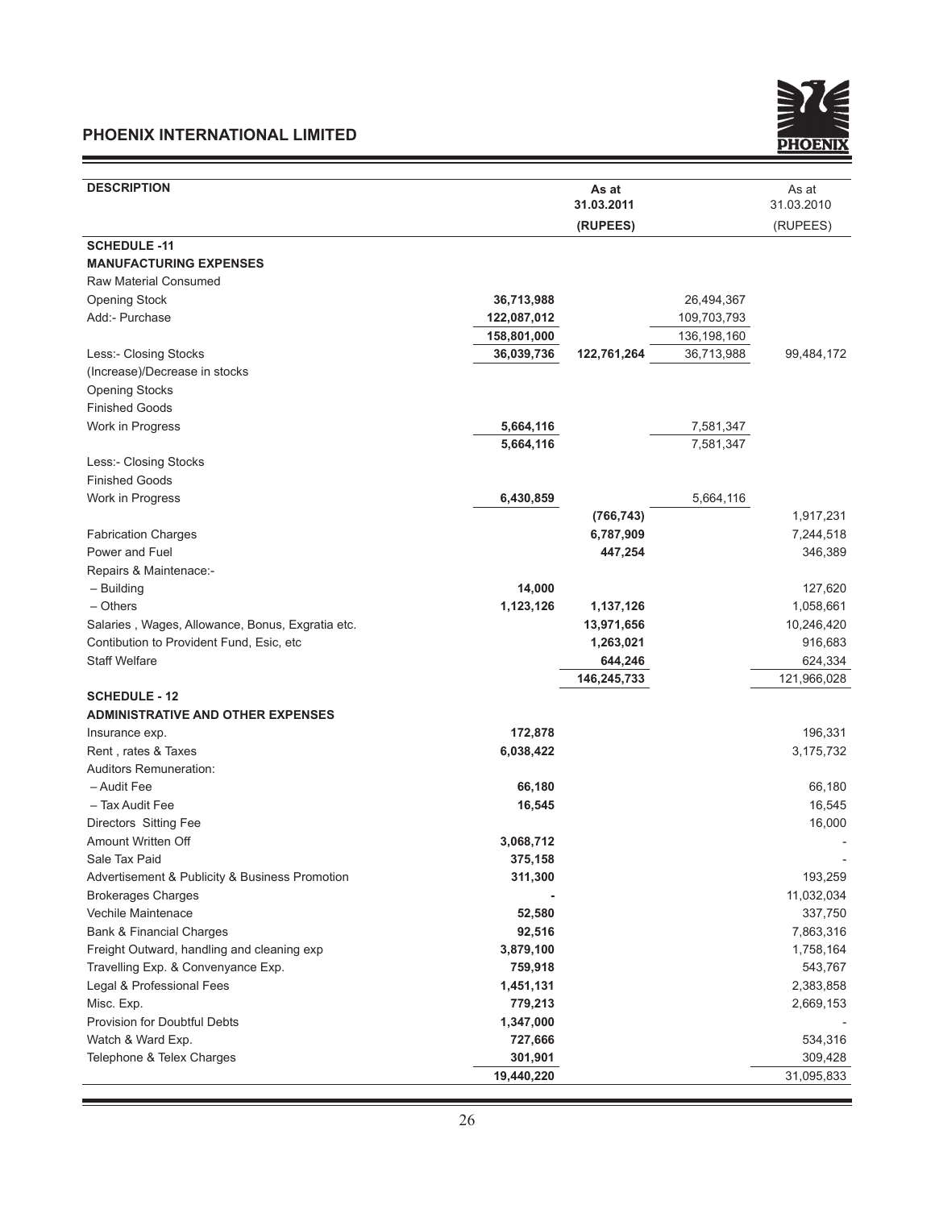## PHOENIX INTERNATIONAL LIMITED

| DESCRIPTION | | As at 31.03.2011 (RUPEES) | | As at 31.03.2010 (RUPEES) |
|---|---|---|---|---|
| **SCHEDULE -11** | | | | |
| **MANUFACTURING EXPENSES** | | | | |
| Raw Material Consumed | | | | |
| Opening Stock | 36,713,988 | | 26,494,367 | |
| Add:- Purchase | 122,087,012 | | 109,703,793 | |
| | 158,801,000 | | 136,198,160 | |
| Less:- Closing Stocks | 36,039,736 | 122,761,264 | 36,713,988 | 99,484,172 |
| (Increase)/Decrease in stocks | | | | |
| Opening Stocks | | | | |
| Finished Goods | | | | |
| Work in Progress | 5,664,116 | | 7,581,347 | |
| | 5,664,116 | | 7,581,347 | |
| Less:- Closing Stocks | | | | |
| Finished Goods | | | | |
| Work in Progress | 6,430,859 | | 5,664,116 | |
| | | (766,743) | | 1,917,231 |
| Fabrication Charges | | 6,787,909 | | 7,244,518 |
| Power and Fuel | | 447,254 | | 346,389 |
| Repairs & Maintenace:- | | | | |
| – Building | 14,000 | | | 127,620 |
| – Others | 1,123,126 | 1,137,126 | | 1,058,661 |
| Salaries , Wages, Allowance, Bonus, Exgratia etc. | | 13,971,656 | | 10,246,420 |
| Contibution to Provident Fund, Esic, etc | | 1,263,021 | | 916,683 |
| Staff Welfare | | 644,246 | | 624,334 |
| | | 146,245,733 | | 121,966,028 |
| **SCHEDULE - 12** | | | | |
| **ADMINISTRATIVE AND OTHER EXPENSES** | | | | |
| Insurance exp. | 172,878 | | | 196,331 |
| Rent , rates & Taxes | 6,038,422 | | | 3,175,732 |
| Auditors Remuneration: | | | | |
| – Audit Fee | 66,180 | | | 66,180 |
| – Tax Audit Fee | 16,545 | | | 16,545 |
| Directors Sitting Fee | | | | 16,000 |
| Amount Written Off | 3,068,712 | | | - |
| Sale Tax Paid | 375,158 | | | - |
| Advertisement & Publicity & Business Promotion | 311,300 | | | 193,259 |
| Brokerages Charges | - | | | 11,032,034 |
| Vechile Maintenace | 52,580 | | | 337,750 |
| Bank & Financial Charges | 92,516 | | | 7,863,316 |
| Freight Outward, handling and cleaning exp | 3,879,100 | | | 1,758,164 |
| Travelling Exp. & Convenyance Exp. | 759,918 | | | 543,767 |
| Legal & Professional Fees | 1,451,131 | | | 2,383,858 |
| Misc. Exp. | 779,213 | | | 2,669,153 |
| Provision for Doubtful Debts | 1,347,000 | | | - |
| Watch & Ward Exp. | 727,666 | | | 534,316 |
| Telephone & Telex Charges | 301,901 | | | 309,428 |
| | 19,440,220 | | | 31,095,833 |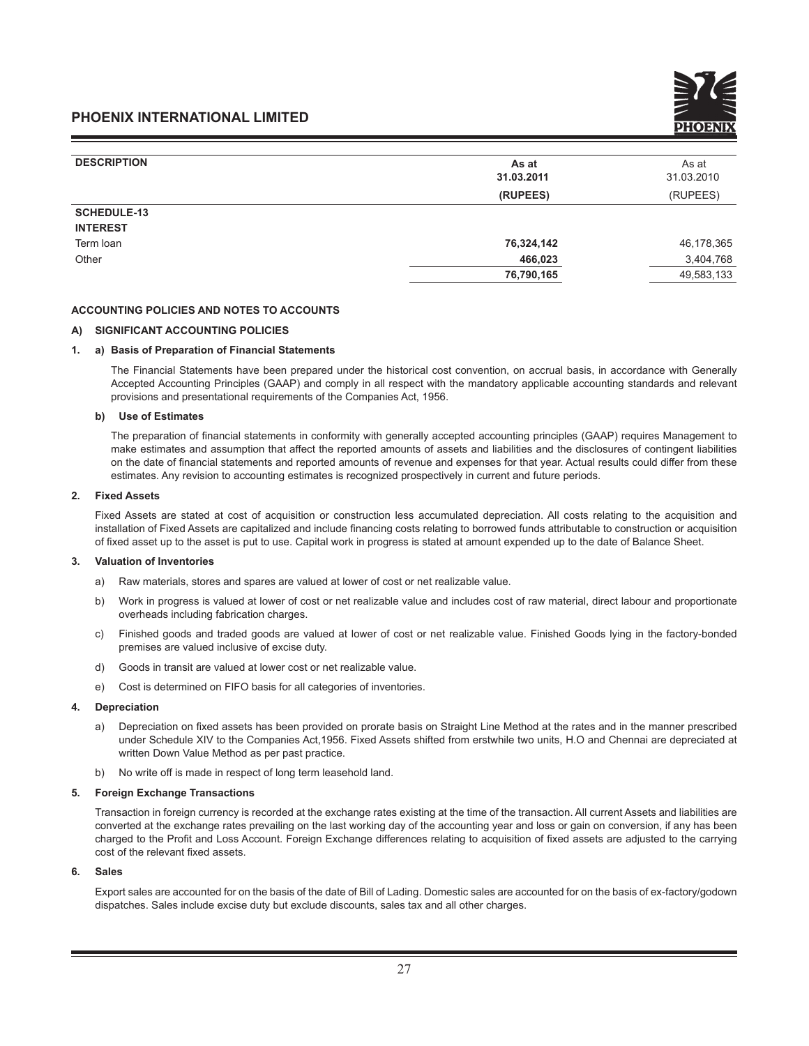| DESCRIPTION | As at 31.03.2011 (RUPEES) | As at 31.03.2010 (RUPEES) |
|---|---|---|
| **SCHEDULE-13** | | |
| **INTEREST** | | |
| Term loan | **76,324,142** | 46,178,365 |
| Other | **466,023** | 3,404,768 |
| | **76,790,165** | 49,583,133 |

## ACCOUNTING POLICIES AND NOTES TO ACCOUNTS

### A) SIGNIFICANT ACCOUNTING POLICIES

**1. a) Basis of Preparation of Financial Statements**

The Financial Statements have been prepared under the historical cost convention, on accrual basis, in accordance with Generally Accepted Accounting Principles (GAAP) and comply in all respect with the mandatory applicable accounting standards and relevant provisions and presentational requirements of the Companies Act, 1956.

**b) Use of Estimates**

The preparation of financial statements in conformity with generally accepted accounting principles (GAAP) requires Management to make estimates and assumption that affect the reported amounts of assets and liabilities and the disclosures of contingent liabilities on the date of financial statements and reported amounts of revenue and expenses for that year. Actual results could differ from these estimates. Any revision to accounting estimates is recognized prospectively in current and future periods.

**2. Fixed Assets**

Fixed Assets are stated at cost of acquisition or construction less accumulated depreciation. All costs relating to the acquisition and installation of Fixed Assets are capitalized and include financing costs relating to borrowed funds attributable to construction or acquisition of fixed asset up to the asset is put to use. Capital work in progress is stated at amount expended up to the date of Balance Sheet.

**3. Valuation of Inventories**

a) Raw materials, stores and spares are valued at lower of cost or net realizable value.

b) Work in progress is valued at lower of cost or net realizable value and includes cost of raw material, direct labour and proportionate overheads including fabrication charges.

c) Finished goods and traded goods are valued at lower of cost or net realizable value. Finished Goods lying in the factory-bonded premises are valued inclusive of excise duty.

d) Goods in transit are valued at lower cost or net realizable value.

e) Cost is determined on FIFO basis for all categories of inventories.

**4. Depreciation**

a) Depreciation on fixed assets has been provided on prorate basis on Straight Line Method at the rates and in the manner prescribed under Schedule XIV to the Companies Act,1956. Fixed Assets shifted from erstwhile two units, H.O and Chennai are depreciated at written Down Value Method as per past practice.

b) No write off is made in respect of long term leasehold land.

**5. Foreign Exchange Transactions**

Transaction in foreign currency is recorded at the exchange rates existing at the time of the transaction. All current Assets and liabilities are converted at the exchange rates prevailing on the last working day of the accounting year and loss or gain on conversion, if any has been charged to the Profit and Loss Account. Foreign Exchange differences relating to acquisition of fixed assets are adjusted to the carrying cost of the relevant fixed assets.

**6. Sales**

Export sales are accounted for on the basis of the date of Bill of Lading. Domestic sales are accounted for on the basis of ex-factory/godown dispatches. Sales include excise duty but exclude discounts, sales tax and all other charges.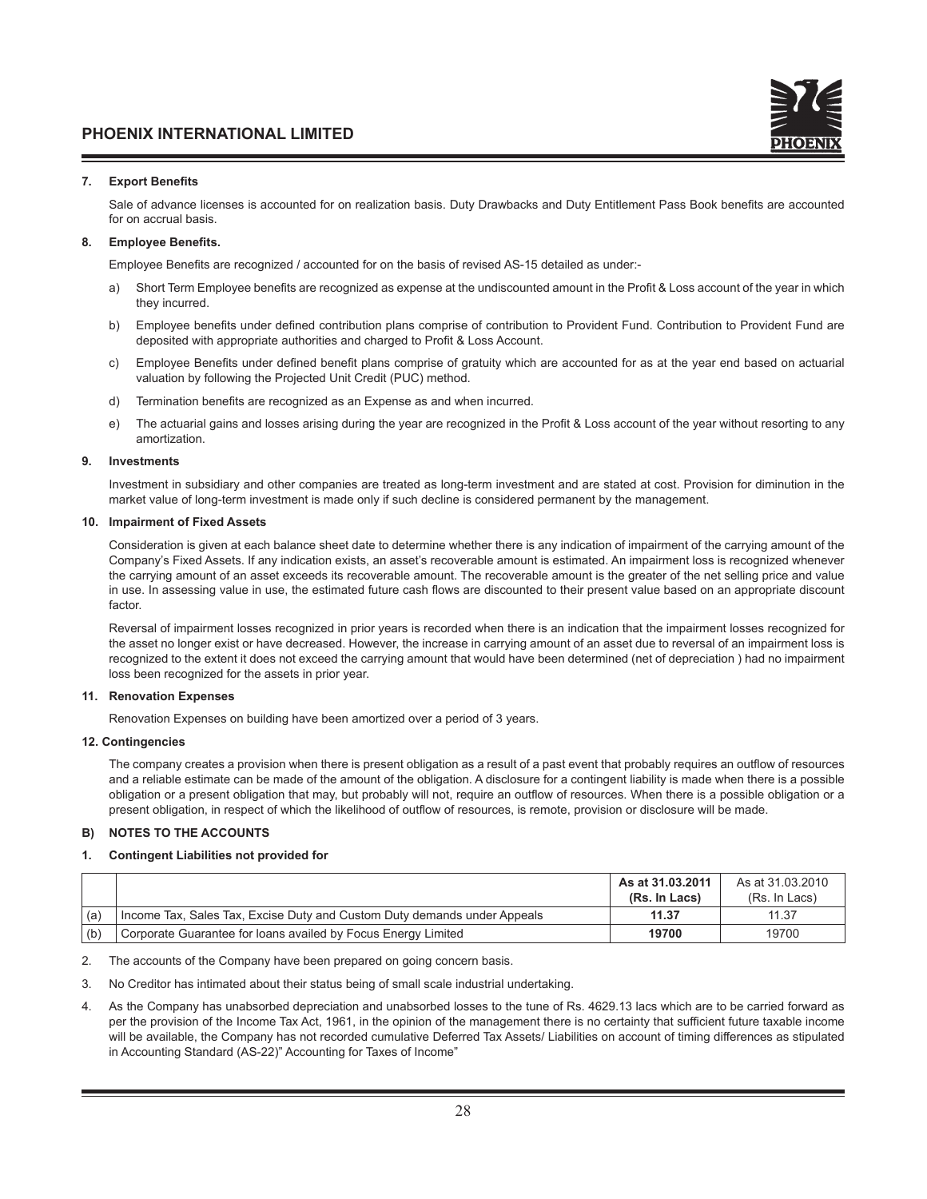**7. Export Benefits**

Sale of advance licenses is accounted for on realization basis. Duty Drawbacks and Duty Entitlement Pass Book benefits are accounted for on accrual basis.

**8. Employee Benefits.**

Employee Benefits are recognized / accounted for on the basis of revised AS-15 detailed as under:-

a) Short Term Employee benefits are recognized as expense at the undiscounted amount in the Profit & Loss account of the year in which they incurred.

b) Employee benefits under defined contribution plans comprise of contribution to Provident Fund. Contribution to Provident Fund are deposited with appropriate authorities and charged to Profit & Loss Account.

c) Employee Benefits under defined benefit plans comprise of gratuity which are accounted for as at the year end based on actuarial valuation by following the Projected Unit Credit (PUC) method.

d) Termination benefits are recognized as an Expense as and when incurred.

e) The actuarial gains and losses arising during the year are recognized in the Profit & Loss account of the year without resorting to any amortization.

**9. Investments**

Investment in subsidiary and other companies are treated as long-term investment and are stated at cost. Provision for diminution in the market value of long-term investment is made only if such decline is considered permanent by the management.

**10. Impairment of Fixed Assets**

Consideration is given at each balance sheet date to determine whether there is any indication of impairment of the carrying amount of the Company's Fixed Assets. If any indication exists, an asset's recoverable amount is estimated. An impairment loss is recognized whenever the carrying amount of an asset exceeds its recoverable amount. The recoverable amount is the greater of the net selling price and value in use. In assessing value in use, the estimated future cash flows are discounted to their present value based on an appropriate discount factor.

Reversal of impairment losses recognized in prior years is recorded when there is an indication that the impairment losses recognized for the asset no longer exist or have decreased. However, the increase in carrying amount of an asset due to reversal of an impairment loss is recognized to the extent it does not exceed the carrying amount that would have been determined (net of depreciation ) had no impairment loss been recognized for the assets in prior year.

**11. Renovation Expenses**

Renovation Expenses on building have been amortized over a period of 3 years.

**12. Contingencies**

The company creates a provision when there is present obligation as a result of a past event that probably requires an outflow of resources and a reliable estimate can be made of the amount of the obligation. A disclosure for a contingent liability is made when there is a possible obligation or a present obligation that may, but probably will not, require an outflow of resources. When there is a possible obligation or a present obligation, in respect of which the likelihood of outflow of resources, is remote, provision or disclosure will be made.

**B) NOTES TO THE ACCOUNTS**

**1. Contingent Liabilities not provided for**

| | | **As at 31.03.2011 (Rs. In Lacs)** | As at 31.03.2010 (Rs. In Lacs) |
|---|---|---|---|
| (a) | Income Tax, Sales Tax, Excise Duty and Custom Duty demands under Appeals | **11.37** | 11.37 |
| (b) | Corporate Guarantee for loans availed by Focus Energy Limited | **19700** | 19700 |

2. The accounts of the Company have been prepared on going concern basis.

3. No Creditor has intimated about their status being of small scale industrial undertaking.

4. As the Company has unabsorbed depreciation and unabsorbed losses to the tune of Rs. 4629.13 lacs which are to be carried forward as per the provision of the Income Tax Act, 1961, in the opinion of the management there is no certainty that sufficient future taxable income will be available, the Company has not recorded cumulative Deferred Tax Assets/ Liabilities on account of timing differences as stipulated in Accounting Standard (AS-22)" Accounting for Taxes of Income"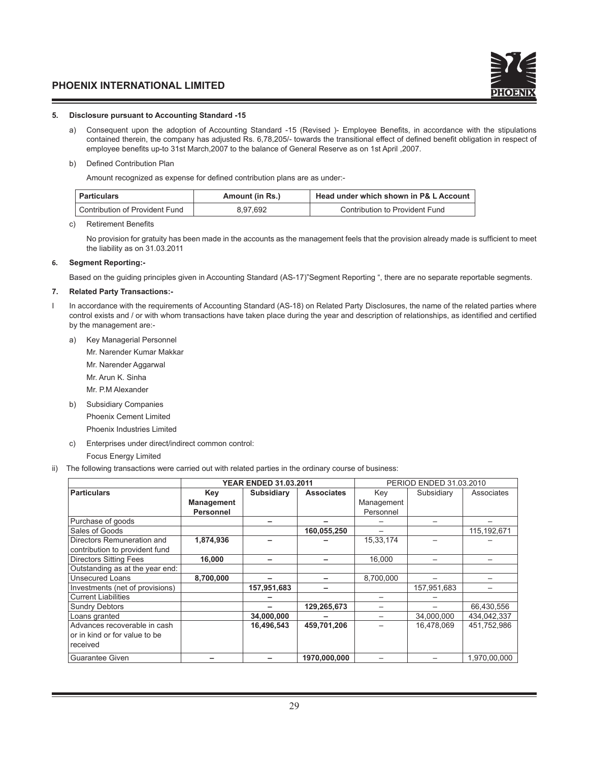### 5. Disclosure pursuant to Accounting Standard -15

a) Consequent upon the adoption of Accounting Standard -15 (Revised )- Employee Benefits, in accordance with the stipulations contained therein, the company has adjusted Rs. 6,78,205/- towards the transitional effect of defined benefit obligation in respect of employee benefits up-to 31st March,2007 to the balance of General Reserve as on 1st April ,2007.

b) Defined Contribution Plan

Amount recognized as expense for defined contribution plans are as under:-

| Particulars | Amount (in Rs.) | Head under which shown in P& L Account |
|---|---|---|
| Contribution of Provident Fund | 8,97,692 | Contribution to Provident Fund |

c) Retirement Benefits

No provision for gratuity has been made in the accounts as the management feels that the provision already made is sufficient to meet the liability as on 31.03.2011

### 6. Segment Reporting:-

Based on the guiding principles given in Accounting Standard (AS-17)"Segment Reporting ", there are no separate reportable segments.

### 7. Related Party Transactions:-

I In accordance with the requirements of Accounting Standard (AS-18) on Related Party Disclosures, the name of the related parties where control exists and / or with whom transactions have taken place during the year and description of relationships, as identified and certified by the management are:-

a) Key Managerial Personnel

Mr. Narender Kumar Makkar

Mr. Narender Aggarwal

Mr. Arun K. Sinha

Mr. P.M Alexander

b) Subsidiary Companies

Phoenix Cement Limited

Phoenix Industries Limited

c) Enterprises under direct/indirect common control:

Focus Energy Limited

ii) The following transactions were carried out with related parties in the ordinary course of business:

| | YEAR ENDED 31.03.2011 | | | PERIOD ENDED 31.03.2010 | | |
|---|---|---|---|---|---|---|
| **Particulars** | **Key Management Personnel** | **Subsidiary** | **Associates** | Key Management Personnel | Subsidiary | Associates |
| Purchase of goods | | – | – | – | – | – |
| Sales of Goods | | | 160,055,250 | – | | 115,192,671 |
| Directors Remuneration and contribution to provident fund | 1,874,936 | – | – | 15,33,174 | – | – |
| Directors Sitting Fees | 16,000 | – | – | 16,000 | – | – |
| Outstanding as at the year end: | | | | | | |
| Unsecured Loans | 8,700,000 | – | – | 8,700,000 | – | – |
| Investments (net of provisions) | | 157,951,683 | – | | 157,951,683 | – |
| Current Liabilities | | – | | – | – | |
| Sundry Debtors | | – | 129,265,673 | – | – | 66,430,556 |
| Loans granted | | 34,000,000 | – | – | 34,000,000 | 434,042,337 |
| Advances recoverable in cash or in kind or for value to be received | | 16,496,543 | 459,701,206 | – | 16,478,069 | 451,752,986 |
| Guarantee Given | – | – | 1970,000,000 | – | – | 1,970,00,000 |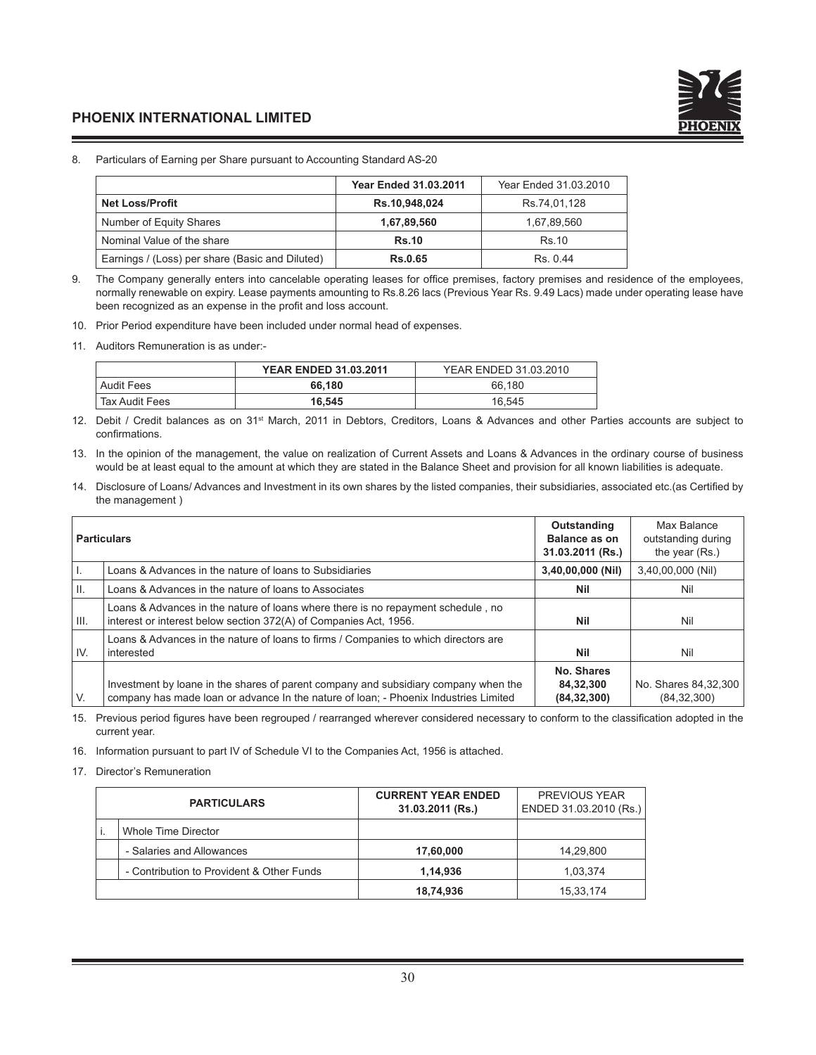8. Particulars of Earning per Share pursuant to Accounting Standard AS-20

| | **Year Ended 31.03.2011** | Year Ended 31.03.2010 |
|---|---|---|
| **Net Loss/Profit** | **Rs.10,948,024** | Rs.74,01,128 |
| Number of Equity Shares | **1,67,89,560** | 1,67,89,560 |
| Nominal Value of the share | **Rs.10** | Rs.10 |
| Earnings / (Loss) per share (Basic and Diluted) | **Rs.0.65** | Rs. 0.44 |

9. The Company generally enters into cancelable operating leases for office premises, factory premises and residence of the employees, normally renewable on expiry. Lease payments amounting to Rs.8.26 lacs (Previous Year Rs. 9.49 Lacs) made under operating lease have been recognized as an expense in the profit and loss account.

10. Prior Period expenditure have been included under normal head of expenses.

11. Auditors Remuneration is as under:-

| | **YEAR ENDED 31.03.2011** | YEAR ENDED 31.03.2010 |
|---|---|---|
| Audit Fees | **66,180** | 66,180 |
| Tax Audit Fees | **16,545** | 16,545 |

12. Debit / Credit balances as on 31st March, 2011 in Debtors, Creditors, Loans & Advances and other Parties accounts are subject to confirmations.

13. In the opinion of the management, the value on realization of Current Assets and Loans & Advances in the ordinary course of business would be at least equal to the amount at which they are stated in the Balance Sheet and provision for all known liabilities is adequate.

14. Disclosure of Loans/ Advances and Investment in its own shares by the listed companies, their subsidiaries, associated etc.(as Certified by the management )

| **Particulars** | | **Outstanding Balance as on 31.03.2011 (Rs.)** | Max Balance outstanding during the year (Rs.) |
|---|---|---|---|
| I. | Loans & Advances in the nature of loans to Subsidiaries | **3,40,00,000 (Nil)** | 3,40,00,000 (Nil) |
| II. | Loans & Advances in the nature of loans to Associates | **Nil** | Nil |
| III. | Loans & Advances in the nature of loans where there is no repayment schedule , no interest or interest below section 372(A) of Companies Act, 1956. | **Nil** | Nil |
| IV. | Loans & Advances in the nature of loans to firms / Companies to which directors are interested | **Nil** | Nil |
| V. | Investment by loane in the shares of parent company and subsidiary company when the company has made loan or advance In the nature of loan; - Phoenix Industries Limited | **No. Shares 84,32,300 (84,32,300)** | No. Shares 84,32,300 (84,32,300) |

15. Previous period figures have been regrouped / rearranged wherever considered necessary to conform to the classification adopted in the current year.

16. Information pursuant to part IV of Schedule VI to the Companies Act, 1956 is attached.

17. Director's Remuneration

| **PARTICULARS** | | **CURRENT YEAR ENDED 31.03.2011 (Rs.)** | PREVIOUS YEAR ENDED 31.03.2010 (Rs.) |
|---|---|---|---|
| i. | Whole Time Director | | |
| | - Salaries and Allowances | **17,60,000** | 14,29,800 |
| | - Contribution to Provident & Other Funds | **1,14,936** | 1,03,374 |
| | | **18,74,936** | 15,33,174 |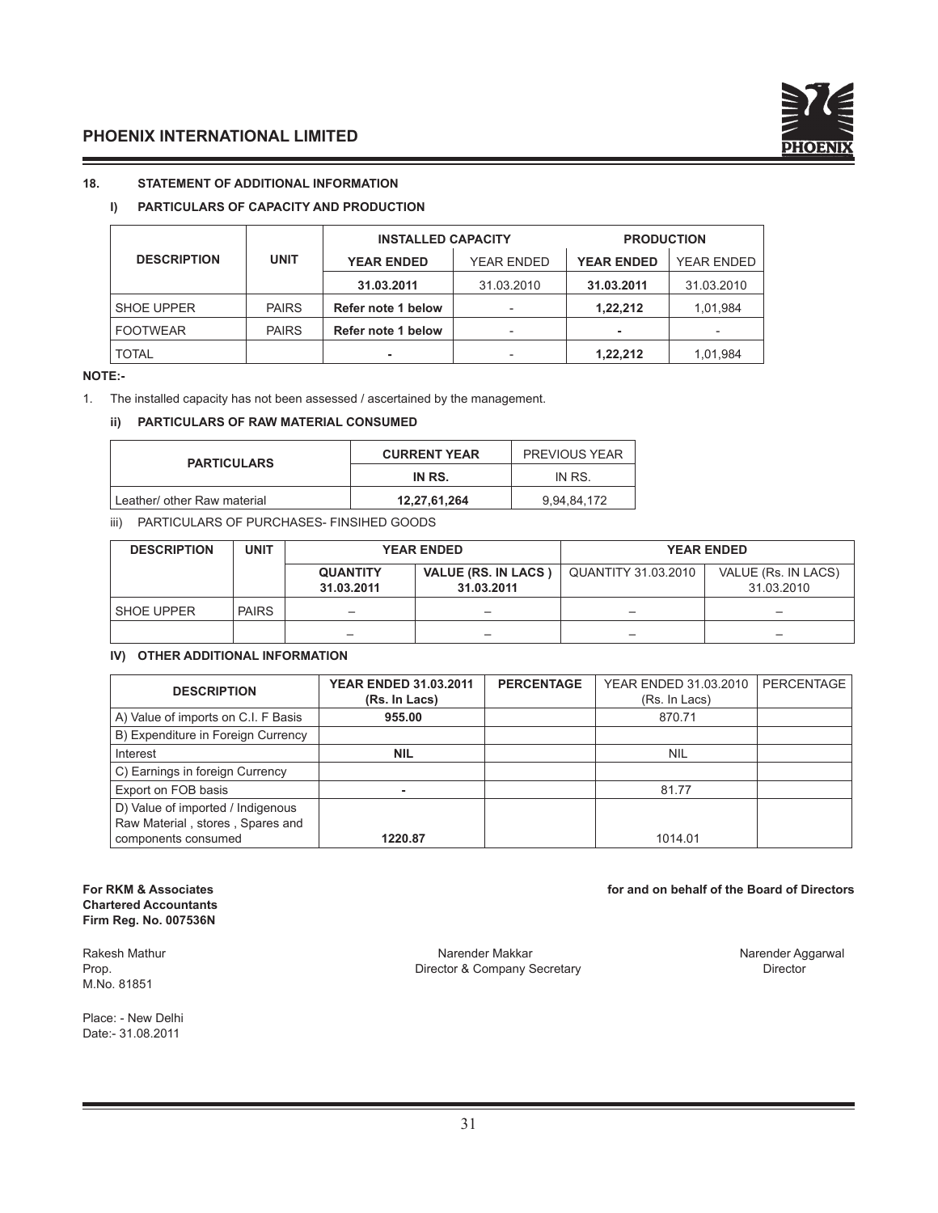**18. STATEMENT OF ADDITIONAL INFORMATION**

**I) PARTICULARS OF CAPACITY AND PRODUCTION**

| DESCRIPTION | UNIT | INSTALLED CAPACITY | | PRODUCTION | |
|---|---|---|---|---|---|
| | | **YEAR ENDED** | YEAR ENDED | **YEAR ENDED** | YEAR ENDED |
| | | **31.03.2011** | 31.03.2010 | **31.03.2011** | 31.03.2010 |
| SHOE UPPER | PAIRS | **Refer note 1 below** | - | **1,22,212** | 1,01,984 |
| FOOTWEAR | PAIRS | **Refer note 1 below** | - | **-** | - |
| TOTAL | | **-** | - | **1,22,212** | 1,01,984 |

**NOTE:-**

1. The installed capacity has not been assessed / ascertained by the management.

**ii) PARTICULARS OF RAW MATERIAL CONSUMED**

| PARTICULARS | CURRENT YEAR | PREVIOUS YEAR |
|---|---|---|
| | **IN RS.** | IN RS. |
| Leather/ other Raw material | **12,27,61,264** | 9,94,84,172 |

iii) PARTICULARS OF PURCHASES- FINSIHED GOODS

| DESCRIPTION | UNIT | YEAR ENDED | | YEAR ENDED | |
|---|---|---|---|---|---|
| | | **QUANTITY 31.03.2011** | **VALUE (RS. IN LACS ) 31.03.2011** | QUANTITY 31.03.2010 | VALUE (Rs. IN LACS) 31.03.2010 |
| SHOE UPPER | PAIRS | – | – | – | – |
| | | – | – | – | – |

**IV) OTHER ADDITIONAL INFORMATION**

| DESCRIPTION | YEAR ENDED 31.03.2011 (Rs. In Lacs) | PERCENTAGE | YEAR ENDED 31.03.2010 (Rs. In Lacs) | PERCENTAGE |
|---|---|---|---|---|
| A) Value of imports on C.I. F Basis | **955.00** | | 870.71 | |
| B) Expenditure in Foreign Currency | | | | |
| Interest | **NIL** | | NIL | |
| C) Earnings in foreign Currency | | | | |
| Export on FOB basis | **-** | | 81.77 | |
| D) Value of imported / Indigenous Raw Material , stores , Spares and components consumed | **1220.87** | | 1014.01 | |

**For RKM & Associates**
**Chartered Accountants**
**Firm Reg. No. 007536N**

**for and on behalf of the Board of Directors**

Rakesh Mathur
Prop.
M.No. 81851

Narender Makkar
Director & Company Secretary

Narender Aggarwal
Director

Place: - New Delhi
Date:- 31.08.2011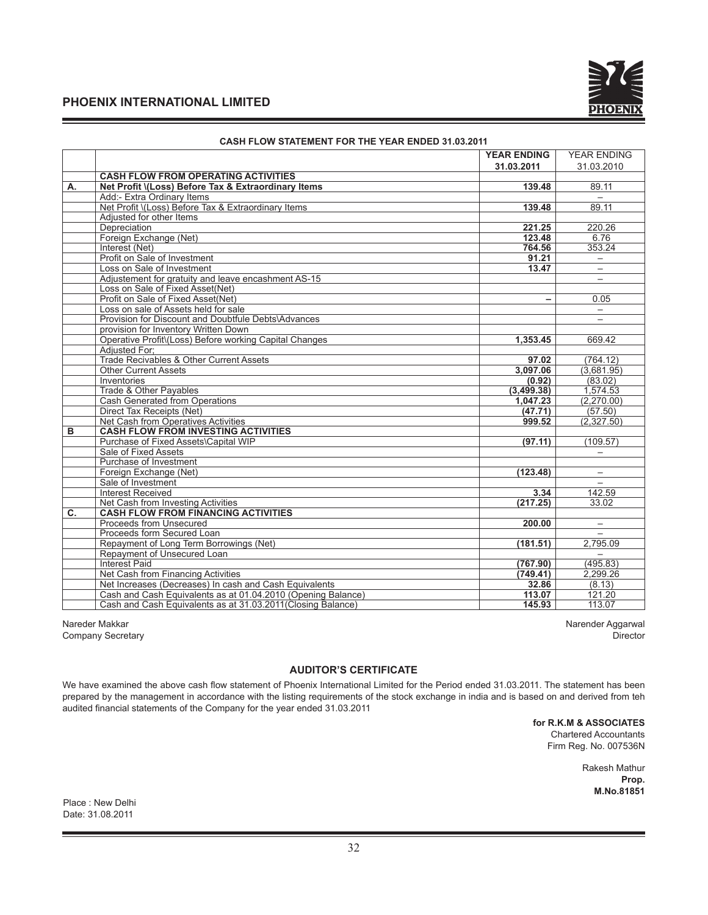## CASH FLOW STATEMENT FOR THE YEAR ENDED 31.03.2011

| | | YEAR ENDING 31.03.2011 | YEAR ENDING 31.03.2010 |
|---|---|---|---|
| | **CASH FLOW FROM OPERATING ACTIVITIES** | | |
| **A.** | **Net Profit \(Loss) Before Tax & Extraordinary Items** | **139.48** | 89.11 |
| | Add:- Extra Ordinary Items | | – |
| | Net Profit \(Loss) Before Tax & Extraordinary Items | **139.48** | 89.11 |
| | Adjusted for other Items | | |
| | Depreciation | **221.25** | 220.26 |
| | Foreign Exchange (Net) | **123.48** | 6.76 |
| | Interest (Net) | **764.56** | 353.24 |
| | Profit on Sale of Investment | **91.21** | – |
| | Loss on Sale of Investment | **13.47** | – |
| | Adjustement for gratuity and leave encashment AS-15 | | – |
| | Loss on Sale of Fixed Asset(Net) | | |
| | Profit on Sale of Fixed Asset(Net) | **–** | 0.05 |
| | Loss on sale of Assets held for sale | | – |
| | Provision for Discount and Doubtfule Debts\Advances | | – |
| | provision for Inventory Written Down | | |
| | Operative Profit\(Loss) Before working Capital Changes | **1,353.45** | 669.42 |
| | Adjusted For; | | |
| | Trade Recivables & Other Current Assets | **97.02** | (764.12) |
| | Other Current Assets | **3,097.06** | (3,681.95) |
| | Inventories | **(0.92)** | (83.02) |
| | Trade & Other Payables | **(3,499.38)** | 1,574.53 |
| | Cash Generated from Operations | **1,047.23** | (2,270.00) |
| | Direct Tax Receipts (Net) | **(47.71)** | (57.50) |
| | Net Cash from Operatives Activities | **999.52** | (2,327.50) |
| **B** | **CASH FLOW FROM INVESTING ACTIVITIES** | | |
| | Purchase of Fixed Assets\Capital WIP | **(97.11)** | (109.57) |
| | Sale of Fixed Assets | | – |
| | Purchase of Investment | | |
| | Foreign Exchange (Net) | **(123.48)** | – |
| | Sale of Investment | | – |
| | Interest Received | **3.34** | 142.59 |
| | Net Cash from Investing Activities | **(217.25)** | 33.02 |
| **C.** | **CASH FLOW FROM FINANCING ACTIVITIES** | | |
| | Proceeds from Unsecured | **200.00** | – |
| | Proceeds form Secured Loan | | – |
| | Repayment of Long Term Borrowings (Net) | **(181.51)** | 2,795.09 |
| | Repayment of Unsecured Loan | | – |
| | Interest Paid | **(767.90)** | (495.83) |
| | Net Cash from Financing Activities | **(749.41)** | 2,299.26 |
| | Net Increases (Decreases) In cash and Cash Equivalents | **32.86** | (8.13) |
| | Cash and Cash Equivalents as at 01.04.2010 (Opening Balance) | **113.07** | 121.20 |
| | Cash and Cash Equivalents as at 31.03.2011(Closing Balance) | **145.93** | 113.07 |

Nareder Makkar
Company Secretary

Narender Aggarwal
Director

### AUDITOR'S CERTIFICATE

We have examined the above cash flow statement of Phoenix International Limited for the Period ended 31.03.2011. The statement has been prepared by the management in accordance with the listing requirements of the stock exchange in india and is based on and derived from teh audited financial statements of the Company for the year ended 31.03.2011

**for R.K.M & ASSOCIATES**
Chartered Accountants
Firm Reg. No. 007536N

Rakesh Mathur
**Prop.**
**M.No.81851**

Place : New Delhi
Date: 31.08.2011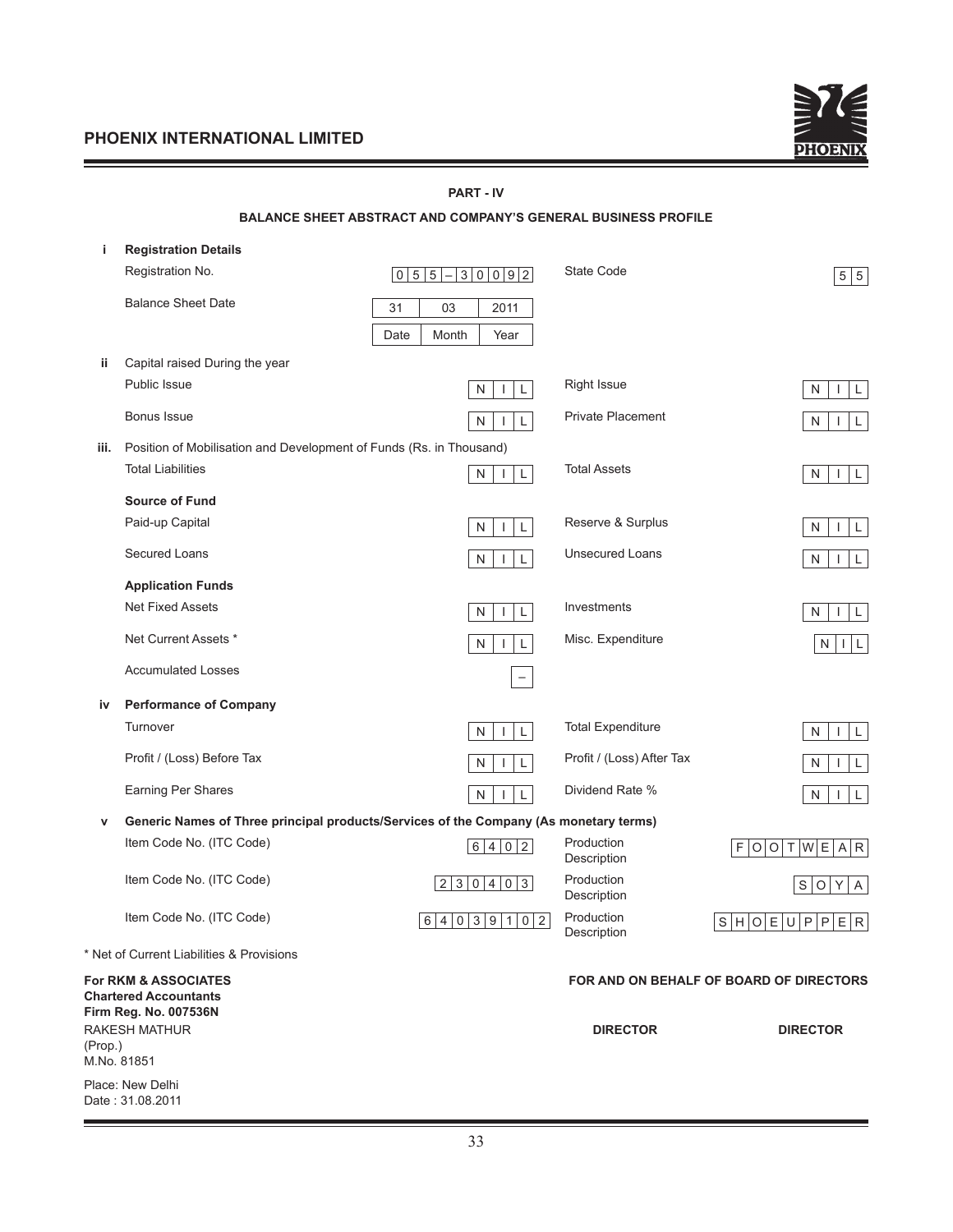## PART - IV

### BALANCE SHEET ABSTRACT AND COMPANY'S GENERAL BUSINESS PROFILE

| | | | | |
|---|---|---|---|---|
| **i** | **Registration Details** | | | |
| | Registration No. | 055–30092 | State Code | 55 |
| | Balance Sheet Date | 31 (Date) 03 (Month) 2011 (Year) | | |
| **ii** | Capital raised During the year | | | |
| | Public Issue | NIL | Right Issue | NIL |
| | Bonus Issue | NIL | Private Placement | NIL |
| **iii.** | Position of Mobilisation and Development of Funds (Rs. in Thousand) | | | |
| | Total Liabilities | NIL | Total Assets | NIL |
| | **Source of Fund** | | | |
| | Paid-up Capital | NIL | Reserve & Surplus | NIL |
| | Secured Loans | NIL | Unsecured Loans | NIL |
| | **Application Funds** | | | |
| | Net Fixed Assets | NIL | Investments | NIL |
| | Net Current Assets * | NIL | Misc. Expenditure | NIL |
| | Accumulated Losses | – | | |
| **iv** | **Performance of Company** | | | |
| | Turnover | NIL | Total Expenditure | NIL |
| | Profit / (Loss) Before Tax | NIL | Profit / (Loss) After Tax | NIL |
| | Earning Per Shares | NIL | Dividend Rate % | NIL |
| **v** | **Generic Names of Three principal products/Services of the Company (As monetary terms)** | | | |
| | Item Code No. (ITC Code) | 6402 | Production Description | FOOTWEAR |
| | Item Code No. (ITC Code) | 230403 | Production Description | SOYA |
| | Item Code No. (ITC Code) | 64039102 | Production Description | SHOEUPPER |

\* Net of Current Liabilities & Provisions

**For RKM & ASSOCIATES**
**Chartered Accountants**
**Firm Reg. No. 007536N**
RAKESH MATHUR
(Prop.)
M.No. 81851

Place: New Delhi
Date : 31.08.2011

**FOR AND ON BEHALF OF BOARD OF DIRECTORS**

**DIRECTOR** **DIRECTOR**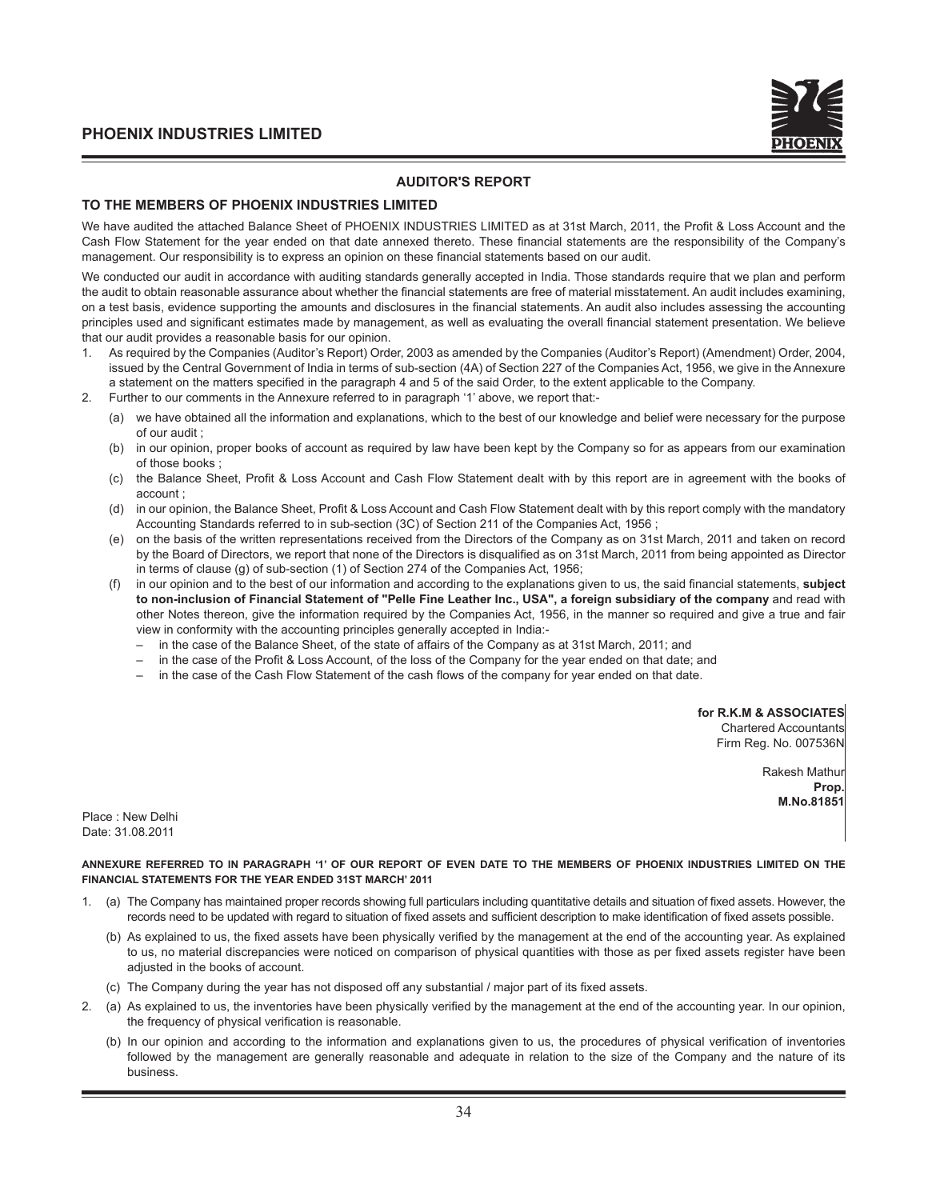## AUDITOR'S REPORT

### TO THE MEMBERS OF PHOENIX INDUSTRIES LIMITED

We have audited the attached Balance Sheet of PHOENIX INDUSTRIES LIMITED as at 31st March, 2011, the Profit & Loss Account and the Cash Flow Statement for the year ended on that date annexed thereto. These financial statements are the responsibility of the Company's management. Our responsibility is to express an opinion on these financial statements based on our audit.

We conducted our audit in accordance with auditing standards generally accepted in India. Those standards require that we plan and perform the audit to obtain reasonable assurance about whether the financial statements are free of material misstatement. An audit includes examining, on a test basis, evidence supporting the amounts and disclosures in the financial statements. An audit also includes assessing the accounting principles used and significant estimates made by management, as well as evaluating the overall financial statement presentation. We believe that our audit provides a reasonable basis for our opinion.

1. As required by the Companies (Auditor's Report) Order, 2003 as amended by the Companies (Auditor's Report) (Amendment) Order, 2004, issued by the Central Government of India in terms of sub-section (4A) of Section 227 of the Companies Act, 1956, we give in the Annexure a statement on the matters specified in the paragraph 4 and 5 of the said Order, to the extent applicable to the Company.
2. Further to our comments in the Annexure referred to in paragraph '1' above, we report that:-
   (a) we have obtained all the information and explanations, which to the best of our knowledge and belief were necessary for the purpose of our audit ;
   (b) in our opinion, proper books of account as required by law have been kept by the Company so for as appears from our examination of those books ;
   (c) the Balance Sheet, Profit & Loss Account and Cash Flow Statement dealt with by this report are in agreement with the books of account ;
   (d) in our opinion, the Balance Sheet, Profit & Loss Account and Cash Flow Statement dealt with by this report comply with the mandatory Accounting Standards referred to in sub-section (3C) of Section 211 of the Companies Act, 1956 ;
   (e) on the basis of the written representations received from the Directors of the Company as on 31st March, 2011 and taken on record by the Board of Directors, we report that none of the Directors is disqualified as on 31st March, 2011 from being appointed as Director in terms of clause (g) of sub-section (1) of Section 274 of the Companies Act, 1956;
   (f) in our opinion and to the best of our information and according to the explanations given to us, the said financial statements, **subject to non-inclusion of Financial Statement of "Pelle Fine Leather Inc., USA", a foreign subsidiary of the company** and read with other Notes thereon, give the information required by the Companies Act, 1956, in the manner so required and give a true and fair view in conformity with the accounting principles generally accepted in India:-
      – in the case of the Balance Sheet, of the state of affairs of the Company as at 31st March, 2011; and
      – in the case of the Profit & Loss Account, of the loss of the Company for the year ended on that date; and
      – in the case of the Cash Flow Statement of the cash flows of the company for year ended on that date.

**for R.K.M & ASSOCIATES**
Chartered Accountants
Firm Reg. No. 007536N

Rakesh Mathur
**Prop.**
**M.No.81851**

Place : New Delhi
Date: 31.08.2011

**ANNEXURE REFERRED TO IN PARAGRAPH '1' OF OUR REPORT OF EVEN DATE TO THE MEMBERS OF PHOENIX INDUSTRIES LIMITED ON THE FINANCIAL STATEMENTS FOR THE YEAR ENDED 31ST MARCH' 2011**

1. (a) The Company has maintained proper records showing full particulars including quantitative details and situation of fixed assets. However, the records need to be updated with regard to situation of fixed assets and sufficient description to make identification of fixed assets possible.
   (b) As explained to us, the fixed assets have been physically verified by the management at the end of the accounting year. As explained to us, no material discrepancies were noticed on comparison of physical quantities with those as per fixed assets register have been adjusted in the books of account.
   (c) The Company during the year has not disposed off any substantial / major part of its fixed assets.
2. (a) As explained to us, the inventories have been physically verified by the management at the end of the accounting year. In our opinion, the frequency of physical verification is reasonable.
   (b) In our opinion and according to the information and explanations given to us, the procedures of physical verification of inventories followed by the management are generally reasonable and adequate in relation to the size of the Company and the nature of its business.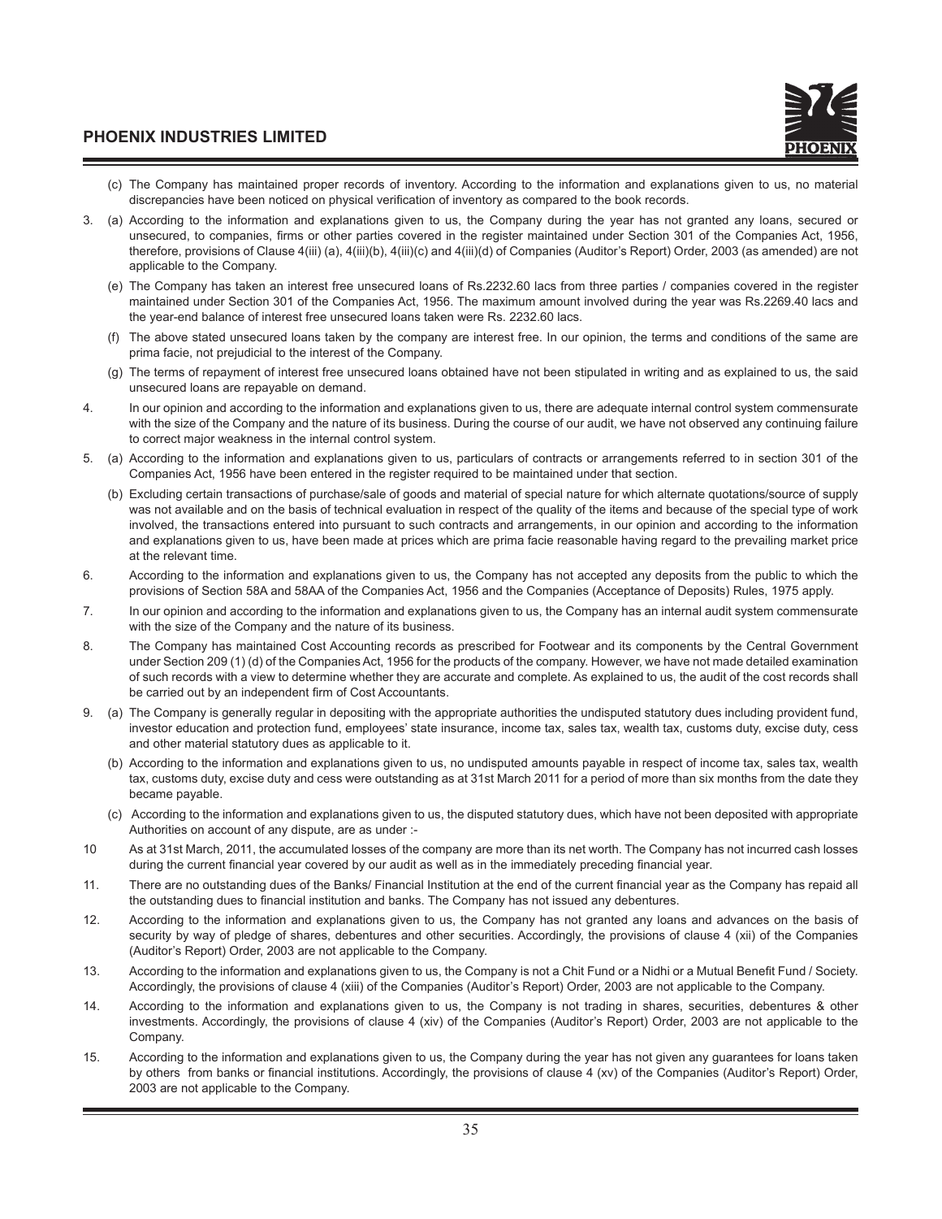(c) The Company has maintained proper records of inventory. According to the information and explanations given to us, no material discrepancies have been noticed on physical verification of inventory as compared to the book records.

3. (a) According to the information and explanations given to us, the Company during the year has not granted any loans, secured or unsecured, to companies, firms or other parties covered in the register maintained under Section 301 of the Companies Act, 1956, therefore, provisions of Clause 4(iii) (a), 4(iii)(b), 4(iii)(c) and 4(iii)(d) of Companies (Auditor's Report) Order, 2003 (as amended) are not applicable to the Company.

   (e) The Company has taken an interest free unsecured loans of Rs.2232.60 lacs from three parties / companies covered in the register maintained under Section 301 of the Companies Act, 1956. The maximum amount involved during the year was Rs.2269.40 lacs and the year-end balance of interest free unsecured loans taken were Rs. 2232.60 lacs.

   (f) The above stated unsecured loans taken by the company are interest free. In our opinion, the terms and conditions of the same are prima facie, not prejudicial to the interest of the Company.

   (g) The terms of repayment of interest free unsecured loans obtained have not been stipulated in writing and as explained to us, the said unsecured loans are repayable on demand.

4. In our opinion and according to the information and explanations given to us, there are adequate internal control system commensurate with the size of the Company and the nature of its business. During the course of our audit, we have not observed any continuing failure to correct major weakness in the internal control system.

5. (a) According to the information and explanations given to us, particulars of contracts or arrangements referred to in section 301 of the Companies Act, 1956 have been entered in the register required to be maintained under that section.

   (b) Excluding certain transactions of purchase/sale of goods and material of special nature for which alternate quotations/source of supply was not available and on the basis of technical evaluation in respect of the quality of the items and because of the special type of work involved, the transactions entered into pursuant to such contracts and arrangements, in our opinion and according to the information and explanations given to us, have been made at prices which are prima facie reasonable having regard to the prevailing market price at the relevant time.

6. According to the information and explanations given to us, the Company has not accepted any deposits from the public to which the provisions of Section 58A and 58AA of the Companies Act, 1956 and the Companies (Acceptance of Deposits) Rules, 1975 apply.

7. In our opinion and according to the information and explanations given to us, the Company has an internal audit system commensurate with the size of the Company and the nature of its business.

8. The Company has maintained Cost Accounting records as prescribed for Footwear and its components by the Central Government under Section 209 (1) (d) of the Companies Act, 1956 for the products of the company. However, we have not made detailed examination of such records with a view to determine whether they are accurate and complete. As explained to us, the audit of the cost records shall be carried out by an independent firm of Cost Accountants.

9. (a) The Company is generally regular in depositing with the appropriate authorities the undisputed statutory dues including provident fund, investor education and protection fund, employees' state insurance, income tax, sales tax, wealth tax, customs duty, excise duty, cess and other material statutory dues as applicable to it.

   (b) According to the information and explanations given to us, no undisputed amounts payable in respect of income tax, sales tax, wealth tax, customs duty, excise duty and cess were outstanding as at 31st March 2011 for a period of more than six months from the date they became payable.

   (c) According to the information and explanations given to us, the disputed statutory dues, which have not been deposited with appropriate Authorities on account of any dispute, are as under :-

10 As at 31st March, 2011, the accumulated losses of the company are more than its net worth. The Company has not incurred cash losses during the current financial year covered by our audit as well as in the immediately preceding financial year.

11. There are no outstanding dues of the Banks/ Financial Institution at the end of the current financial year as the Company has repaid all the outstanding dues to financial institution and banks. The Company has not issued any debentures.

12. According to the information and explanations given to us, the Company has not granted any loans and advances on the basis of security by way of pledge of shares, debentures and other securities. Accordingly, the provisions of clause 4 (xii) of the Companies (Auditor's Report) Order, 2003 are not applicable to the Company.

13. According to the information and explanations given to us, the Company is not a Chit Fund or a Nidhi or a Mutual Benefit Fund / Society. Accordingly, the provisions of clause 4 (xiii) of the Companies (Auditor's Report) Order, 2003 are not applicable to the Company.

14. According to the information and explanations given to us, the Company is not trading in shares, securities, debentures & other investments. Accordingly, the provisions of clause 4 (xiv) of the Companies (Auditor's Report) Order, 2003 are not applicable to the Company.

15. According to the information and explanations given to us, the Company during the year has not given any guarantees for loans taken by others from banks or financial institutions. Accordingly, the provisions of clause 4 (xv) of the Companies (Auditor's Report) Order, 2003 are not applicable to the Company.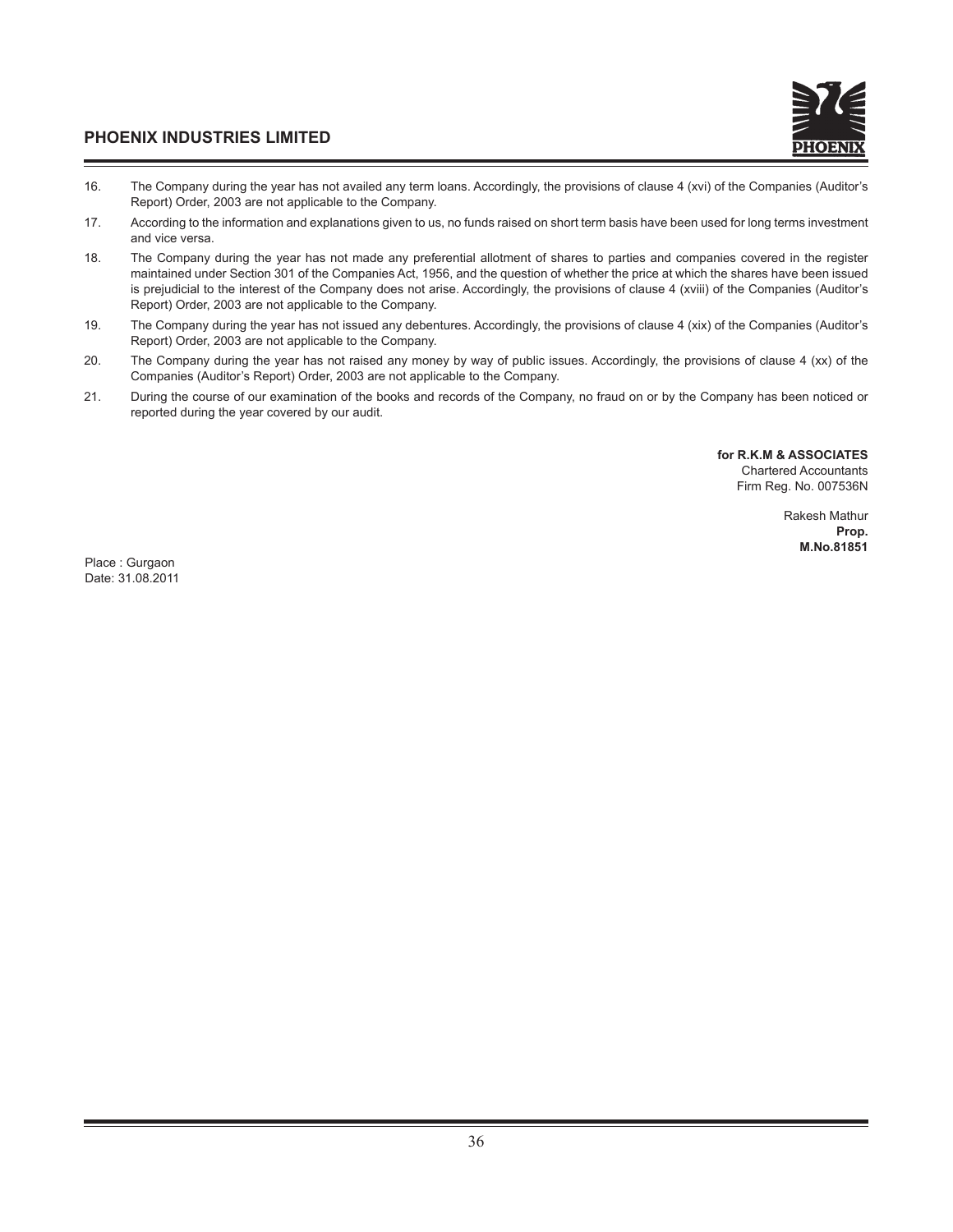16. The Company during the year has not availed any term loans. Accordingly, the provisions of clause 4 (xvi) of the Companies (Auditor's Report) Order, 2003 are not applicable to the Company.

17. According to the information and explanations given to us, no funds raised on short term basis have been used for long terms investment and vice versa.

18. The Company during the year has not made any preferential allotment of shares to parties and companies covered in the register maintained under Section 301 of the Companies Act, 1956, and the question of whether the price at which the shares have been issued is prejudicial to the interest of the Company does not arise. Accordingly, the provisions of clause 4 (xviii) of the Companies (Auditor's Report) Order, 2003 are not applicable to the Company.

19. The Company during the year has not issued any debentures. Accordingly, the provisions of clause 4 (xix) of the Companies (Auditor's Report) Order, 2003 are not applicable to the Company.

20. The Company during the year has not raised any money by way of public issues. Accordingly, the provisions of clause 4 (xx) of the Companies (Auditor's Report) Order, 2003 are not applicable to the Company.

21. During the course of our examination of the books and records of the Company, no fraud on or by the Company has been noticed or reported during the year covered by our audit.

**for R.K.M & ASSOCIATES**
Chartered Accountants
Firm Reg. No. 007536N

Rakesh Mathur
**Prop.**
**M.No.81851**

Place : Gurgaon
Date: 31.08.2011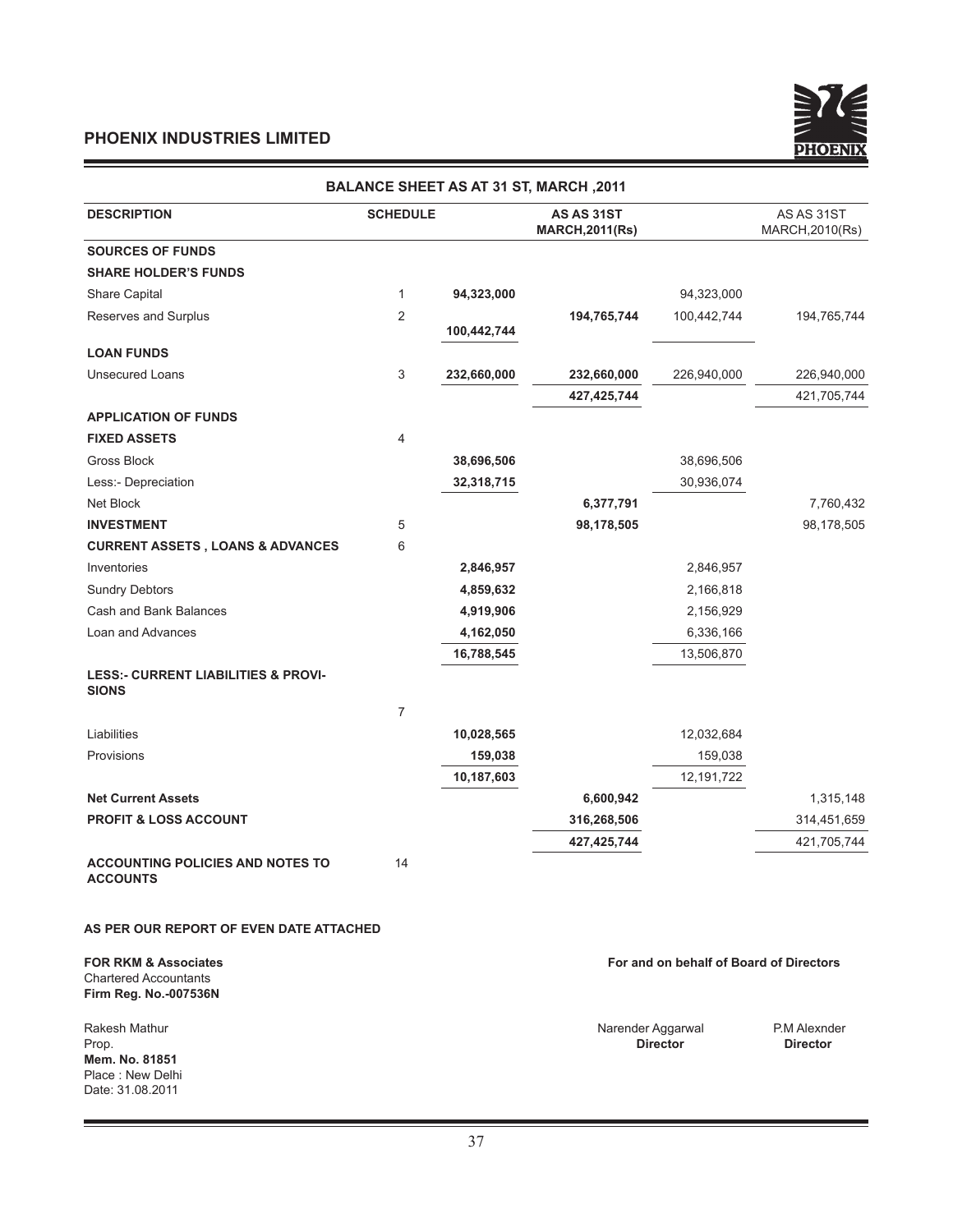## PHOENIX INDUSTRIES LIMITED

### BALANCE SHEET AS AT 31 ST, MARCH ,2011

| DESCRIPTION | SCHEDULE | | AS AS 31ST MARCH,2011(Rs) | | AS AS 31ST MARCH,2010(Rs) |
|---|---|---|---|---|---|
| **SOURCES OF FUNDS** | | | | | |
| **SHARE HOLDER'S FUNDS** | | | | | |
| Share Capital | 1 | **94,323,000** | | 94,323,000 | |
| Reserves and Surplus | 2 | **100,442,744** | **194,765,744** | 100,442,744 | 194,765,744 |
| **LOAN FUNDS** | | | | | |
| Unsecured Loans | 3 | **232,660,000** | **232,660,000** | 226,940,000 | 226,940,000 |
| | | | **427,425,744** | | 421,705,744 |
| **APPLICATION OF FUNDS** | | | | | |
| **FIXED ASSETS** | 4 | | | | |
| Gross Block | | **38,696,506** | | 38,696,506 | |
| Less:- Depreciation | | **32,318,715** | | 30,936,074 | |
| Net Block | | | **6,377,791** | | 7,760,432 |
| **INVESTMENT** | 5 | | **98,178,505** | | 98,178,505 |
| **CURRENT ASSETS , LOANS & ADVANCES** | 6 | | | | |
| Inventories | | **2,846,957** | | 2,846,957 | |
| Sundry Debtors | | **4,859,632** | | 2,166,818 | |
| Cash and Bank Balances | | **4,919,906** | | 2,156,929 | |
| Loan and Advances | | **4,162,050** | | 6,336,166 | |
| | | **16,788,545** | | 13,506,870 | |
| **LESS:- CURRENT LIABILITIES & PROVISIONS** | 7 | | | | |
| Liabilities | | **10,028,565** | | 12,032,684 | |
| Provisions | | **159,038** | | 159,038 | |
| | | **10,187,603** | | 12,191,722 | |
| **Net Current Assets** | | | **6,600,942** | | 1,315,148 |
| **PROFIT & LOSS ACCOUNT** | | | **316,268,506** | | 314,451,659 |
| | | | **427,425,744** | | 421,705,744 |
| **ACCOUNTING POLICIES AND NOTES TO ACCOUNTS** | 14 | | | | |

**AS PER OUR REPORT OF EVEN DATE ATTACHED**

**FOR RKM & Associates**
Chartered Accountants
**Firm Reg. No.-007536N**

Rakesh Mathur
Prop.
**Mem. No. 81851**
Place : New Delhi
Date: 31.08.2011

**For and on behalf of Board of Directors**

Narender Aggarwal
**Director**

P.M Alexnder
**Director**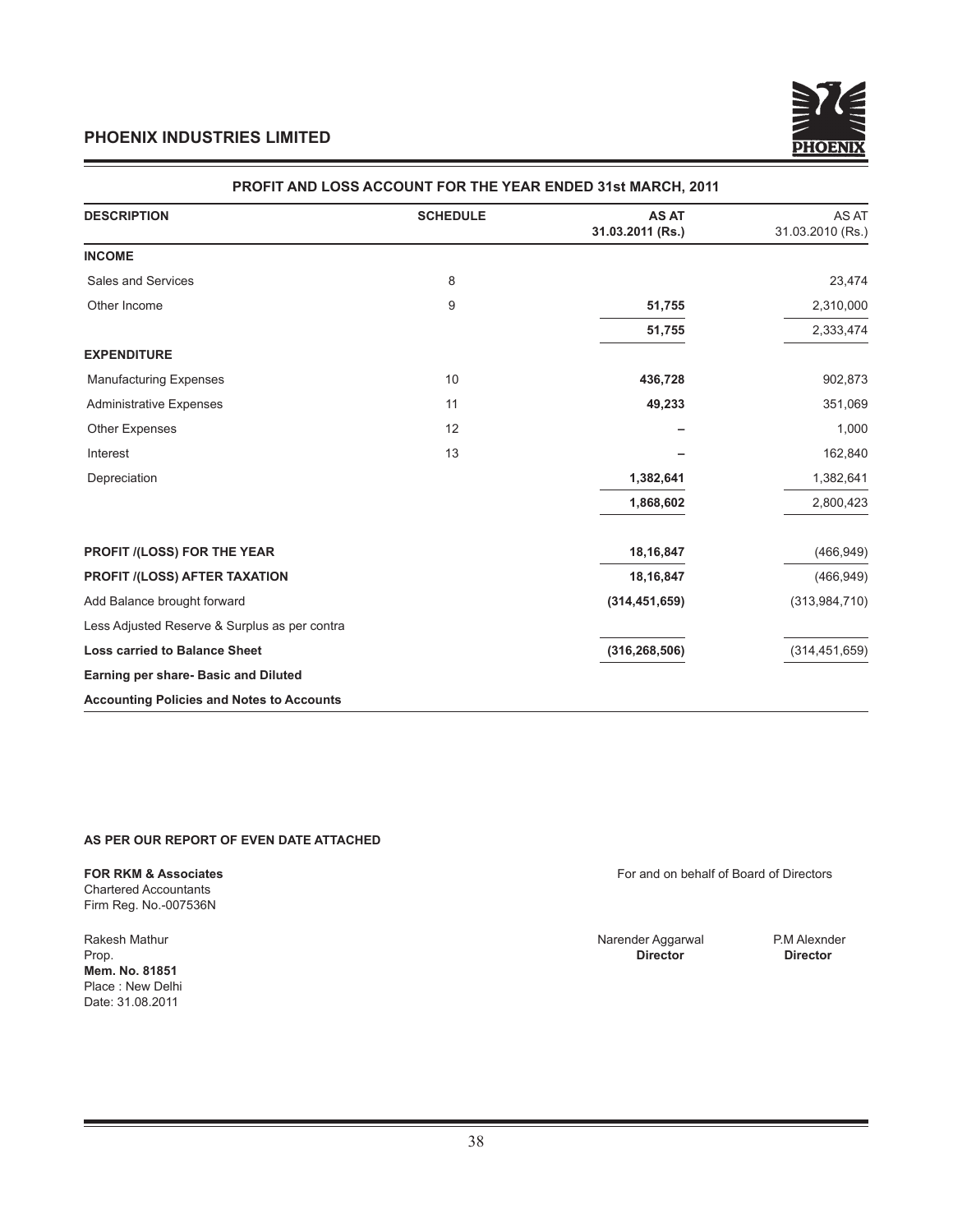## PHOENIX INDUSTRIES LIMITED

### PROFIT AND LOSS ACCOUNT FOR THE YEAR ENDED 31st MARCH, 2011

| DESCRIPTION | SCHEDULE | AS AT 31.03.2011 (Rs.) | AS AT 31.03.2010 (Rs.) |
|---|---|---|---|
| **INCOME** | | | |
| Sales and Services | 8 | | 23,474 |
| Other Income | 9 | **51,755** | 2,310,000 |
| | | **51,755** | 2,333,474 |
| **EXPENDITURE** | | | |
| Manufacturing Expenses | 10 | **436,728** | 902,873 |
| Administrative Expenses | 11 | **49,233** | 351,069 |
| Other Expenses | 12 | – | 1,000 |
| Interest | 13 | – | 162,840 |
| Depreciation | | **1,382,641** | 1,382,641 |
| | | **1,868,602** | 2,800,423 |
| **PROFIT /(LOSS) FOR THE YEAR** | | **18,16,847** | (466,949) |
| **PROFIT /(LOSS) AFTER TAXATION** | | **18,16,847** | (466,949) |
| Add Balance brought forward | | **(314,451,659)** | (313,984,710) |
| Less Adjusted Reserve & Surplus as per contra | | | |
| **Loss carried to Balance Sheet** | | **(316,268,506)** | (314,451,659) |
| **Earning per share- Basic and Diluted** | | | |
| **Accounting Policies and Notes to Accounts** | | | |

**AS PER OUR REPORT OF EVEN DATE ATTACHED**

**FOR RKM & Associates**
Chartered Accountants
Firm Reg. No.-007536N

For and on behalf of Board of Directors

Rakesh Mathur
Prop.
**Mem. No. 81851**
Place : New Delhi
Date: 31.08.2011

Narender Aggarwal
**Director**

P.M Alexnder
**Director**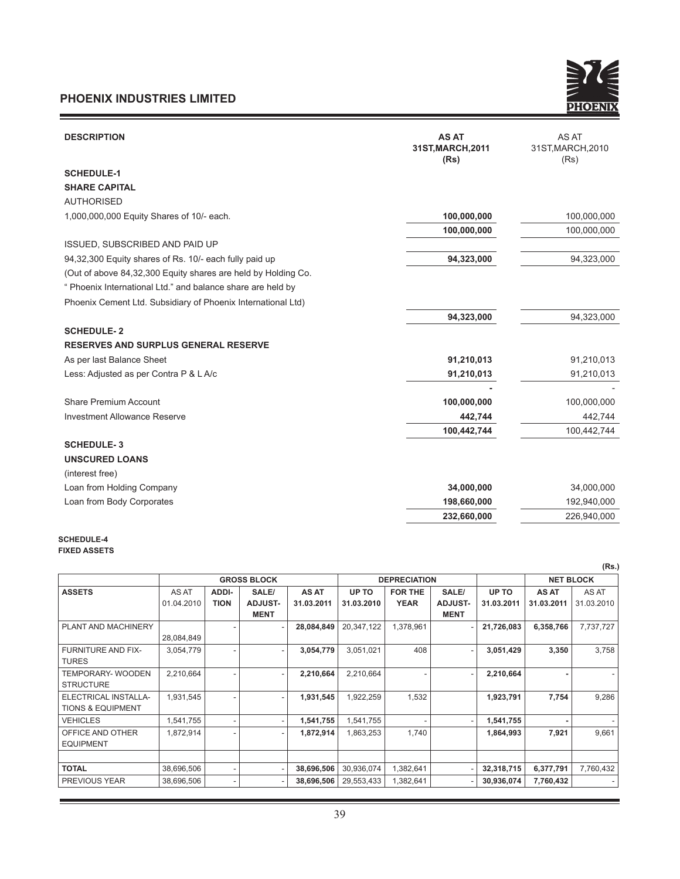| DESCRIPTION | AS AT 31ST,MARCH,2011 (Rs) | AS AT 31ST,MARCH,2010 (Rs) |
|---|---|---|
| **SCHEDULE-1** | | |
| **SHARE CAPITAL** | | |
| AUTHORISED | | |
| 1,000,000,000 Equity Shares of 10/- each. | **100,000,000** | 100,000,000 |
| | **100,000,000** | 100,000,000 |
| ISSUED, SUBSCRIBED AND PAID UP | | |
| 94,32,300 Equity shares of Rs. 10/- each fully paid up | **94,323,000** | 94,323,000 |
| (Out of above 84,32,300 Equity shares are held by Holding Co. " Phoenix International Ltd." and balance share are held by Phoenix Cement Ltd. Subsidiary of Phoenix International Ltd) | | |
| | **94,323,000** | 94,323,000 |
| **SCHEDULE- 2** | | |
| **RESERVES AND SURPLUS GENERAL RESERVE** | | |
| As per last Balance Sheet | **91,210,013** | 91,210,013 |
| Less: Adjusted as per Contra P & L A/c | **91,210,013** | 91,210,013 |
| | **-** | - |
| Share Premium Account | **100,000,000** | 100,000,000 |
| Investment Allowance Reserve | **442,744** | 442,744 |
| | **100,442,744** | 100,442,744 |
| **SCHEDULE- 3** | | |
| **UNSCURED LOANS** | | |
| (interest free) | | |
| Loan from Holding Company | **34,000,000** | 34,000,000 |
| Loan from Body Corporates | **198,660,000** | 192,940,000 |
| | **232,660,000** | 226,940,000 |

**SCHEDULE-4**
**FIXED ASSETS**

(Rs.)

| | GROSS BLOCK | | | | DEPRECIATION | | | | NET BLOCK | |
|---|---|---|---|---|---|---|---|---|---|---|
| **ASSETS** | AS AT 01.04.2010 | **ADDI-TION** | **SALE/ ADJUST-MENT** | **AS AT 31.03.2011** | **UP TO 31.03.2010** | **FOR THE YEAR** | **SALE/ ADJUST-MENT** | **UP TO 31.03.2011** | **AS AT 31.03.2011** | AS AT 31.03.2010 |
| PLANT AND MACHINERY | 28,084,849 | - | - | **28,084,849** | 20,347,122 | 1,378,961 | - | **21,726,083** | **6,358,766** | 7,737,727 |
| FURNITURE AND FIX-TURES | 3,054,779 | - | - | **3,054,779** | 3,051,021 | 408 | - | **3,051,429** | **3,350** | 3,758 |
| TEMPORARY- WOODEN STRUCTURE | 2,210,664 | - | - | **2,210,664** | 2,210,664 | - | - | **2,210,664** | **-** | - |
| ELECTRICAL INSTALLA-TIONS & EQUIPMENT | 1,931,545 | - | - | **1,931,545** | 1,922,259 | 1,532 | | **1,923,791** | **7,754** | 9,286 |
| VEHICLES | 1,541,755 | - | - | **1,541,755** | 1,541,755 | - | - | **1,541,755** | **-** | - |
| OFFICE AND OTHER EQUIPMENT | 1,872,914 | - | - | **1,872,914** | 1,863,253 | 1,740 | | **1,864,993** | **7,921** | 9,661 |
| | | | | | | | | | | |
| **TOTAL** | 38,696,506 | - | - | **38,696,506** | 30,936,074 | 1,382,641 | - | **32,318,715** | **6,377,791** | 7,760,432 |
| PREVIOUS YEAR | 38,696,506 | - | - | **38,696,506** | 29,553,433 | 1,382,641 | - | **30,936,074** | **7,760,432** | - |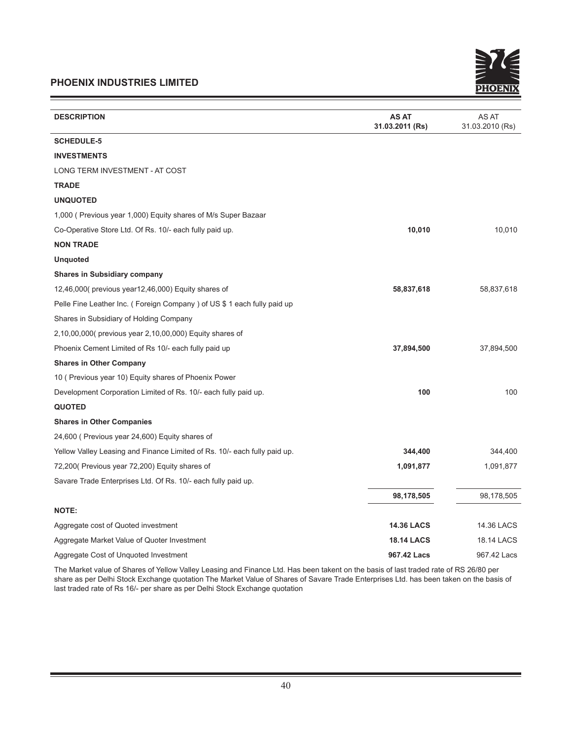| DESCRIPTION | AS AT 31.03.2011 (Rs) | AS AT 31.03.2010 (Rs) |
|---|---|---|
| **SCHEDULE-5** | | |
| **INVESTMENTS** | | |
| LONG TERM INVESTMENT - AT COST | | |
| **TRADE** | | |
| **UNQUOTED** | | |
| 1,000 ( Previous year 1,000) Equity shares of M/s Super Bazaar Co-Operative Store Ltd. Of Rs. 10/- each fully paid up. | **10,010** | 10,010 |
| **NON TRADE** | | |
| **Unquoted** | | |
| **Shares in Subsidiary company** | | |
| 12,46,000( previous year12,46,000) Equity shares of Pelle Fine Leather Inc. ( Foreign Company ) of US $ 1 each fully paid up | **58,837,618** | 58,837,618 |
| Shares in Subsidiary of Holding Company | | |
| 2,10,00,000( previous year 2,10,00,000) Equity shares of Phoenix Cement Limited of Rs 10/- each fully paid up | **37,894,500** | 37,894,500 |
| **Shares in Other Company** | | |
| 10 ( Previous year 10) Equity shares of Phoenix Power Development Corporation Limited of Rs. 10/- each fully paid up. | **100** | 100 |
| **QUOTED** | | |
| **Shares in Other Companies** | | |
| 24,600 ( Previous year 24,600) Equity shares of Yellow Valley Leasing and Finance Limited of Rs. 10/- each fully paid up. | **344,400** | 344,400 |
| 72,200( Previous year 72,200) Equity shares of Savare Trade Enterprises Ltd. Of Rs. 10/- each fully paid up. | **1,091,877** | 1,091,877 |
| | **98,178,505** | 98,178,505 |
| **NOTE:** | | |
| Aggregate cost of Quoted investment | **14.36 LACS** | 14.36 LACS |
| Aggregate Market Value of Quoter Investment | **18.14 LACS** | 18.14 LACS |
| Aggregate Cost of Unquoted Investment | **967.42 Lacs** | 967.42 Lacs |

The Market value of Shares of Yellow Valley Leasing and Finance Ltd. Has been takent on the basis of last traded rate of RS 26/80 per share as per Delhi Stock Exchange quotation The Market Value of Shares of Savare Trade Enterprises Ltd. has been taken on the basis of last traded rate of Rs 16/- per share as per Delhi Stock Exchange quotation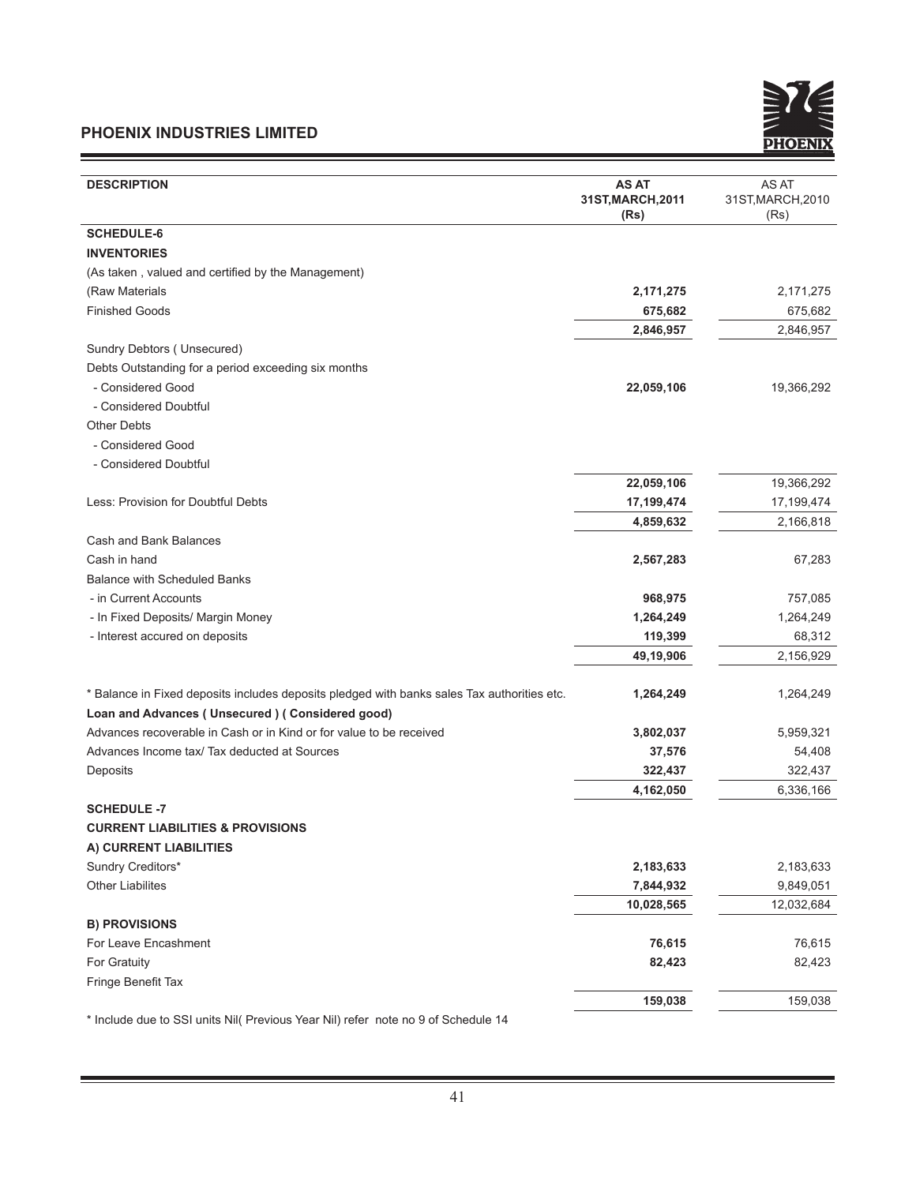| DESCRIPTION | AS AT 31ST,MARCH,2011 (Rs) | AS AT 31ST,MARCH,2010 (Rs) |
|---|---|---|
| **SCHEDULE-6** | | |
| **INVENTORIES** | | |
| (As taken , valued and certified by the Management) | | |
| (Raw Materials | **2,171,275** | 2,171,275 |
| Finished Goods | **675,682** | 675,682 |
| | **2,846,957** | 2,846,957 |
| Sundry Debtors ( Unsecured) | | |
| Debts Outstanding for a period exceeding six months | | |
| - Considered Good | **22,059,106** | 19,366,292 |
| - Considered Doubtful | | |
| Other Debts | | |
| - Considered Good | | |
| - Considered Doubtful | | |
| | **22,059,106** | 19,366,292 |
| Less: Provision for Doubtful Debts | **17,199,474** | 17,199,474 |
| | **4,859,632** | 2,166,818 |
| Cash and Bank Balances | | |
| Cash in hand | **2,567,283** | 67,283 |
| Balance with Scheduled Banks | | |
| - in Current Accounts | **968,975** | 757,085 |
| - In Fixed Deposits/ Margin Money | **1,264,249** | 1,264,249 |
| - Interest accured on deposits | **119,399** | 68,312 |
| | **49,19,906** | 2,156,929 |
| * Balance in Fixed deposits includes deposits pledged with banks sales Tax authorities etc. | **1,264,249** | 1,264,249 |
| **Loan and Advances ( Unsecured ) ( Considered good)** | | |
| Advances recoverable in Cash or in Kind or for value to be received | **3,802,037** | 5,959,321 |
| Advances Income tax/ Tax deducted at Sources | **37,576** | 54,408 |
| Deposits | **322,437** | 322,437 |
| | **4,162,050** | 6,336,166 |
| **SCHEDULE -7** | | |
| **CURRENT LIABILITIES & PROVISIONS** | | |
| **A) CURRENT LIABILITIES** | | |
| Sundry Creditors* | **2,183,633** | 2,183,633 |
| Other Liabilites | **7,844,932** | 9,849,051 |
| | **10,028,565** | 12,032,684 |
| **B) PROVISIONS** | | |
| For Leave Encashment | **76,615** | 76,615 |
| For Gratuity | **82,423** | 82,423 |
| Fringe Benefit Tax | | |
| | **159,038** | 159,038 |

* Include due to SSI units Nil( Previous Year Nil) refer note no 9 of Schedule 14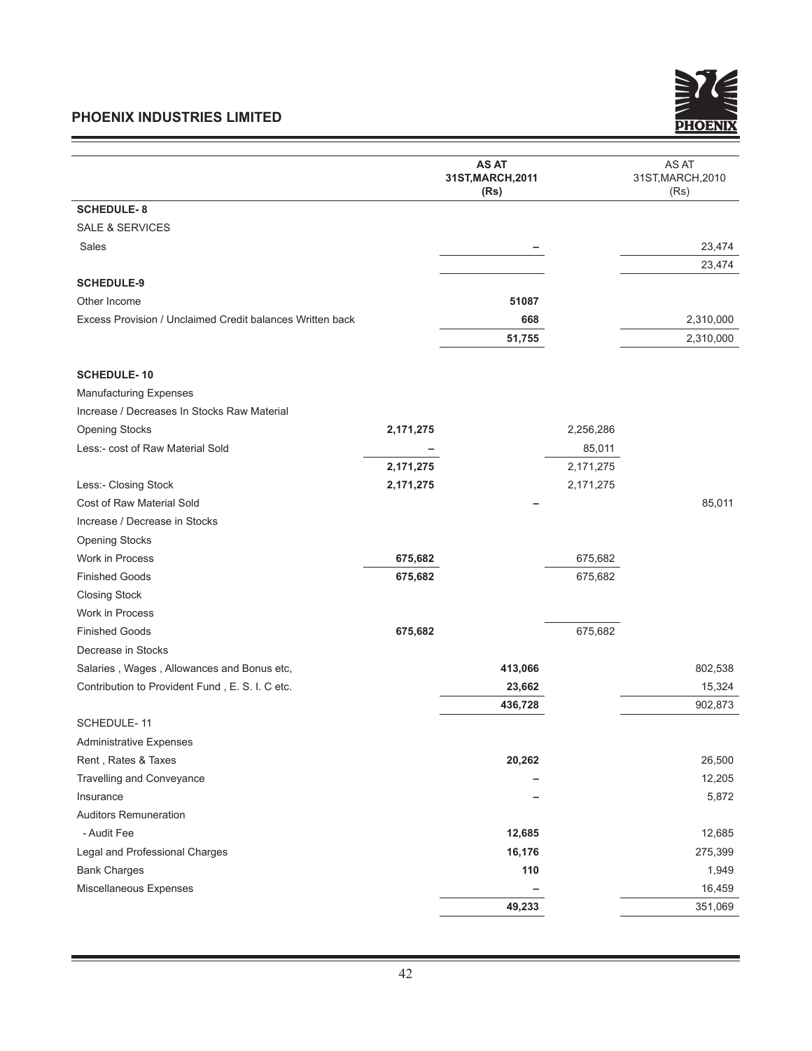## PHOENIX INDUSTRIES LIMITED

| | | AS AT 31ST,MARCH,2011 (Rs) | | AS AT 31ST,MARCH,2010 (Rs) |
|---|---|---|---|---|
| **SCHEDULE- 8** | | | | |
| SALE & SERVICES | | | | |
| Sales | | – | | 23,474 |
| | | | | 23,474 |
| **SCHEDULE-9** | | | | |
| Other Income | | **51087** | | |
| Excess Provision / Unclaimed Credit balances Written back | | **668** | | 2,310,000 |
| | | **51,755** | | 2,310,000 |
| **SCHEDULE- 10** | | | | |
| Manufacturing Expenses | | | | |
| Increase / Decreases In Stocks Raw Material | | | | |
| Opening Stocks | **2,171,275** | | 2,256,286 | |
| Less:- cost of Raw Material Sold | – | | 85,011 | |
| | **2,171,275** | | 2,171,275 | |
| Less:- Closing Stock | **2,171,275** | | 2,171,275 | |
| Cost of Raw Material Sold | | – | | 85,011 |
| Increase / Decrease in Stocks | | | | |
| Opening Stocks | | | | |
| Work in Process | **675,682** | | 675,682 | |
| Finished Goods | **675,682** | | 675,682 | |
| Closing Stock | | | | |
| Work in Process | | | | |
| Finished Goods | **675,682** | | 675,682 | |
| Decrease in Stocks | | | | |
| Salaries , Wages , Allowances and Bonus etc, | | **413,066** | | 802,538 |
| Contribution to Provident Fund , E. S. I. C etc. | | **23,662** | | 15,324 |
| | | **436,728** | | 902,873 |
| SCHEDULE- 11 | | | | |
| Administrative Expenses | | | | |
| Rent , Rates & Taxes | | **20,262** | | 26,500 |
| Travelling and Conveyance | | – | | 12,205 |
| Insurance | | – | | 5,872 |
| Auditors Remuneration | | | | |
| - Audit Fee | | **12,685** | | 12,685 |
| Legal and Professional Charges | | **16,176** | | 275,399 |
| Bank Charges | | **110** | | 1,949 |
| Miscellaneous Expenses | | – | | 16,459 |
| | | **49,233** | | 351,069 |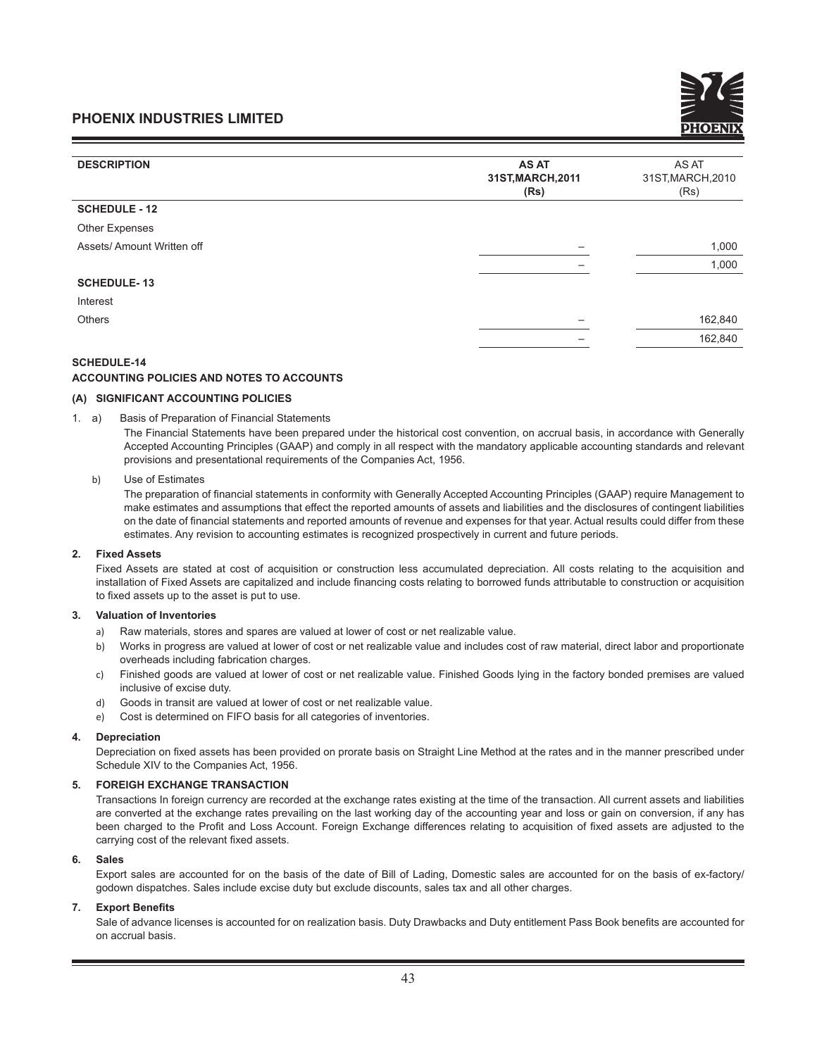| DESCRIPTION | AS AT 31ST,MARCH,2011 (Rs) | AS AT 31ST,MARCH,2010 (Rs) |
|---|---|---|
| **SCHEDULE - 12** | | |
| Other Expenses | | |
| Assets/ Amount Written off | – | 1,000 |
| | – | 1,000 |
| **SCHEDULE- 13** | | |
| Interest | | |
| Others | – | 162,840 |
| | – | 162,840 |

**SCHEDULE-14**

**ACCOUNTING POLICIES AND NOTES TO ACCOUNTS**

**(A) SIGNIFICANT ACCOUNTING POLICIES**

1. a) Basis of Preparation of Financial Statements

   The Financial Statements have been prepared under the historical cost convention, on accrual basis, in accordance with Generally Accepted Accounting Principles (GAAP) and comply in all respect with the mandatory applicable accounting standards and relevant provisions and presentational requirements of the Companies Act, 1956.

   b) Use of Estimates

   The preparation of financial statements in conformity with Generally Accepted Accounting Principles (GAAP) require Management to make estimates and assumptions that effect the reported amounts of assets and liabilities and the disclosures of contingent liabilities on the date of financial statements and reported amounts of revenue and expenses for that year. Actual results could differ from these estimates. Any revision to accounting estimates is recognized prospectively in current and future periods.

**2. Fixed Assets**

Fixed Assets are stated at cost of acquisition or construction less accumulated depreciation. All costs relating to the acquisition and installation of Fixed Assets are capitalized and include financing costs relating to borrowed funds attributable to construction or acquisition to fixed assets up to the asset is put to use.

**3. Valuation of Inventories**

a) Raw materials, stores and spares are valued at lower of cost or net realizable value.

b) Works in progress are valued at lower of cost or net realizable value and includes cost of raw material, direct labor and proportionate overheads including fabrication charges.

c) Finished goods are valued at lower of cost or net realizable value. Finished Goods lying in the factory bonded premises are valued inclusive of excise duty.

d) Goods in transit are valued at lower of cost or net realizable value.

e) Cost is determined on FIFO basis for all categories of inventories.

**4. Depreciation**

Depreciation on fixed assets has been provided on prorate basis on Straight Line Method at the rates and in the manner prescribed under Schedule XIV to the Companies Act, 1956.

**5. FOREIGH EXCHANGE TRANSACTION**

Transactions In foreign currency are recorded at the exchange rates existing at the time of the transaction. All current assets and liabilities are converted at the exchange rates prevailing on the last working day of the accounting year and loss or gain on conversion, if any has been charged to the Profit and Loss Account. Foreign Exchange differences relating to acquisition of fixed assets are adjusted to the carrying cost of the relevant fixed assets.

**6. Sales**

Export sales are accounted for on the basis of the date of Bill of Lading, Domestic sales are accounted for on the basis of ex-factory/ godown dispatches. Sales include excise duty but exclude discounts, sales tax and all other charges.

**7. Export Benefits**

Sale of advance licenses is accounted for on realization basis. Duty Drawbacks and Duty entitlement Pass Book benefits are accounted for on accrual basis.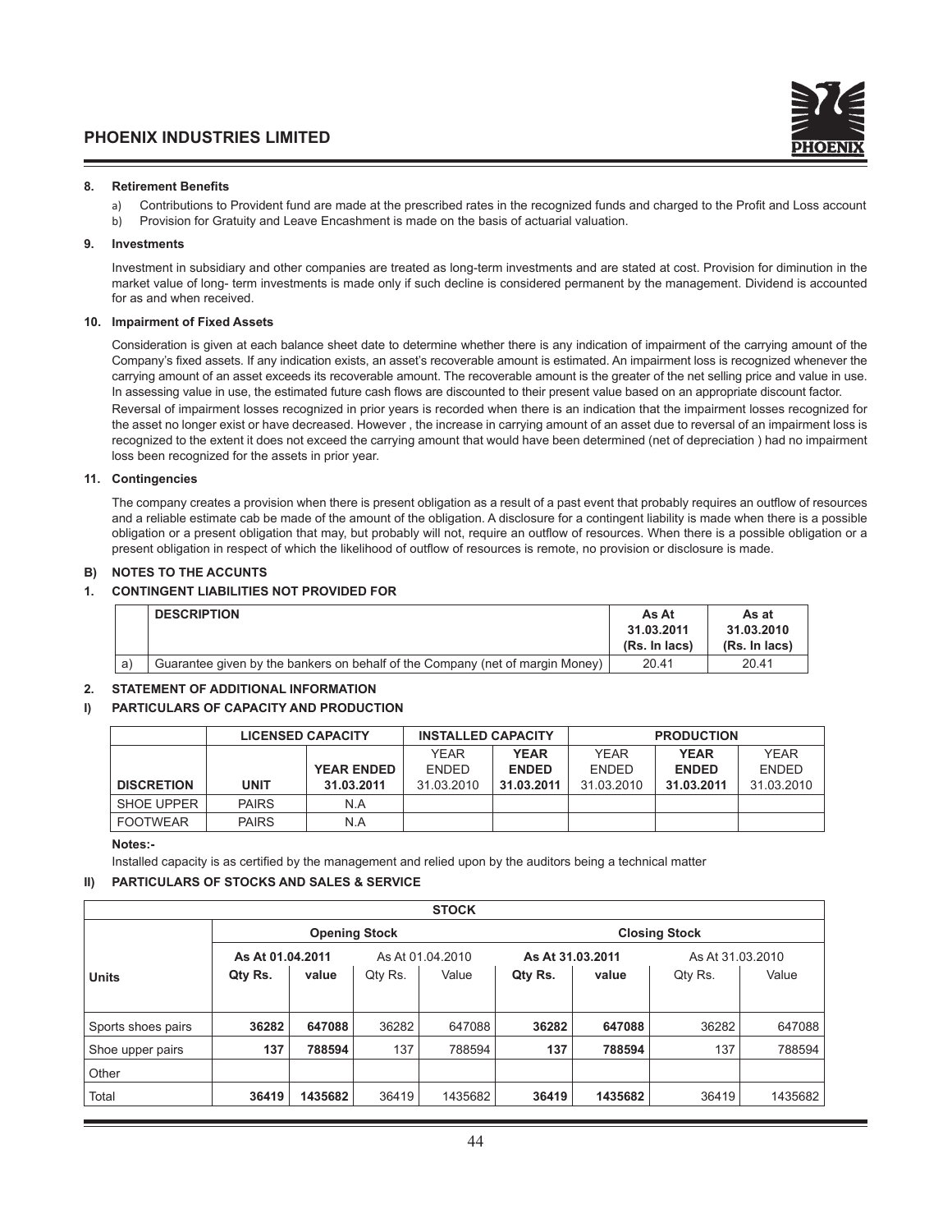### 8. Retirement Benefits

a) Contributions to Provident fund are made at the prescribed rates in the recognized funds and charged to the Profit and Loss account

b) Provision for Gratuity and Leave Encashment is made on the basis of actuarial valuation.

### 9. Investments

Investment in subsidiary and other companies are treated as long-term investments and are stated at cost. Provision for diminution in the market value of long- term investments is made only if such decline is considered permanent by the management. Dividend is accounted for as and when received.

### 10. Impairment of Fixed Assets

Consideration is given at each balance sheet date to determine whether there is any indication of impairment of the carrying amount of the Company's fixed assets. If any indication exists, an asset's recoverable amount is estimated. An impairment loss is recognized whenever the carrying amount of an asset exceeds its recoverable amount. The recoverable amount is the greater of the net selling price and value in use. In assessing value in use, the estimated future cash flows are discounted to their present value based on an appropriate discount factor.

Reversal of impairment losses recognized in prior years is recorded when there is an indication that the impairment losses recognized for the asset no longer exist or have decreased. However , the increase in carrying amount of an asset due to reversal of an impairment loss is recognized to the extent it does not exceed the carrying amount that would have been determined (net of depreciation ) had no impairment loss been recognized for the assets in prior year.

### 11. Contingencies

The company creates a provision when there is present obligation as a result of a past event that probably requires an outflow of resources and a reliable estimate cab be made of the amount of the obligation. A disclosure for a contingent liability is made when there is a possible obligation or a present obligation that may, but probably will not, require an outflow of resources. When there is a possible obligation or a present obligation in respect of which the likelihood of outflow of resources is remote, no provision or disclosure is made.

## B) NOTES TO THE ACCUNTS

### 1. CONTINGENT LIABILITIES NOT PROVIDED FOR

| | DESCRIPTION | As At 31.03.2011 (Rs. In lacs) | As at 31.03.2010 (Rs. In lacs) |
|---|---|---|---|
| a) | Guarantee given by the bankers on behalf of the Company (net of margin Money) | 20.41 | 20.41 |

### 2. STATEMENT OF ADDITIONAL INFORMATION

### I) PARTICULARS OF CAPACITY AND PRODUCTION

| | LICENSED CAPACITY | | INSTALLED CAPACITY | | PRODUCTION | | |
|---|---|---|---|---|---|---|---|
| DISCRETION | UNIT | YEAR ENDED 31.03.2011 | YEAR ENDED 31.03.2010 | YEAR ENDED 31.03.2011 | YEAR ENDED 31.03.2010 | YEAR ENDED 31.03.2011 | YEAR ENDED 31.03.2010 |
| SHOE UPPER | PAIRS | N.A | | | | | |
| FOOTWEAR | PAIRS | N.A | | | | | |

**Notes:-**

Installed capacity is as certified by the management and relied upon by the auditors being a technical matter

### II) PARTICULARS OF STOCKS AND SALES & SERVICE

| STOCK | | | | | | | | |
|---|---|---|---|---|---|---|---|---|
| | Opening Stock | | | | Closing Stock | | | |
| | As At 01.04.2011 | | As At 01.04.2010 | | As At 31.03.2011 | | As At 31.03.2010 | |
| Units | Qty Rs. | value | Qty Rs. | Value | Qty Rs. | value | Qty Rs. | Value |
| Sports shoes pairs | 36282 | 647088 | 36282 | 647088 | 36282 | 647088 | 36282 | 647088 |
| Shoe upper pairs | 137 | 788594 | 137 | 788594 | 137 | 788594 | 137 | 788594 |
| Other | | | | | | | | |
| Total | 36419 | 1435682 | 36419 | 1435682 | 36419 | 1435682 | 36419 | 1435682 |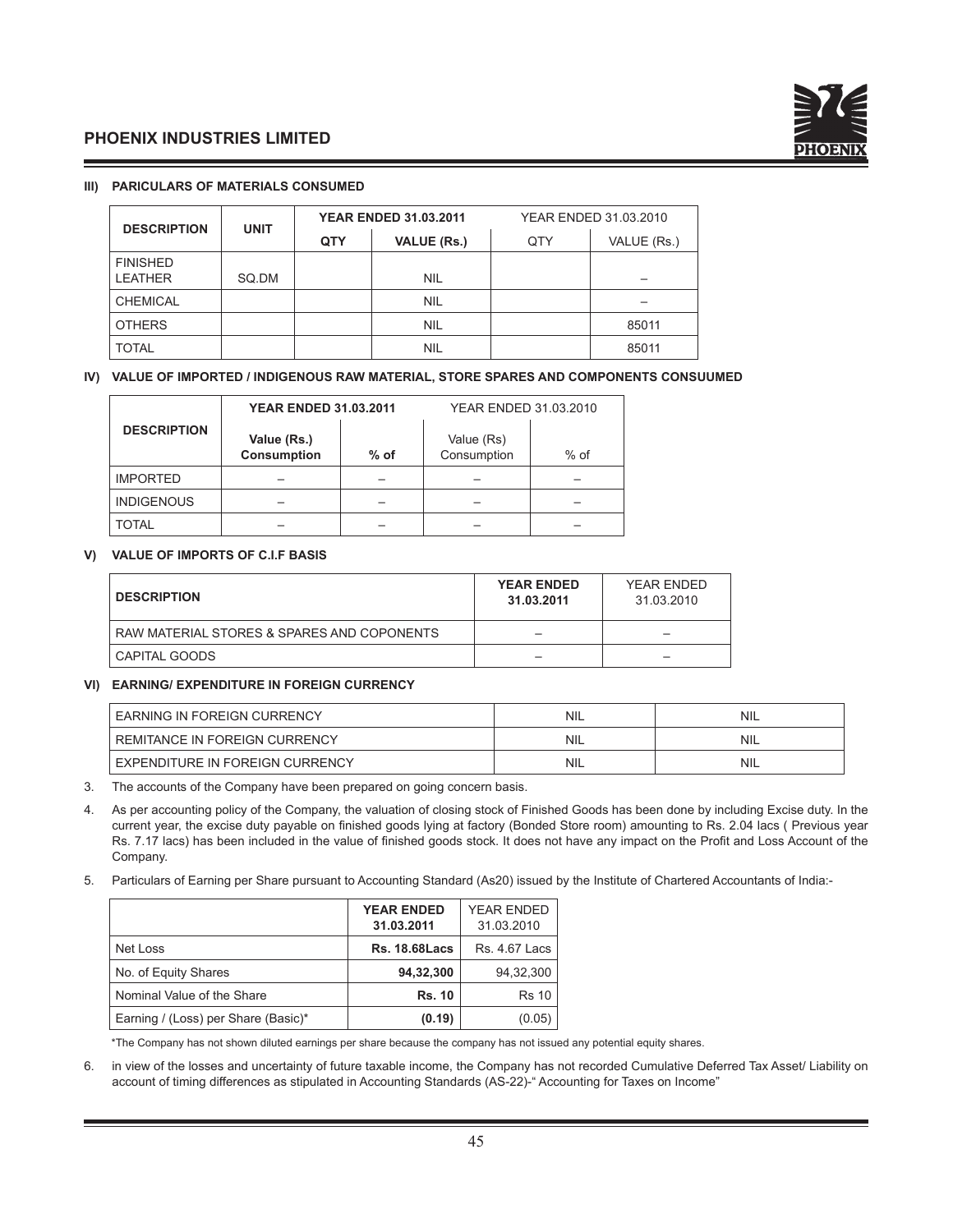### III) PARICULARS OF MATERIALS CONSUMED

| DESCRIPTION | UNIT | YEAR ENDED 31.03.2011 | | YEAR ENDED 31.03.2010 | |
|---|---|---|---|---|---|
| | | QTY | VALUE (Rs.) | QTY | VALUE (Rs.) |
| FINISHED LEATHER | SQ.DM | | NIL | | – |
| CHEMICAL | | | NIL | | – |
| OTHERS | | | NIL | | 85011 |
| TOTAL | | | NIL | | 85011 |

### IV) VALUE OF IMPORTED / INDIGENOUS RAW MATERIAL, STORE SPARES AND COMPONENTS CONSUUMED

| DESCRIPTION | YEAR ENDED 31.03.2011 | | YEAR ENDED 31.03.2010 | |
|---|---|---|---|---|
| | Value (Rs.) Consumption | % of | Value (Rs) Consumption | % of |
| IMPORTED | – | – | – | – |
| INDIGENOUS | – | – | – | – |
| TOTAL | – | – | – | – |

### V) VALUE OF IMPORTS OF C.I.F BASIS

| DESCRIPTION | YEAR ENDED 31.03.2011 | YEAR ENDED 31.03.2010 |
|---|---|---|
| RAW MATERIAL STORES & SPARES AND COPONENTS | – | – |
| CAPITAL GOODS | – | – |

### VI) EARNING/ EXPENDITURE IN FOREIGN CURRENCY

| | | |
|---|---|---|
| EARNING IN FOREIGN CURRENCY | NIL | NIL |
| REMITANCE IN FOREIGN CURRENCY | NIL | NIL |
| EXPENDITURE IN FOREIGN CURRENCY | NIL | NIL |

3. The accounts of the Company have been prepared on going concern basis.

4. As per accounting policy of the Company, the valuation of closing stock of Finished Goods has been done by including Excise duty. In the current year, the excise duty payable on finished goods lying at factory (Bonded Store room) amounting to Rs. 2.04 lacs ( Previous year Rs. 7.17 lacs) has been included in the value of finished goods stock. It does not have any impact on the Profit and Loss Account of the Company.

5. Particulars of Earning per Share pursuant to Accounting Standard (As20) issued by the Institute of Chartered Accountants of India:-

| | YEAR ENDED 31.03.2011 | YEAR ENDED 31.03.2010 |
|---|---|---|
| Net Loss | **Rs. 18.68Lacs** | Rs. 4.67 Lacs |
| No. of Equity Shares | **94,32,300** | 94,32,300 |
| Nominal Value of the Share | **Rs. 10** | Rs 10 |
| Earning / (Loss) per Share (Basic)* | **(0.19)** | (0.05) |

*The Company has not shown diluted earnings per share because the company has not issued any potential equity shares.

6. in view of the losses and uncertainty of future taxable income, the Company has not recorded Cumulative Deferred Tax Asset/ Liability on account of timing differences as stipulated in Accounting Standards (AS-22)-" Accounting for Taxes on Income"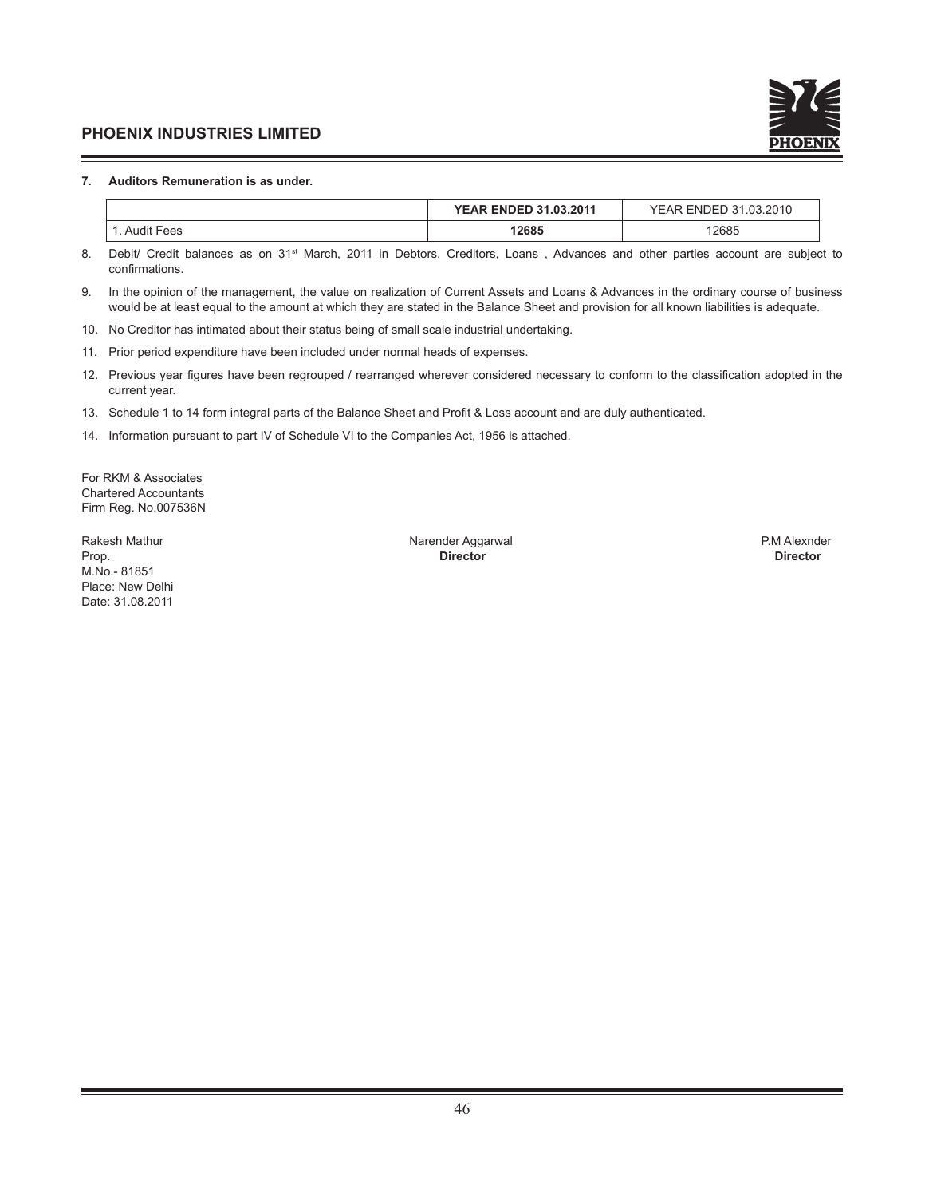**7. Auditors Remuneration is as under.**

| | **YEAR ENDED 31.03.2011** | YEAR ENDED 31.03.2010 |
|---|---|---|
| 1. Audit Fees | **12685** | 12685 |

8. Debit/ Credit balances as on 31st March, 2011 in Debtors, Creditors, Loans , Advances and other parties account are subject to confirmations.

9. In the opinion of the management, the value on realization of Current Assets and Loans & Advances in the ordinary course of business would be at least equal to the amount at which they are stated in the Balance Sheet and provision for all known liabilities is adequate.

10. No Creditor has intimated about their status being of small scale industrial undertaking.

11. Prior period expenditure have been included under normal heads of expenses.

12. Previous year figures have been regrouped / rearranged wherever considered necessary to conform to the classification adopted in the current year.

13. Schedule 1 to 14 form integral parts of the Balance Sheet and Profit & Loss account and are duly authenticated.

14. Information pursuant to part IV of Schedule VI to the Companies Act, 1956 is attached.

For RKM & Associates
Chartered Accountants
Firm Reg. No.007536N

Rakesh Mathur
Prop.
M.No.- 81851
Place: New Delhi
Date: 31.08.2011

Narender Aggarwal
**Director**

P.M Alexnder
**Director**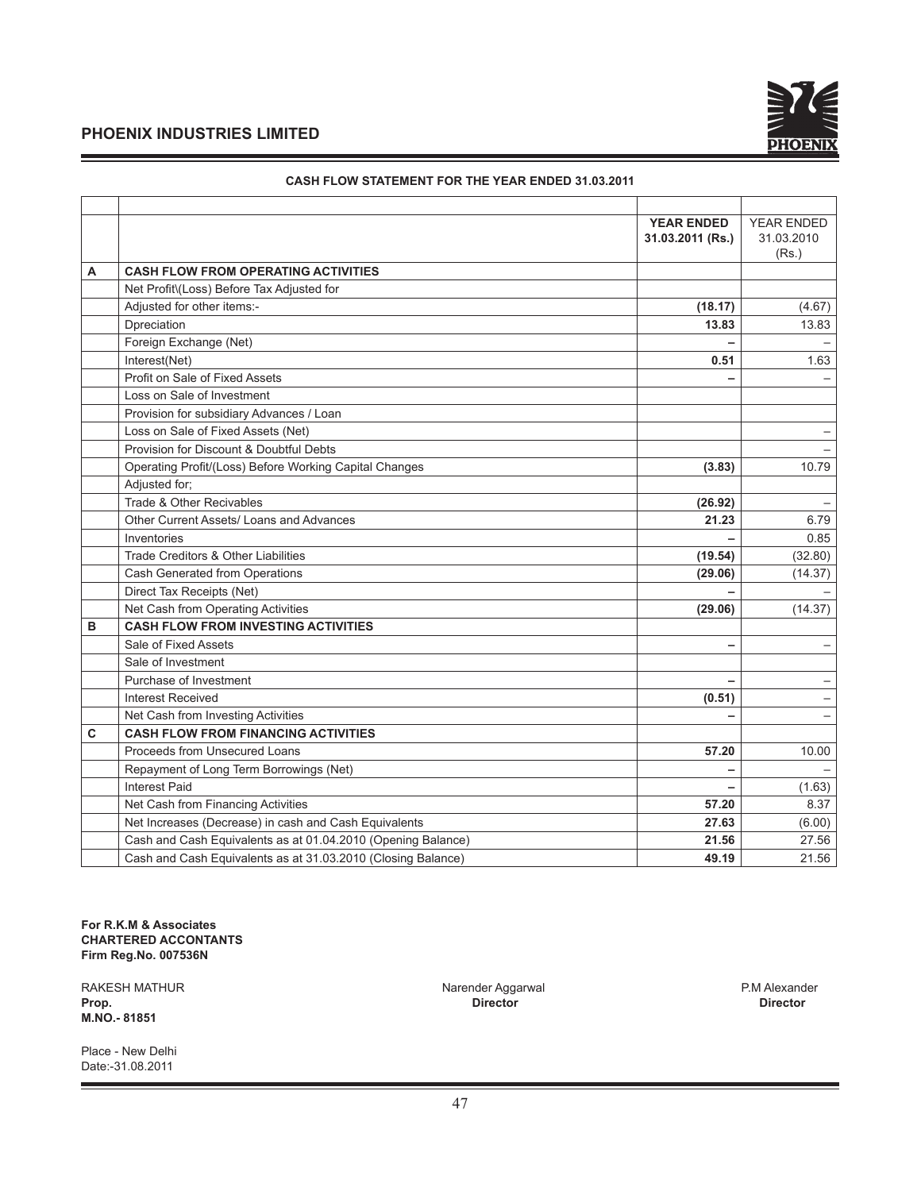## PHOENIX INDUSTRIES LIMITED

**CASH FLOW STATEMENT FOR THE YEAR ENDED 31.03.2011**

| | | YEAR ENDED 31.03.2011 (Rs.) | YEAR ENDED 31.03.2010 (Rs.) |
|---|---|---|---|
| **A** | **CASH FLOW FROM OPERATING ACTIVITIES** | | |
| | Net Profit\(Loss) Before Tax Adjusted for | | |
| | Adjusted for other items:- | **(18.17)** | (4.67) |
| | Dpreciation | **13.83** | 13.83 |
| | Foreign Exchange (Net) | **–** | – |
| | Interest(Net) | **0.51** | 1.63 |
| | Profit on Sale of Fixed Assets | **–** | – |
| | Loss on Sale of Investment | | |
| | Provision for subsidiary Advances / Loan | | |
| | Loss on Sale of Fixed Assets (Net) | | – |
| | Provision for Discount & Doubtful Debts | | – |
| | Operating Profit/(Loss) Before Working Capital Changes | **(3.83)** | 10.79 |
| | Adjusted for; | | |
| | Trade & Other Recivables | **(26.92)** | – |
| | Other Current Assets/ Loans and Advances | **21.23** | 6.79 |
| | Inventories | **–** | 0.85 |
| | Trade Creditors & Other Liabilities | **(19.54)** | (32.80) |
| | Cash Generated from Operations | **(29.06)** | (14.37) |
| | Direct Tax Receipts (Net) | **–** | – |
| | Net Cash from Operating Activities | **(29.06)** | (14.37) |
| **B** | **CASH FLOW FROM INVESTING ACTIVITIES** | | |
| | Sale of Fixed Assets | **–** | – |
| | Sale of Investment | | |
| | Purchase of Investment | **–** | – |
| | Interest Received | **(0.51)** | – |
| | Net Cash from Investing Activities | **–** | – |
| **C** | **CASH FLOW FROM FINANCING ACTIVITIES** | | |
| | Proceeds from Unsecured Loans | **57.20** | 10.00 |
| | Repayment of Long Term Borrowings (Net) | **–** | – |
| | Interest Paid | **–** | (1.63) |
| | Net Cash from Financing Activities | **57.20** | 8.37 |
| | Net Increases (Decrease) in cash and Cash Equivalents | **27.63** | (6.00) |
| | Cash and Cash Equivalents as at 01.04.2010 (Opening Balance) | **21.56** | 27.56 |
| | Cash and Cash Equivalents as at 31.03.2010 (Closing Balance) | **49.19** | 21.56 |

**For R.K.M & Associates**
**CHARTERED ACCONTANTS**
**Firm Reg.No. 007536N**

RAKESH MATHUR
**Prop.**
**M.NO.- 81851**

Narender Aggarwal
**Director**

P.M Alexander
**Director**

Place - New Delhi
Date:-31.08.2011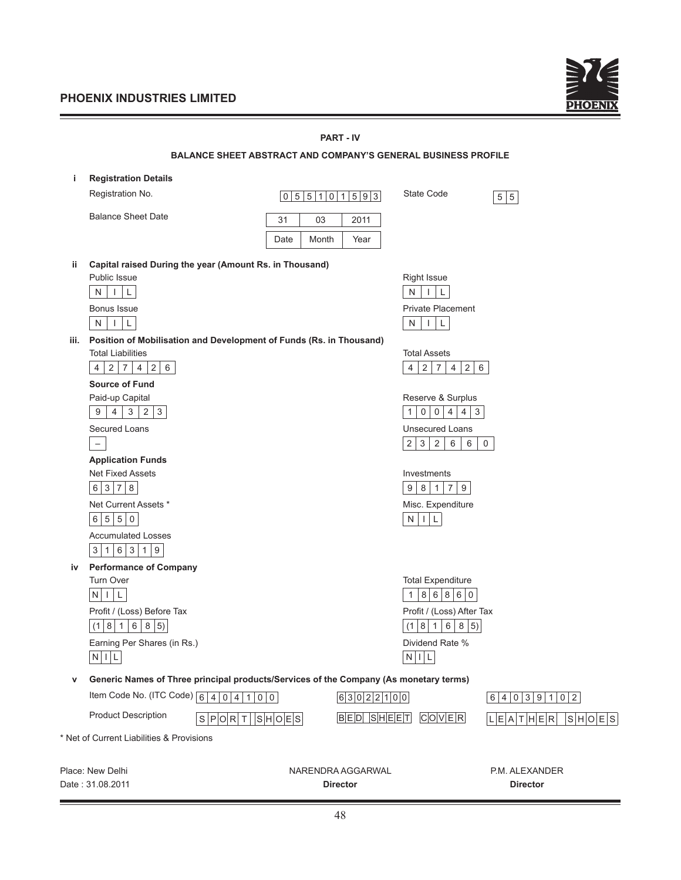## PART - IV

## BALANCE SHEET ABSTRACT AND COMPANY'S GENERAL BUSINESS PROFILE

**i Registration Details**

| | | | |
|---|---|---|---|
| Registration No. | 055101593 | State Code | 55 |
| Balance Sheet Date | 31 / 03 / 2011 (Date / Month / Year) | | |

**ii Capital raised During the year (Amount Rs. in Thousand)**

| | |
|---|---|
| Public Issue | Right Issue |
| NIL | NIL |
| Bonus Issue | Private Placement |
| NIL | NIL |

**iii. Position of Mobilisation and Development of Funds (Rs. in Thousand)**

| | |
|---|---|
| Total Liabilities | Total Assets |
| 427426 | 427426 |

**Source of Fund**

| | |
|---|---|
| Paid-up Capital | Reserve & Surplus |
| 94323 | 100443 |
| Secured Loans | Unsecured Loans |
| – | 232660 |

**Application Funds**

| | |
|---|---|
| Net Fixed Assets | Investments |
| 6378 | 98179 |
| Net Current Assets * | Misc. Expenditure |
| 6550 | NIL |
| Accumulated Losses | |
| 316319 | |

**iv Performance of Company**

| | |
|---|---|
| Turn Over | Total Expenditure |
| NIL | 186860 |
| Profit / (Loss) Before Tax | Profit / (Loss) After Tax |
| (181685) | (181685) |
| Earning Per Shares (in Rs.) | Dividend Rate % |
| NIL | NIL |

**v Generic Names of Three principal products/Services of the Company (As monetary terms)**

| | | | |
|---|---|---|---|
| Item Code No. (ITC Code) | 64041000 | 63022100 | 64039102 |
| Product Description | SPORT SHOES | BED SHEET COVER | LEATHER SHOES |

* Net of Current Liabilities & Provisions

| | | |
|---|---|---|
| Place: New Delhi | NARENDRA AGGARWAL | P.M. ALEXANDER |
| Date : 31.08.2011 | **Director** | **Director** |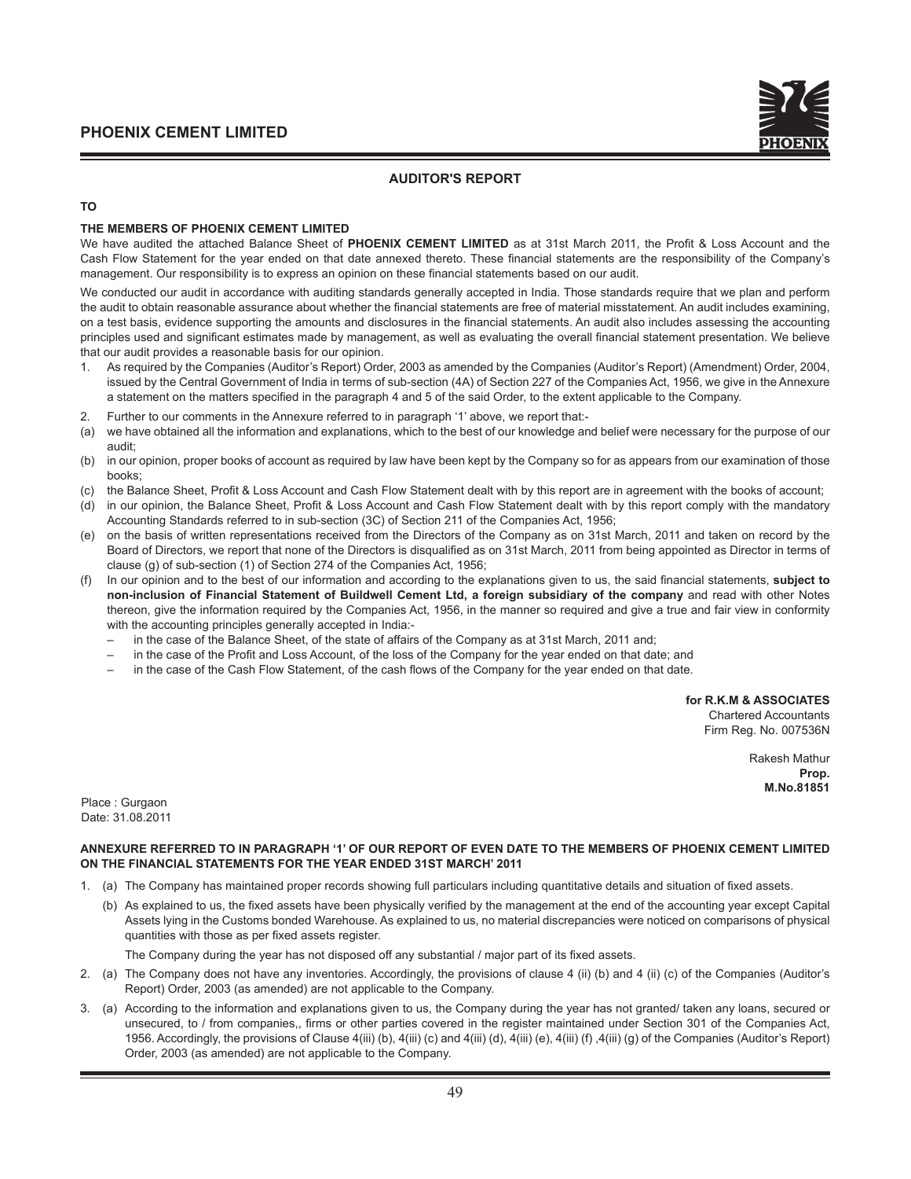## AUDITOR'S REPORT

**TO**

**THE MEMBERS OF PHOENIX CEMENT LIMITED**

We have audited the attached Balance Sheet of **PHOENIX CEMENT LIMITED** as at 31st March 2011, the Profit & Loss Account and the Cash Flow Statement for the year ended on that date annexed thereto. These financial statements are the responsibility of the Company's management. Our responsibility is to express an opinion on these financial statements based on our audit.

We conducted our audit in accordance with auditing standards generally accepted in India. Those standards require that we plan and perform the audit to obtain reasonable assurance about whether the financial statements are free of material misstatement. An audit includes examining, on a test basis, evidence supporting the amounts and disclosures in the financial statements. An audit also includes assessing the accounting principles used and significant estimates made by management, as well as evaluating the overall financial statement presentation. We believe that our audit provides a reasonable basis for our opinion.

1. As required by the Companies (Auditor's Report) Order, 2003 as amended by the Companies (Auditor's Report) (Amendment) Order, 2004, issued by the Central Government of India in terms of sub-section (4A) of Section 227 of the Companies Act, 1956, we give in the Annexure a statement on the matters specified in the paragraph 4 and 5 of the said Order, to the extent applicable to the Company.
2. Further to our comments in the Annexure referred to in paragraph '1' above, we report that:-

(a) we have obtained all the information and explanations, which to the best of our knowledge and belief were necessary for the purpose of our audit;

(b) in our opinion, proper books of account as required by law have been kept by the Company so for as appears from our examination of those books;

(c) the Balance Sheet, Profit & Loss Account and Cash Flow Statement dealt with by this report are in agreement with the books of account;

(d) in our opinion, the Balance Sheet, Profit & Loss Account and Cash Flow Statement dealt with by this report comply with the mandatory Accounting Standards referred to in sub-section (3C) of Section 211 of the Companies Act, 1956;

(e) on the basis of written representations received from the Directors of the Company as on 31st March, 2011 and taken on record by the Board of Directors, we report that none of the Directors is disqualified as on 31st March, 2011 from being appointed as Director in terms of clause (g) of sub-section (1) of Section 274 of the Companies Act, 1956;

(f) In our opinion and to the best of our information and according to the explanations given to us, the said financial statements, **subject to non-inclusion of Financial Statement of Buildwell Cement Ltd, a foreign subsidiary of the company** and read with other Notes thereon, give the information required by the Companies Act, 1956, in the manner so required and give a true and fair view in conformity with the accounting principles generally accepted in India:-

- in the case of the Balance Sheet, of the state of affairs of the Company as at 31st March, 2011 and;
- in the case of the Profit and Loss Account, of the loss of the Company for the year ended on that date; and
- in the case of the Cash Flow Statement, of the cash flows of the Company for the year ended on that date.

**for R.K.M & ASSOCIATES**
Chartered Accountants
Firm Reg. No. 007536N

Rakesh Mathur
**Prop.**
**M.No.81851**

Place : Gurgaon
Date: 31.08.2011

**ANNEXURE REFERRED TO IN PARAGRAPH '1' OF OUR REPORT OF EVEN DATE TO THE MEMBERS OF PHOENIX CEMENT LIMITED ON THE FINANCIAL STATEMENTS FOR THE YEAR ENDED 31ST MARCH' 2011**

1. (a) The Company has maintained proper records showing full particulars including quantitative details and situation of fixed assets.

   (b) As explained to us, the fixed assets have been physically verified by the management at the end of the accounting year except Capital Assets lying in the Customs bonded Warehouse. As explained to us, no material discrepancies were noticed on comparisons of physical quantities with those as per fixed assets register.

   The Company during the year has not disposed off any substantial / major part of its fixed assets.

2. (a) The Company does not have any inventories. Accordingly, the provisions of clause 4 (ii) (b) and 4 (ii) (c) of the Companies (Auditor's Report) Order, 2003 (as amended) are not applicable to the Company.

3. (a) According to the information and explanations given to us, the Company during the year has not granted/ taken any loans, secured or unsecured, to / from companies,, firms or other parties covered in the register maintained under Section 301 of the Companies Act, 1956. Accordingly, the provisions of Clause 4(iii) (b), 4(iii) (c) and 4(iii) (d), 4(iii) (e), 4(iii) (f) ,4(iii) (g) of the Companies (Auditor's Report) Order, 2003 (as amended) are not applicable to the Company.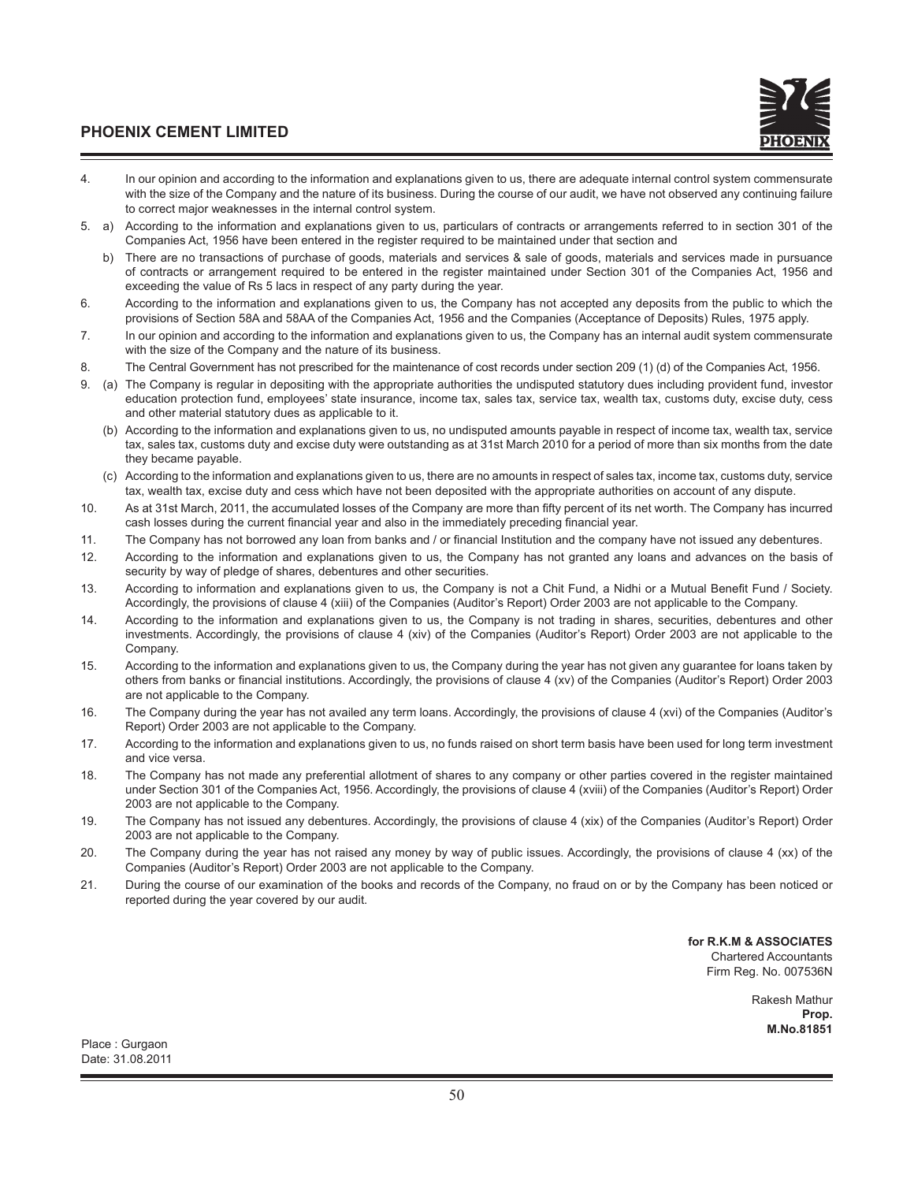4. In our opinion and according to the information and explanations given to us, there are adequate internal control system commensurate with the size of the Company and the nature of its business. During the course of our audit, we have not observed any continuing failure to correct major weaknesses in the internal control system.

5. a) According to the information and explanations given to us, particulars of contracts or arrangements referred to in section 301 of the Companies Act, 1956 have been entered in the register required to be maintained under that section and

   b) There are no transactions of purchase of goods, materials and services & sale of goods, materials and services made in pursuance of contracts or arrangement required to be entered in the register maintained under Section 301 of the Companies Act, 1956 and exceeding the value of Rs 5 lacs in respect of any party during the year.

6. According to the information and explanations given to us, the Company has not accepted any deposits from the public to which the provisions of Section 58A and 58AA of the Companies Act, 1956 and the Companies (Acceptance of Deposits) Rules, 1975 apply.

7. In our opinion and according to the information and explanations given to us, the Company has an internal audit system commensurate with the size of the Company and the nature of its business.

8. The Central Government has not prescribed for the maintenance of cost records under section 209 (1) (d) of the Companies Act, 1956.

9. (a) The Company is regular in depositing with the appropriate authorities the undisputed statutory dues including provident fund, investor education protection fund, employees' state insurance, income tax, sales tax, service tax, wealth tax, customs duty, excise duty, cess and other material statutory dues as applicable to it.

   (b) According to the information and explanations given to us, no undisputed amounts payable in respect of income tax, wealth tax, service tax, sales tax, customs duty and excise duty were outstanding as at 31st March 2010 for a period of more than six months from the date they became payable.

   (c) According to the information and explanations given to us, there are no amounts in respect of sales tax, income tax, customs duty, service tax, wealth tax, excise duty and cess which have not been deposited with the appropriate authorities on account of any dispute.

10. As at 31st March, 2011, the accumulated losses of the Company are more than fifty percent of its net worth. The Company has incurred cash losses during the current financial year and also in the immediately preceding financial year.

11. The Company has not borrowed any loan from banks and / or financial Institution and the company have not issued any debentures.

12. According to the information and explanations given to us, the Company has not granted any loans and advances on the basis of security by way of pledge of shares, debentures and other securities.

13. According to information and explanations given to us, the Company is not a Chit Fund, a Nidhi or a Mutual Benefit Fund / Society. Accordingly, the provisions of clause 4 (xiii) of the Companies (Auditor's Report) Order 2003 are not applicable to the Company.

14. According to the information and explanations given to us, the Company is not trading in shares, securities, debentures and other investments. Accordingly, the provisions of clause 4 (xiv) of the Companies (Auditor's Report) Order 2003 are not applicable to the Company.

15. According to the information and explanations given to us, the Company during the year has not given any guarantee for loans taken by others from banks or financial institutions. Accordingly, the provisions of clause 4 (xv) of the Companies (Auditor's Report) Order 2003 are not applicable to the Company.

16. The Company during the year has not availed any term loans. Accordingly, the provisions of clause 4 (xvi) of the Companies (Auditor's Report) Order 2003 are not applicable to the Company.

17. According to the information and explanations given to us, no funds raised on short term basis have been used for long term investment and vice versa.

18. The Company has not made any preferential allotment of shares to any company or other parties covered in the register maintained under Section 301 of the Companies Act, 1956. Accordingly, the provisions of clause 4 (xviii) of the Companies (Auditor's Report) Order 2003 are not applicable to the Company.

19. The Company has not issued any debentures. Accordingly, the provisions of clause 4 (xix) of the Companies (Auditor's Report) Order 2003 are not applicable to the Company.

20. The Company during the year has not raised any money by way of public issues. Accordingly, the provisions of clause 4 (xx) of the Companies (Auditor's Report) Order 2003 are not applicable to the Company.

21. During the course of our examination of the books and records of the Company, no fraud on or by the Company has been noticed or reported during the year covered by our audit.

**for R.K.M & ASSOCIATES**
Chartered Accountants
Firm Reg. No. 007536N

Rakesh Mathur
**Prop.**
**M.No.81851**

Place : Gurgaon
Date: 31.08.2011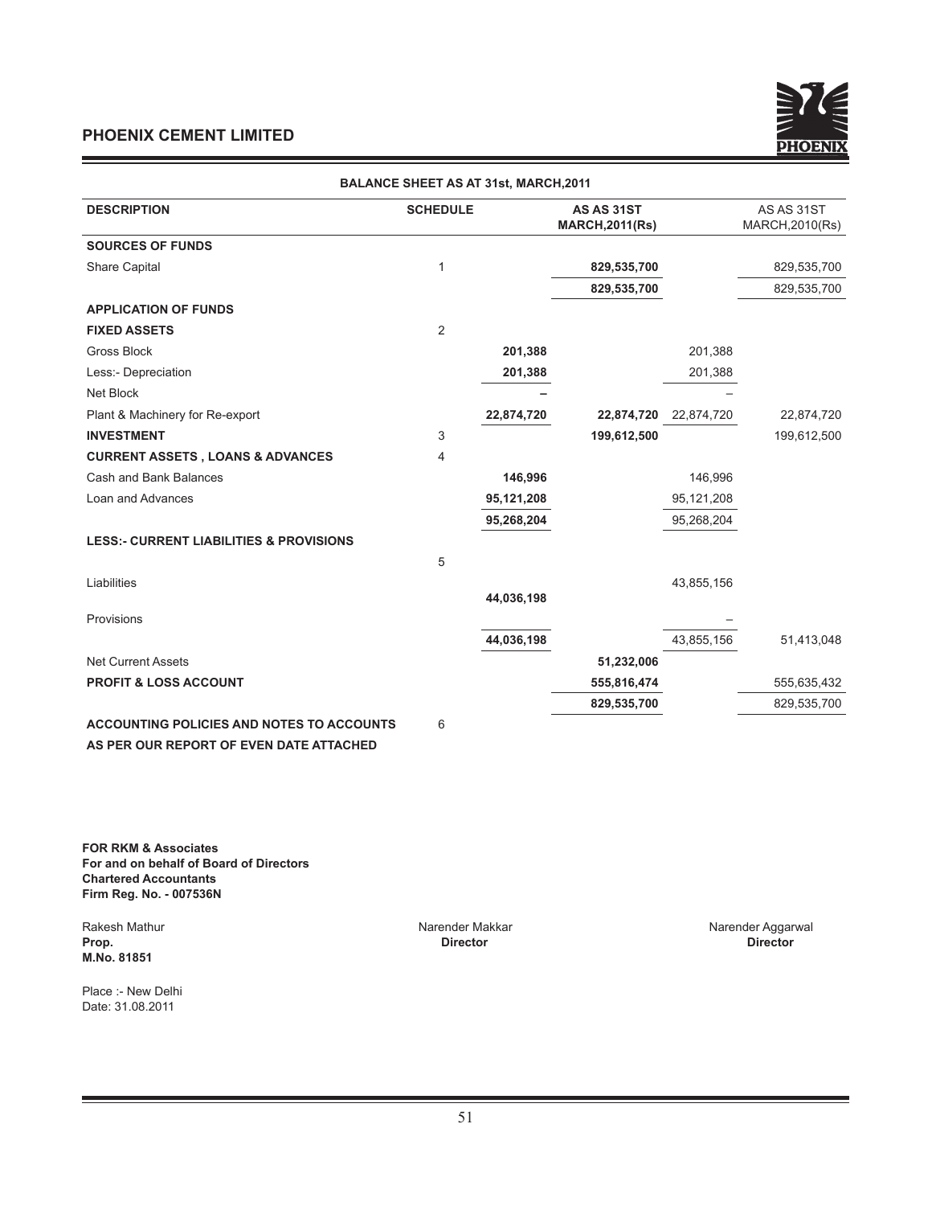## PHOENIX CEMENT LIMITED

### BALANCE SHEET AS AT 31st, MARCH,2011

| DESCRIPTION | SCHEDULE | | AS AS 31ST MARCH,2011(Rs) | | AS AS 31ST MARCH,2010(Rs) |
|---|---|---|---|---|---|
| **SOURCES OF FUNDS** | | | | | |
| Share Capital | 1 | | **829,535,700** | | 829,535,700 |
| | | | **829,535,700** | | 829,535,700 |
| **APPLICATION OF FUNDS** | | | | | |
| **FIXED ASSETS** | 2 | | | | |
| Gross Block | | **201,388** | | 201,388 | |
| Less:- Depreciation | | **201,388** | | 201,388 | |
| Net Block | | **–** | | – | |
| Plant & Machinery for Re-export | | **22,874,720** | **22,874,720** | 22,874,720 | 22,874,720 |
| **INVESTMENT** | 3 | | **199,612,500** | | 199,612,500 |
| **CURRENT ASSETS , LOANS & ADVANCES** | 4 | | | | |
| Cash and Bank Balances | | **146,996** | | 146,996 | |
| Loan and Advances | | **95,121,208** | | 95,121,208 | |
| | | **95,268,204** | | 95,268,204 | |
| **LESS:- CURRENT LIABILITIES & PROVISIONS** | 5 | | | | |
| Liabilities | | **44,036,198** | | 43,855,156 | |
| Provisions | | | | – | |
| | | **44,036,198** | | 43,855,156 | 51,413,048 |
| Net Current Assets | | | **51,232,006** | | |
| **PROFIT & LOSS ACCOUNT** | | | **555,816,474** | | 555,635,432 |
| | | | **829,535,700** | | 829,535,700 |
| **ACCOUNTING POLICIES AND NOTES TO ACCOUNTS** | 6 | | | | |

**AS PER OUR REPORT OF EVEN DATE ATTACHED**

**FOR RKM & Associates**
**For and on behalf of Board of Directors**
**Chartered Accountants**
**Firm Reg. No. - 007536N**

Rakesh Mathur
**Prop.**
**M.No. 81851**

Narender Makkar
**Director**

Narender Aggarwal
**Director**

Place :- New Delhi
Date: 31.08.2011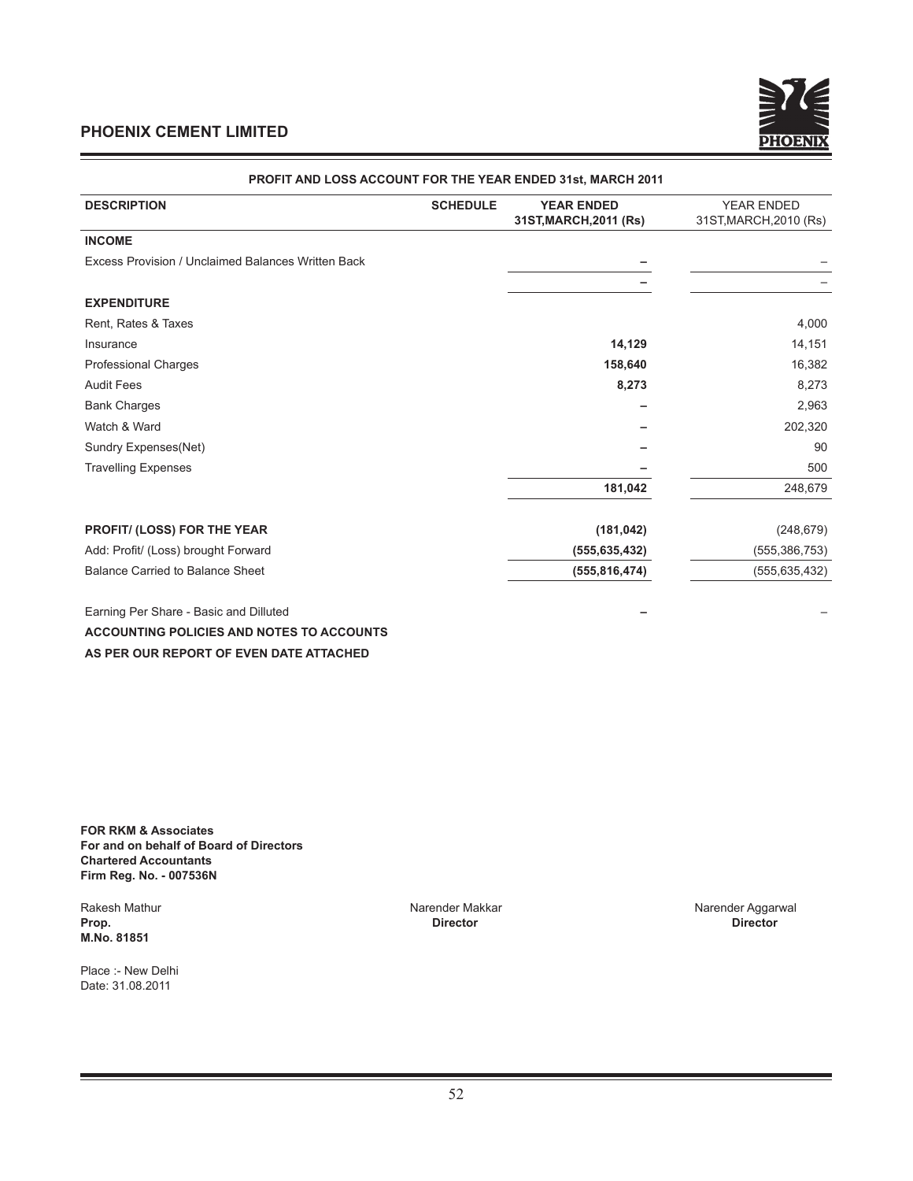## PHOENIX CEMENT LIMITED

### PROFIT AND LOSS ACCOUNT FOR THE YEAR ENDED 31st, MARCH 2011

| DESCRIPTION | SCHEDULE | YEAR ENDED 31ST,MARCH,2011 (Rs) | YEAR ENDED 31ST,MARCH,2010 (Rs) |
|---|---|---|---|
| **INCOME** | | | |
| Excess Provision / Unclaimed Balances Written Back | | – | – |
| | | – | – |
| **EXPENDITURE** | | | |
| Rent, Rates & Taxes | | | 4,000 |
| Insurance | | **14,129** | 14,151 |
| Professional Charges | | **158,640** | 16,382 |
| Audit Fees | | **8,273** | 8,273 |
| Bank Charges | | – | 2,963 |
| Watch & Ward | | – | 202,320 |
| Sundry Expenses(Net) | | – | 90 |
| Travelling Expenses | | – | 500 |
| | | **181,042** | 248,679 |
| **PROFIT/ (LOSS) FOR THE YEAR** | | **(181,042)** | (248,679) |
| Add: Profit/ (Loss) brought Forward | | **(555,635,432)** | (555,386,753) |
| Balance Carried to Balance Sheet | | **(555,816,474)** | (555,635,432) |
| Earning Per Share - Basic and Dilluted | | – | – |

**ACCOUNTING POLICIES AND NOTES TO ACCOUNTS**

**AS PER OUR REPORT OF EVEN DATE ATTACHED**

**FOR RKM & Associates**
**For and on behalf of Board of Directors**
**Chartered Accountants**
**Firm Reg. No. - 007536N**

Rakesh Mathur
**Prop.**
**M.No. 81851**

Narender Makkar
**Director**

Narender Aggarwal
**Director**

Place :- New Delhi
Date: 31.08.2011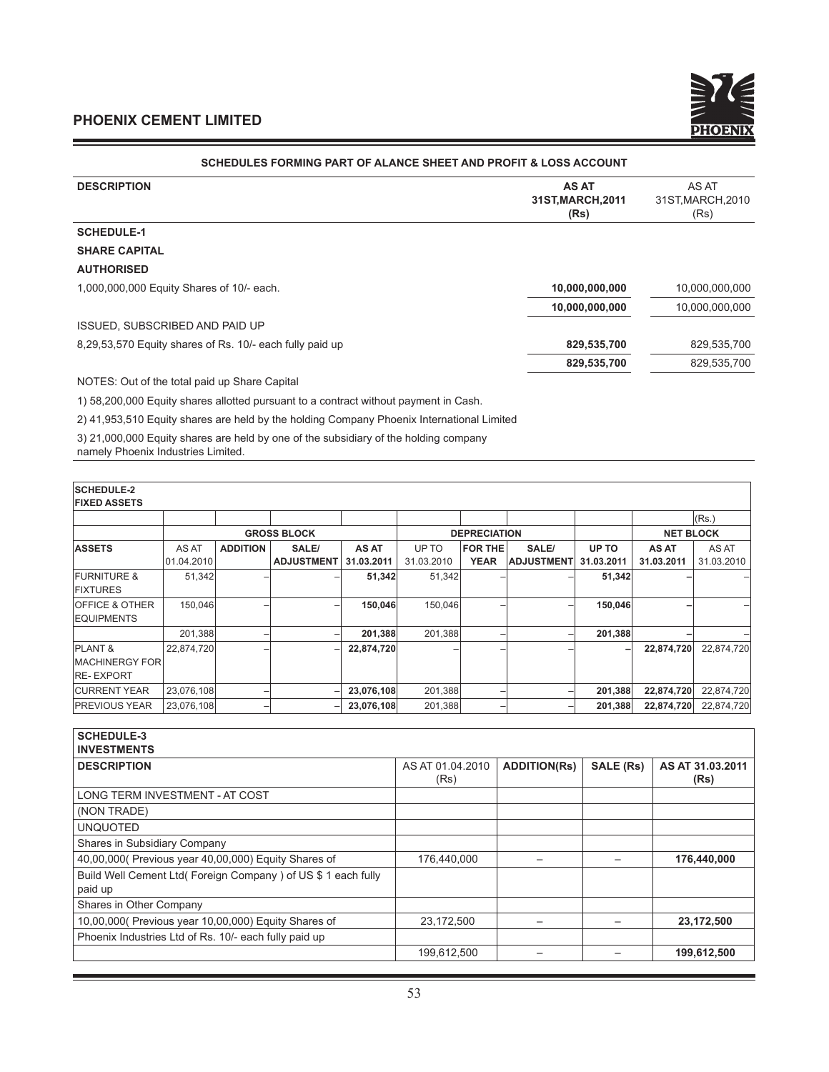## SCHEDULES FORMING PART OF ALANCE SHEET AND PROFIT & LOSS ACCOUNT

| DESCRIPTION | AS AT 31ST,MARCH,2011 (Rs) | AS AT 31ST,MARCH,2010 (Rs) |
|---|---|---|
| **SCHEDULE-1** | | |
| **SHARE CAPITAL** | | |
| **AUTHORISED** | | |
| 1,000,000,000 Equity Shares of 10/- each. | **10,000,000,000** | 10,000,000,000 |
| | **10,000,000,000** | 10,000,000,000 |
| ISSUED, SUBSCRIBED AND PAID UP | | |
| 8,29,53,570 Equity shares of Rs. 10/- each fully paid up | **829,535,700** | 829,535,700 |
| | **829,535,700** | 829,535,700 |

NOTES: Out of the total paid up Share Capital

1) 58,200,000 Equity shares allotted pursuant to a contract without payment in Cash.

2) 41,953,510 Equity shares are held by the holding Company Phoenix International Limited

3) 21,000,000 Equity shares are held by one of the subsidiary of the holding company namely Phoenix Industries Limited.

**SCHEDULE-2**
**FIXED ASSETS**

(Rs.)

| | GROSS BLOCK | | | | DEPRECIATION | | | | NET BLOCK | |
|---|---|---|---|---|---|---|---|---|---|---|
| **ASSETS** | AS AT 01.04.2010 | **ADDITION** | **SALE/ ADJUSTMENT** | **AS AT 31.03.2011** | UP TO 31.03.2010 | **FOR THE YEAR** | **SALE/ ADJUSTMENT** | **UP TO 31.03.2011** | **AS AT 31.03.2011** | AS AT 31.03.2010 |
| FURNITURE & FIXTURES | 51,342 | – | – | **51,342** | 51,342 | – | – | **51,342** | – | – |
| OFFICE & OTHER EQUIPMENTS | 150,046 | – | – | **150,046** | 150,046 | – | – | **150,046** | – | – |
| | 201,388 | – | – | **201,388** | 201,388 | – | – | **201,388** | – | – |
| PLANT & MACHINERGY FOR RE- EXPORT | 22,874,720 | – | – | **22,874,720** | – | – | – | – | **22,874,720** | 22,874,720 |
| CURRENT YEAR | 23,076,108 | – | – | **23,076,108** | 201,388 | – | – | **201,388** | **22,874,720** | 22,874,720 |
| PREVIOUS YEAR | 23,076,108 | – | – | **23,076,108** | 201,388 | – | – | **201,388** | **22,874,720** | 22,874,720 |

**SCHEDULE-3**
**INVESTMENTS**

| DESCRIPTION | AS AT 01.04.2010 (Rs) | ADDITION(Rs) | SALE (Rs) | AS AT 31.03.2011 (Rs) |
|---|---|---|---|---|
| LONG TERM INVESTMENT - AT COST | | | | |
| (NON TRADE) | | | | |
| UNQUOTED | | | | |
| Shares in Subsidiary Company | | | | |
| 40,00,000( Previous year 40,00,000) Equity Shares of | 176,440,000 | – | – | **176,440,000** |
| Build Well Cement Ltd( Foreign Company ) of US $ 1 each fully paid up | | | | |
| Shares in Other Company | | | | |
| 10,00,000( Previous year 10,00,000) Equity Shares of | 23,172,500 | – | – | **23,172,500** |
| Phoenix Industries Ltd of Rs. 10/- each fully paid up | | | | |
| | 199,612,500 | – | – | **199,612,500** |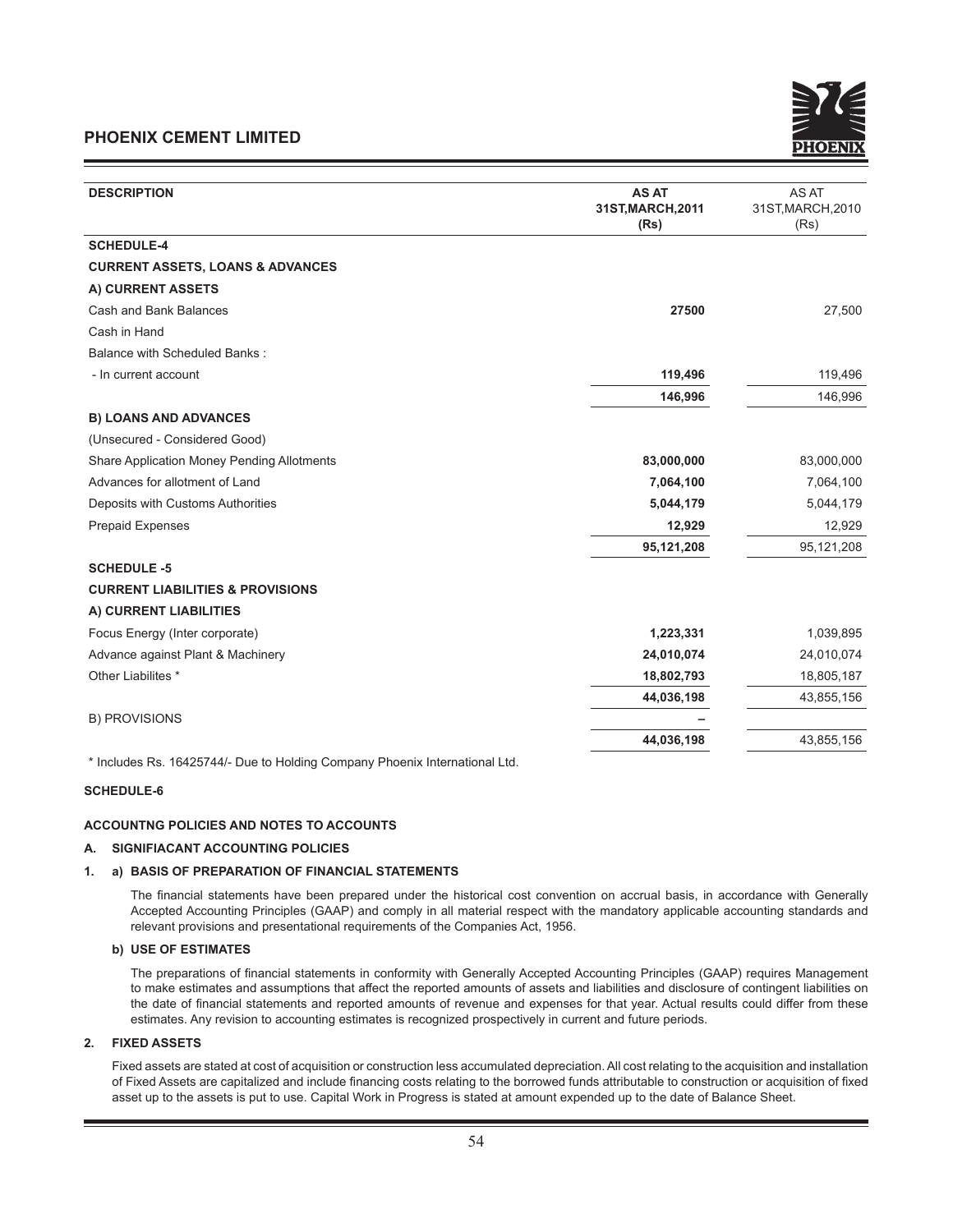| DESCRIPTION | AS AT 31ST,MARCH,2011 (Rs) | AS AT 31ST,MARCH,2010 (Rs) |
|---|---|---|
| **SCHEDULE-4** | | |
| **CURRENT ASSETS, LOANS & ADVANCES** | | |
| **A) CURRENT ASSETS** | | |
| Cash and Bank Balances | **27500** | 27,500 |
| Cash in Hand | | |
| Balance with Scheduled Banks : | | |
| - In current account | **119,496** | 119,496 |
| | **146,996** | 146,996 |
| **B) LOANS AND ADVANCES** | | |
| (Unsecured - Considered Good) | | |
| Share Application Money Pending Allotments | **83,000,000** | 83,000,000 |
| Advances for allotment of Land | **7,064,100** | 7,064,100 |
| Deposits with Customs Authorities | **5,044,179** | 5,044,179 |
| Prepaid Expenses | **12,929** | 12,929 |
| | **95,121,208** | 95,121,208 |
| **SCHEDULE -5** | | |
| **CURRENT LIABILITIES & PROVISIONS** | | |
| **A) CURRENT LIABILITIES** | | |
| Focus Energy (Inter corporate) | **1,223,331** | 1,039,895 |
| Advance against Plant & Machinery | **24,010,074** | 24,010,074 |
| Other Liabilites * | **18,802,793** | 18,805,187 |
| | **44,036,198** | 43,855,156 |
| B) PROVISIONS | – | |
| | **44,036,198** | 43,855,156 |

* Includes Rs. 16425744/- Due to Holding Company Phoenix International Ltd.

**SCHEDULE-6**

**ACCOUNTNG POLICIES AND NOTES TO ACCOUNTS**

**A. SIGNIFIACANT ACCOUNTING POLICIES**

**1. a) BASIS OF PREPARATION OF FINANCIAL STATEMENTS**

The financial statements have been prepared under the historical cost convention on accrual basis, in accordance with Generally Accepted Accounting Principles (GAAP) and comply in all material respect with the mandatory applicable accounting standards and relevant provisions and presentational requirements of the Companies Act, 1956.

**b) USE OF ESTIMATES**

The preparations of financial statements in conformity with Generally Accepted Accounting Principles (GAAP) requires Management to make estimates and assumptions that affect the reported amounts of assets and liabilities and disclosure of contingent liabilities on the date of financial statements and reported amounts of revenue and expenses for that year. Actual results could differ from these estimates. Any revision to accounting estimates is recognized prospectively in current and future periods.

**2. FIXED ASSETS**

Fixed assets are stated at cost of acquisition or construction less accumulated depreciation. All cost relating to the acquisition and installation of Fixed Assets are capitalized and include financing costs relating to the borrowed funds attributable to construction or acquisition of fixed asset up to the assets is put to use. Capital Work in Progress is stated at amount expended up to the date of Balance Sheet.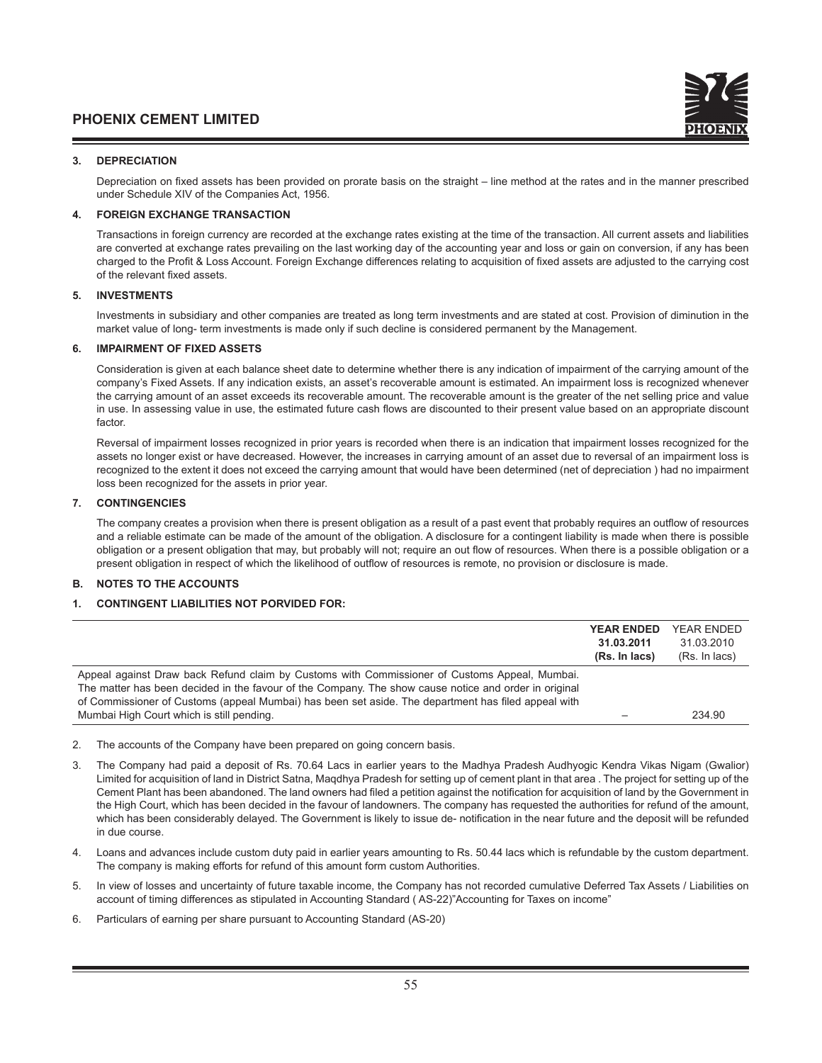### 3. DEPRECIATION

Depreciation on fixed assets has been provided on prorate basis on the straight – line method at the rates and in the manner prescribed under Schedule XIV of the Companies Act, 1956.

### 4. FOREIGN EXCHANGE TRANSACTION

Transactions in foreign currency are recorded at the exchange rates existing at the time of the transaction. All current assets and liabilities are converted at exchange rates prevailing on the last working day of the accounting year and loss or gain on conversion, if any has been charged to the Profit & Loss Account. Foreign Exchange differences relating to acquisition of fixed assets are adjusted to the carrying cost of the relevant fixed assets.

### 5. INVESTMENTS

Investments in subsidiary and other companies are treated as long term investments and are stated at cost. Provision of diminution in the market value of long- term investments is made only if such decline is considered permanent by the Management.

### 6. IMPAIRMENT OF FIXED ASSETS

Consideration is given at each balance sheet date to determine whether there is any indication of impairment of the carrying amount of the company's Fixed Assets. If any indication exists, an asset's recoverable amount is estimated. An impairment loss is recognized whenever the carrying amount of an asset exceeds its recoverable amount. The recoverable amount is the greater of the net selling price and value in use. In assessing value in use, the estimated future cash flows are discounted to their present value based on an appropriate discount factor.

Reversal of impairment losses recognized in prior years is recorded when there is an indication that impairment losses recognized for the assets no longer exist or have decreased. However, the increases in carrying amount of an asset due to reversal of an impairment loss is recognized to the extent it does not exceed the carrying amount that would have been determined (net of depreciation ) had no impairment loss been recognized for the assets in prior year.

### 7. CONTINGENCIES

The company creates a provision when there is present obligation as a result of a past event that probably requires an outflow of resources and a reliable estimate can be made of the amount of the obligation. A disclosure for a contingent liability is made when there is possible obligation or a present obligation that may, but probably will not; require an out flow of resources. When there is a possible obligation or a present obligation in respect of which the likelihood of outflow of resources is remote, no provision or disclosure is made.

## B. NOTES TO THE ACCOUNTS

### 1. CONTINGENT LIABILITIES NOT PORVIDED FOR:

| | **YEAR ENDED 31.03.2011 (Rs. In lacs)** | YEAR ENDED 31.03.2010 (Rs. In lacs) |
|---|---|---|
| Appeal against Draw back Refund claim by Customs with Commissioner of Customs Appeal, Mumbai. The matter has been decided in the favour of the Company. The show cause notice and order in original of Commissioner of Customs (appeal Mumbai) has been set aside. The department has filed appeal with Mumbai High Court which is still pending. | – | 234.90 |

2. The accounts of the Company have been prepared on going concern basis.
3. The Company had paid a deposit of Rs. 70.64 Lacs in earlier years to the Madhya Pradesh Audhyogic Kendra Vikas Nigam (Gwalior) Limited for acquisition of land in District Satna, Maqdhya Pradesh for setting up of cement plant in that area . The project for setting up of the Cement Plant has been abandoned. The land owners had filed a petition against the notification for acquisition of land by the Government in the High Court, which has been decided in the favour of landowners. The company has requested the authorities for refund of the amount, which has been considerably delayed. The Government is likely to issue de- notification in the near future and the deposit will be refunded in due course.
4. Loans and advances include custom duty paid in earlier years amounting to Rs. 50.44 lacs which is refundable by the custom department. The company is making efforts for refund of this amount form custom Authorities.
5. In view of losses and uncertainty of future taxable income, the Company has not recorded cumulative Deferred Tax Assets / Liabilities on account of timing differences as stipulated in Accounting Standard ( AS-22)"Accounting for Taxes on income"
6. Particulars of earning per share pursuant to Accounting Standard (AS-20)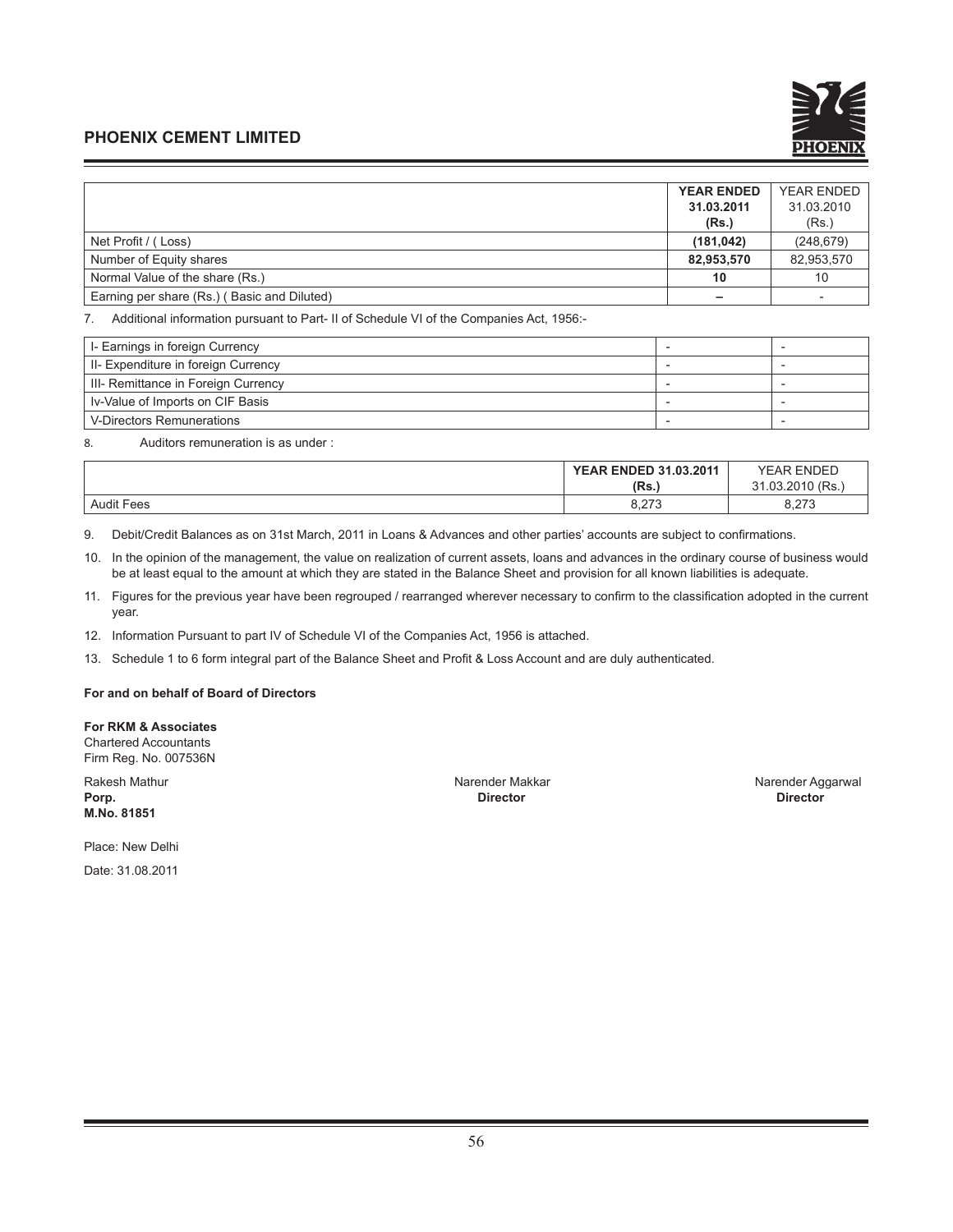| | YEAR ENDED 31.03.2011 (Rs.) | YEAR ENDED 31.03.2010 (Rs.) |
|---|---|---|
| Net Profit / ( Loss) | **(181,042)** | (248,679) |
| Number of Equity shares | **82,953,570** | 82,953,570 |
| Normal Value of the share (Rs.) | **10** | 10 |
| Earning per share (Rs.) ( Basic and Diluted) | **–** | - |

7. Additional information pursuant to Part- II of Schedule VI of the Companies Act, 1956:-

| | | |
|---|---|---|
| I- Earnings in foreign Currency | - | - |
| II- Expenditure in foreign Currency | - | - |
| III- Remittance in Foreign Currency | - | - |
| Iv-Value of Imports on CIF Basis | - | - |
| V-Directors Remunerations | - | - |

8. Auditors remuneration is as under :

| | YEAR ENDED 31.03.2011 (Rs.) | YEAR ENDED 31.03.2010 (Rs.) |
|---|---|---|
| Audit Fees | 8,273 | 8,273 |

9. Debit/Credit Balances as on 31st March, 2011 in Loans & Advances and other parties' accounts are subject to confirmations.

10. In the opinion of the management, the value on realization of current assets, loans and advances in the ordinary course of business would be at least equal to the amount at which they are stated in the Balance Sheet and provision for all known liabilities is adequate.

11. Figures for the previous year have been regrouped / rearranged wherever necessary to confirm to the classification adopted in the current year.

12. Information Pursuant to part IV of Schedule VI of the Companies Act, 1956 is attached.

13. Schedule 1 to 6 form integral part of the Balance Sheet and Profit & Loss Account and are duly authenticated.

**For and on behalf of Board of Directors**

**For RKM & Associates**
Chartered Accountants
Firm Reg. No. 007536N

Rakesh Mathur
**Porp.**
**M.No. 81851**

Narender Makkar
**Director**

Narender Aggarwal
**Director**

Place: New Delhi

Date: 31.08.2011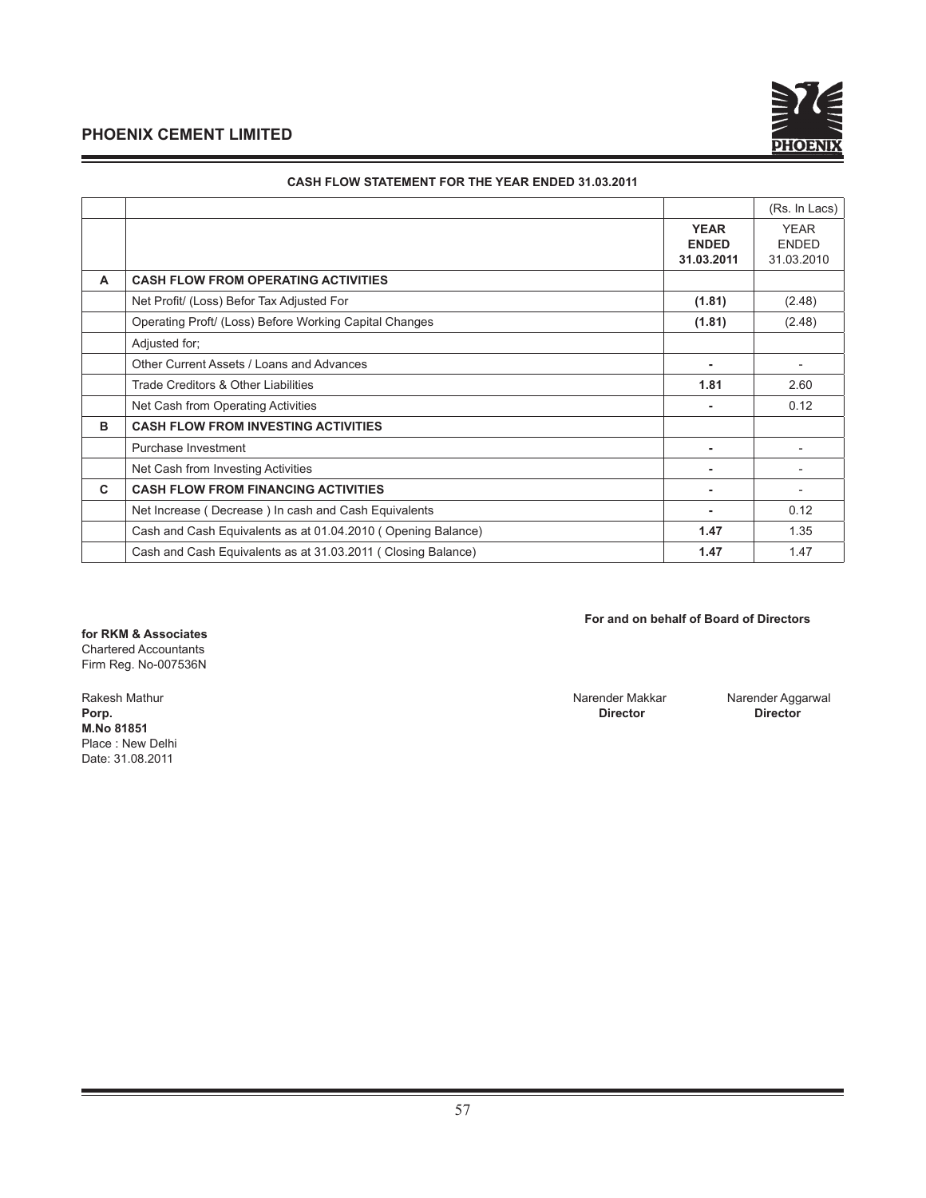## CASH FLOW STATEMENT FOR THE YEAR ENDED 31.03.2011

| | | | (Rs. In Lacs) |
|---|---|---|---|
| | | **YEAR ENDED 31.03.2011** | YEAR ENDED 31.03.2010 |
| **A** | **CASH FLOW FROM OPERATING ACTIVITIES** | | |
| | Net Profit/ (Loss) Befor Tax Adjusted For | **(1.81)** | (2.48) |
| | Operating Proft/ (Loss) Before Working Capital Changes | **(1.81)** | (2.48) |
| | Adjusted for; | | |
| | Other Current Assets / Loans and Advances | **-** | - |
| | Trade Creditors & Other Liabilities | **1.81** | 2.60 |
| | Net Cash from Operating Activities | **-** | 0.12 |
| **B** | **CASH FLOW FROM INVESTING ACTIVITIES** | | |
| | Purchase Investment | **-** | - |
| | Net Cash from Investing Activities | **-** | - |
| **C** | **CASH FLOW FROM FINANCING ACTIVITIES** | **-** | - |
| | Net Increase ( Decrease ) In cash and Cash Equivalents | **-** | 0.12 |
| | Cash and Cash Equivalents as at 01.04.2010 ( Opening Balance) | **1.47** | 1.35 |
| | Cash and Cash Equivalents as at 31.03.2011 ( Closing Balance) | **1.47** | 1.47 |

**For and on behalf of Board of Directors**

**for RKM & Associates**
Chartered Accountants
Firm Reg. No-007536N

Rakesh Mathur
**Porp.**
**M.No 81851**
Place : New Delhi
Date: 31.08.2011

Narender Makkar
**Director**

Narender Aggarwal
**Director**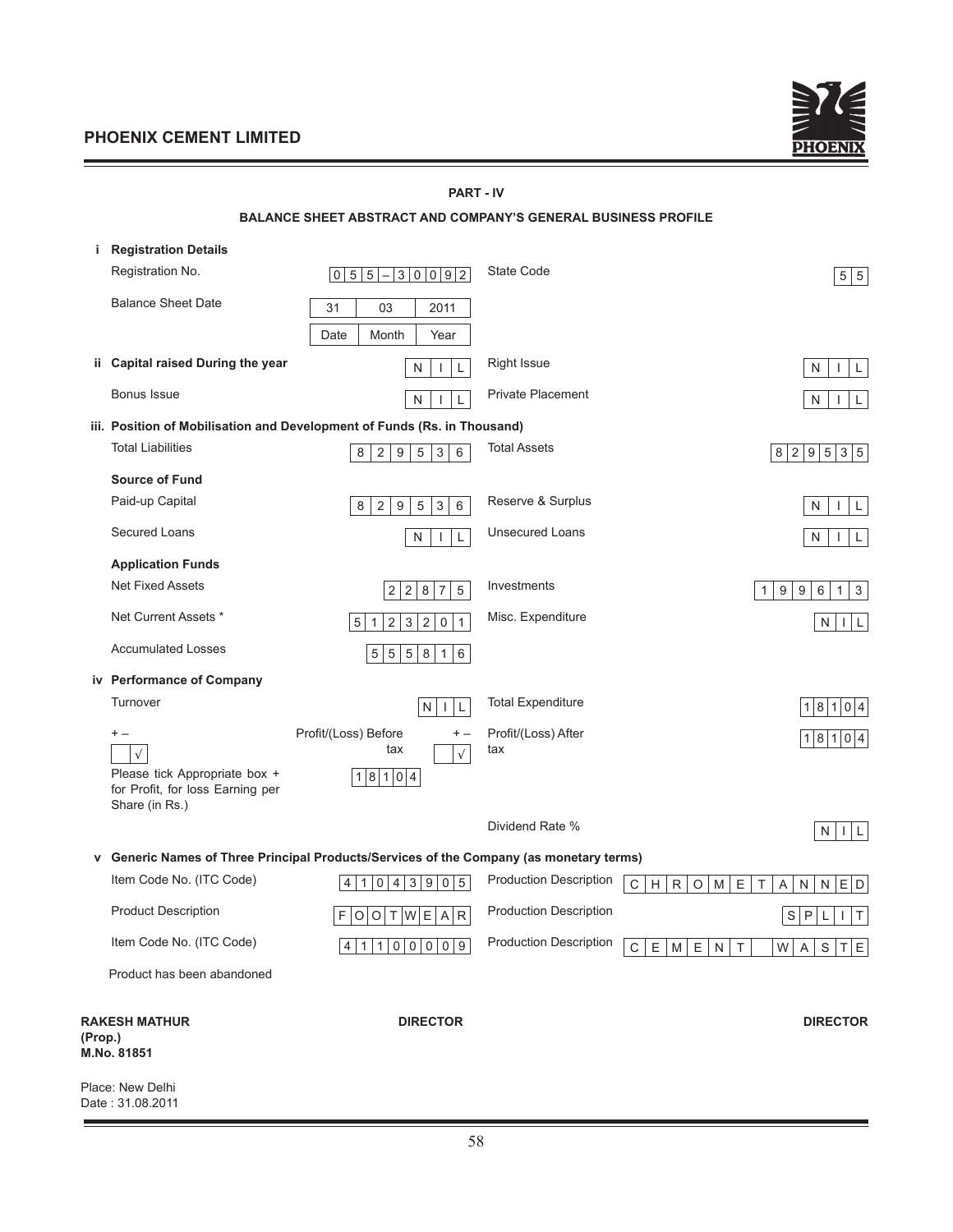## PART - IV

### BALANCE SHEET ABSTRACT AND COMPANY'S GENERAL BUSINESS PROFILE

**i Registration Details**

| | | | |
|---|---|---|---|
| Registration No. | 055–30092 | State Code | 55 |
| Balance Sheet Date | 31 / 03 / 2011 (Date / Month / Year) | | |

**ii Capital raised During the year**

| | | | |
|---|---|---|---|
| Capital raised During the year | NIL | Right Issue | NIL |
| Bonus Issue | NIL | Private Placement | NIL |

**iii. Position of Mobilisation and Development of Funds (Rs. in Thousand)**

| | | | |
|---|---|---|---|
| Total Liabilities | 829536 | Total Assets | 829535 |
| **Source of Fund** | | | |
| Paid-up Capital | 829536 | Reserve & Surplus | NIL |
| Secured Loans | NIL | Unsecured Loans | NIL |
| **Application Funds** | | | |
| Net Fixed Assets | 22875 | Investments | 199613 |
| Net Current Assets * | 5123201 | Misc. Expenditure | NIL |
| Accumulated Losses | 555816 | | |

**iv Performance of Company**

| | | | |
|---|---|---|---|
| Turnover | NIL | Total Expenditure | 18104 |
| + – √ | Profit/(Loss) Before tax + – √ 18104 | Profit/(Loss) After tax | 18104 |
| Please tick Appropriate box + for Profit, for loss Earning per Share (in Rs.) | | | |
| | | Dividend Rate % | NIL |

**v Generic Names of Three Principal Products/Services of the Company (as monetary terms)**

| | | | |
|---|---|---|---|
| Item Code No. (ITC Code) | 41043905 | Production Description | CHROME TANNED |
| Product Description | FOOTWEAR | Production Description | SPLIT |
| Item Code No. (ITC Code) | 41100009 | Production Description | CEMENT WASTE |

Product has been abandoned

**RAKESH MATHUR**
**(Prop.)**
**M.No. 81851**

**DIRECTOR** **DIRECTOR**

Place: New Delhi
Date : 31.08.2011